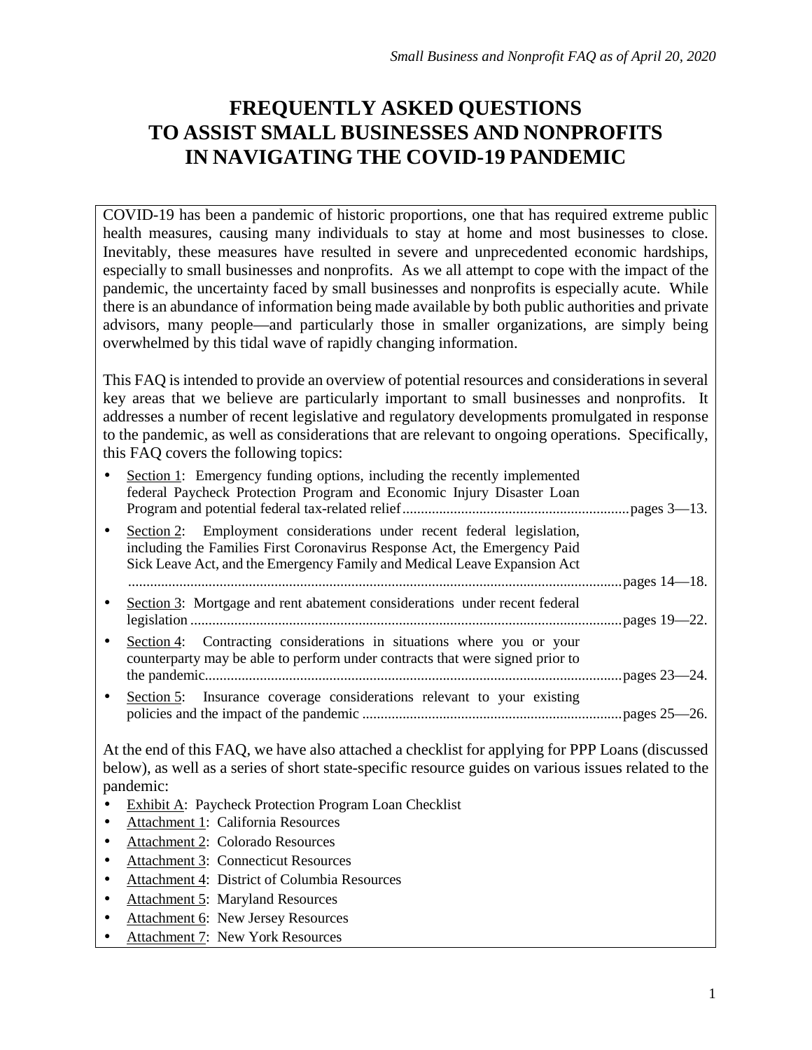# FREQUENTLY ASKED QUESTIONS TO ASSIST SMALL BUSINESSES AND NONPROFITS IN NAVIGATING THE COVID-19 PANDEMIC

COVID-19 has been a pandemic of historic proportions, one that has required extreme public health measures, causing many individuals to stay at home and most businesses to close. Inevitably, these measures have resulted in severe and unprecedented economic hardships, especially to small businesses and nonprofits. As we all attempt to cope with the impact of the pandemic, the uncertainty faced by small businesses and nonprofits is especially acute. While there is an abundance of information being made available by both public authorities and private advisors, many people—and particularly those in smaller organizations, are simply being overwhelmed by this tidal wave of rapidly changing information.

This FAQ is intended to provide an overview of potential resources and considerations in several key areas that we believe are particularly important to small businesses and nonprofits. It addresses a number of recent legislative and regulatory developments promulgated in response to the pandemic, as well as considerations that are relevant to ongoing operations. Specifically, this FAQ covers the following topics:

- Section 1: Emergency funding options, including the recently implemented federal Paycheck Protection Program and Economic Injury Disaster Loan Program and potential federal tax-related relief .......... pages 3—13.
- Section 2: Employment considerations under recent federal legislation, including the Families First Coronavirus Response Act, the Emergency Paid Sick Leave Act, and the Emergency Family and Medical Leave Expansion Act .......... pages 14—18.
- Section 3: Mortgage and rent abatement considerations under recent federal legislation .......... pages 19—22.
- Section 4: Contracting considerations in situations where you or your counterparty may be able to perform under contracts that were signed prior to the pandemic .......... pages 23—24.
- Section 5: Insurance coverage considerations relevant to your existing policies and the impact of the pandemic .......... pages 25—26.

At the end of this FAQ, we have also attached a checklist for applying for PPP Loans (discussed below), as well as a series of short state-specific resource guides on various issues related to the pandemic:

- Exhibit A: Paycheck Protection Program Loan Checklist
- Attachment 1: California Resources
- Attachment 2: Colorado Resources
- Attachment 3: Connecticut Resources
- Attachment 4: District of Columbia Resources
- Attachment 5: Maryland Resources
- Attachment 6: New Jersey Resources
- Attachment 7: New York Resources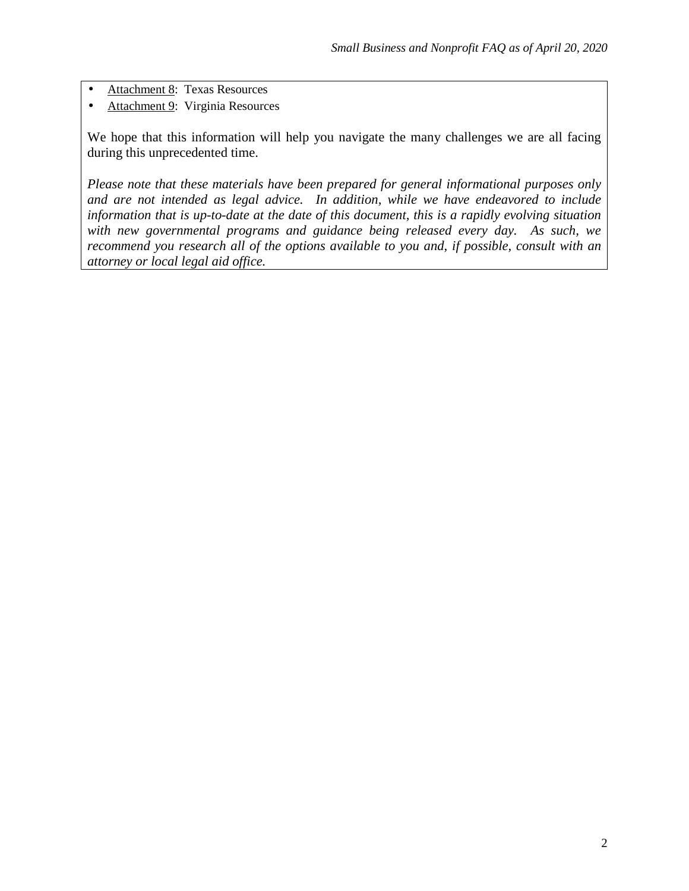- Attachment 8: Texas Resources
- Attachment 9: Virginia Resources

We hope that this information will help you navigate the many challenges we are all facing during this unprecedented time.

*Please note that these materials have been prepared for general informational purposes only and are not intended as legal advice. In addition, while we have endeavored to include information that is up-to-date at the date of this document, this is a rapidly evolving situation with new governmental programs and guidance being released every day. As such, we recommend you research all of the options available to you and, if possible, consult with an attorney or local legal aid office.*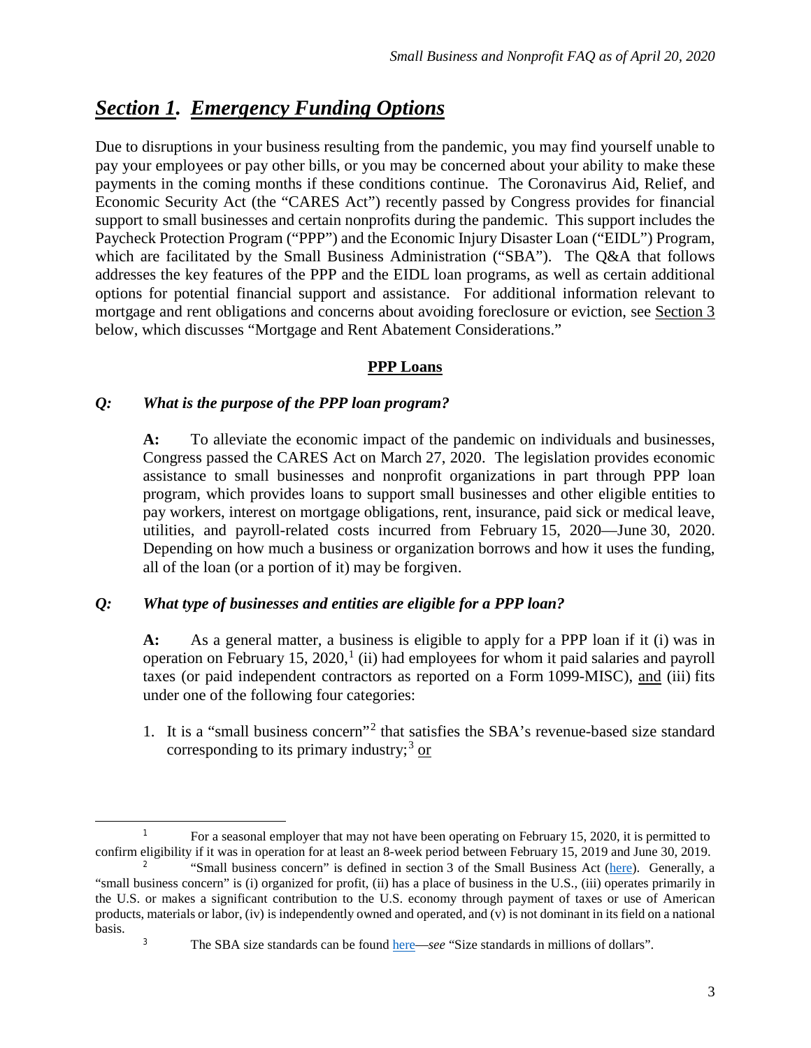# ***Section 1. Emergency Funding Options***

Due to disruptions in your business resulting from the pandemic, you may find yourself unable to pay your employees or pay other bills, or you may be concerned about your ability to make these payments in the coming months if these conditions continue. The Coronavirus Aid, Relief, and Economic Security Act (the "CARES Act") recently passed by Congress provides for financial support to small businesses and certain nonprofits during the pandemic. This support includes the Paycheck Protection Program ("PPP") and the Economic Injury Disaster Loan ("EIDL") Program, which are facilitated by the Small Business Administration ("SBA"). The Q&A that follows addresses the key features of the PPP and the EIDL loan programs, as well as certain additional options for potential financial support and assistance. For additional information relevant to mortgage and rent obligations and concerns about avoiding foreclosure or eviction, see Section 3 below, which discusses "Mortgage and Rent Abatement Considerations."

## PPP Loans

***Q: What is the purpose of the PPP loan program?***

**A:** To alleviate the economic impact of the pandemic on individuals and businesses, Congress passed the CARES Act on March 27, 2020. The legislation provides economic assistance to small businesses and nonprofit organizations in part through PPP loan program, which provides loans to support small businesses and other eligible entities to pay workers, interest on mortgage obligations, rent, insurance, paid sick or medical leave, utilities, and payroll-related costs incurred from February 15, 2020—June 30, 2020. Depending on how much a business or organization borrows and how it uses the funding, all of the loan (or a portion of it) may be forgiven.

***Q: What type of businesses and entities are eligible for a PPP loan?***

**A:** As a general matter, a business is eligible to apply for a PPP loan if it (i) was in operation on February 15, 2020,[1] (ii) had employees for whom it paid salaries and payroll taxes (or paid independent contractors as reported on a Form 1099-MISC), and (iii) fits under one of the following four categories:

1. It is a "small business concern"[2] that satisfies the SBA's revenue-based size standard corresponding to its primary industry;[3] or

---

[1] For a seasonal employer that may not have been operating on February 15, 2020, it is permitted to confirm eligibility if it was in operation for at least an 8-week period between February 15, 2019 and June 30, 2019.

[2] "Small business concern" is defined in section 3 of the Small Business Act (here). Generally, a "small business concern" is (i) organized for profit, (ii) has a place of business in the U.S., (iii) operates primarily in the U.S. or makes a significant contribution to the U.S. economy through payment of taxes or use of American products, materials or labor, (iv) is independently owned and operated, and (v) is not dominant in its field on a national basis.

[3] The SBA size standards can be found here—*see* "Size standards in millions of dollars".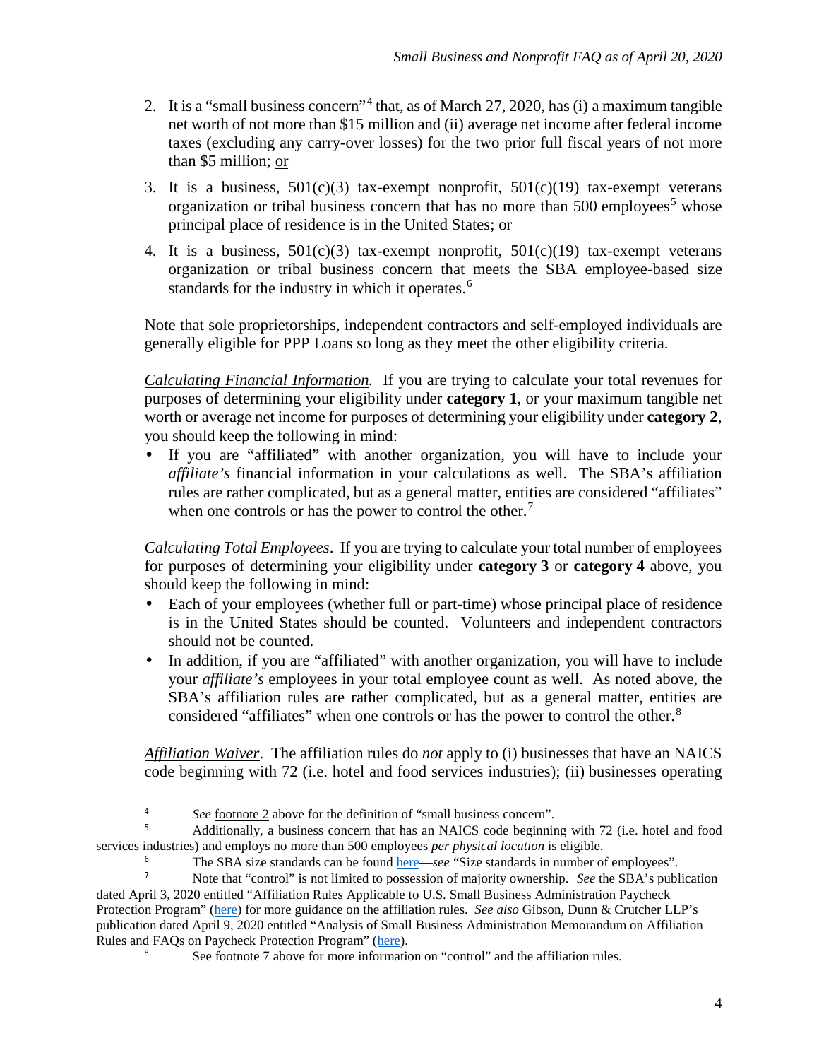2. It is a "small business concern"[4] that, as of March 27, 2020, has (i) a maximum tangible net worth of not more than $15 million and (ii) average net income after federal income taxes (excluding any carry-over losses) for the two prior full fiscal years of not more than $5 million; or

3. It is a business, 501(c)(3) tax-exempt nonprofit, 501(c)(19) tax-exempt veterans organization or tribal business concern that has no more than 500 employees[5] whose principal place of residence is in the United States; or

4. It is a business, 501(c)(3) tax-exempt nonprofit, 501(c)(19) tax-exempt veterans organization or tribal business concern that meets the SBA employee-based size standards for the industry in which it operates.[6]

Note that sole proprietorships, independent contractors and self-employed individuals are generally eligible for PPP Loans so long as they meet the other eligibility criteria.

*Calculating Financial Information.* If you are trying to calculate your total revenues for purposes of determining your eligibility under **category 1**, or your maximum tangible net worth or average net income for purposes of determining your eligibility under **category 2**, you should keep the following in mind:

- If you are "affiliated" with another organization, you will have to include your *affiliate's* financial information in your calculations as well. The SBA's affiliation rules are rather complicated, but as a general matter, entities are considered "affiliates" when one controls or has the power to control the other.[7]

*Calculating Total Employees*. If you are trying to calculate your total number of employees for purposes of determining your eligibility under **category 3** or **category 4** above, you should keep the following in mind:

- Each of your employees (whether full or part-time) whose principal place of residence is in the United States should be counted. Volunteers and independent contractors should not be counted.
- In addition, if you are "affiliated" with another organization, you will have to include your *affiliate's* employees in your total employee count as well. As noted above, the SBA's affiliation rules are rather complicated, but as a general matter, entities are considered "affiliates" when one controls or has the power to control the other.[8]

*Affiliation Waiver*. The affiliation rules do *not* apply to (i) businesses that have an NAICS code beginning with 72 (i.e. hotel and food services industries); (ii) businesses operating

---

[4] *See* footnote 2 above for the definition of "small business concern".

[5] Additionally, a business concern that has an NAICS code beginning with 72 (i.e. hotel and food services industries) and employs no more than 500 employees *per physical location* is eligible.

[6] The SBA size standards can be found here—*see* "Size standards in number of employees".

[7] Note that "control" is not limited to possession of majority ownership. *See* the SBA's publication dated April 3, 2020 entitled "Affiliation Rules Applicable to U.S. Small Business Administration Paycheck Protection Program" (here) for more guidance on the affiliation rules. *See also* Gibson, Dunn & Crutcher LLP's publication dated April 9, 2020 entitled "Analysis of Small Business Administration Memorandum on Affiliation Rules and FAQs on Paycheck Protection Program" (here).

[8] See footnote 7 above for more information on "control" and the affiliation rules.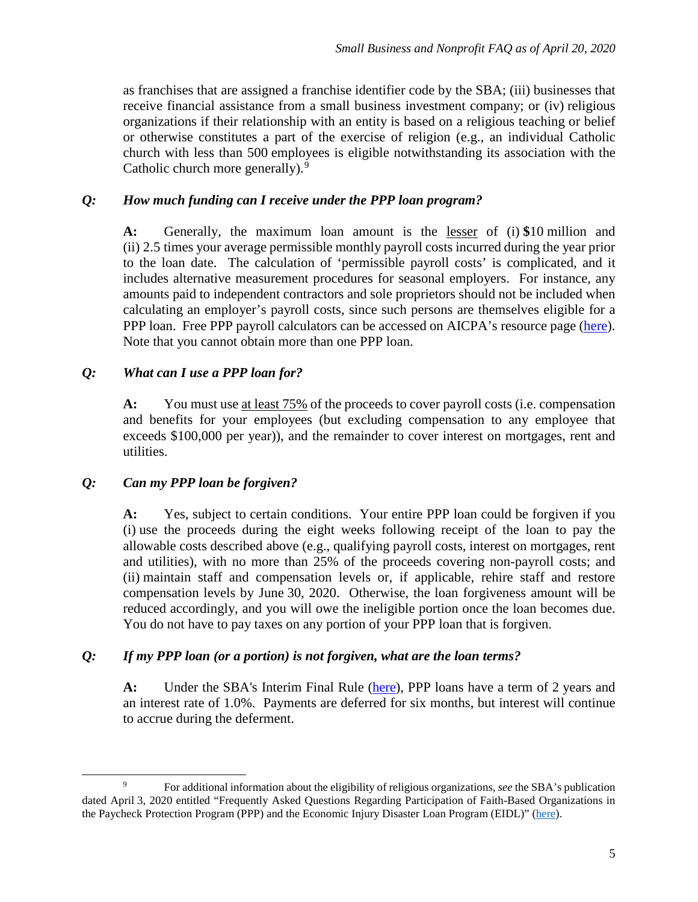as franchises that are assigned a franchise identifier code by the SBA; (iii) businesses that receive financial assistance from a small business investment company; or (iv) religious organizations if their relationship with an entity is based on a religious teaching or belief or otherwise constitutes a part of the exercise of religion (e.g., an individual Catholic church with less than 500 employees is eligible notwithstanding its association with the Catholic church more generally).[9]

***Q: How much funding can I receive under the PPP loan program?***

**A:** Generally, the maximum loan amount is the lesser of (i) $10 million and (ii) 2.5 times your average permissible monthly payroll costs incurred during the year prior to the loan date. The calculation of 'permissible payroll costs' is complicated, and it includes alternative measurement procedures for seasonal employers. For instance, any amounts paid to independent contractors and sole proprietors should not be included when calculating an employer's payroll costs, since such persons are themselves eligible for a PPP loan. Free PPP payroll calculators can be accessed on AICPA's resource page (here). Note that you cannot obtain more than one PPP loan.

***Q: What can I use a PPP loan for?***

**A:** You must use at least 75% of the proceeds to cover payroll costs (i.e. compensation and benefits for your employees (but excluding compensation to any employee that exceeds $100,000 per year)), and the remainder to cover interest on mortgages, rent and utilities.

***Q: Can my PPP loan be forgiven?***

**A:** Yes, subject to certain conditions. Your entire PPP loan could be forgiven if you (i) use the proceeds during the eight weeks following receipt of the loan to pay the allowable costs described above (e.g., qualifying payroll costs, interest on mortgages, rent and utilities), with no more than 25% of the proceeds covering non-payroll costs; and (ii) maintain staff and compensation levels or, if applicable, rehire staff and restore compensation levels by June 30, 2020. Otherwise, the loan forgiveness amount will be reduced accordingly, and you will owe the ineligible portion once the loan becomes due. You do not have to pay taxes on any portion of your PPP loan that is forgiven.

***Q: If my PPP loan (or a portion) is not forgiven, what are the loan terms?***

**A:** Under the SBA's Interim Final Rule (here), PPP loans have a term of 2 years and an interest rate of 1.0%. Payments are deferred for six months, but interest will continue to accrue during the deferment.

[9] For additional information about the eligibility of religious organizations, *see* the SBA's publication dated April 3, 2020 entitled "Frequently Asked Questions Regarding Participation of Faith-Based Organizations in the Paycheck Protection Program (PPP) and the Economic Injury Disaster Loan Program (EIDL)" (here).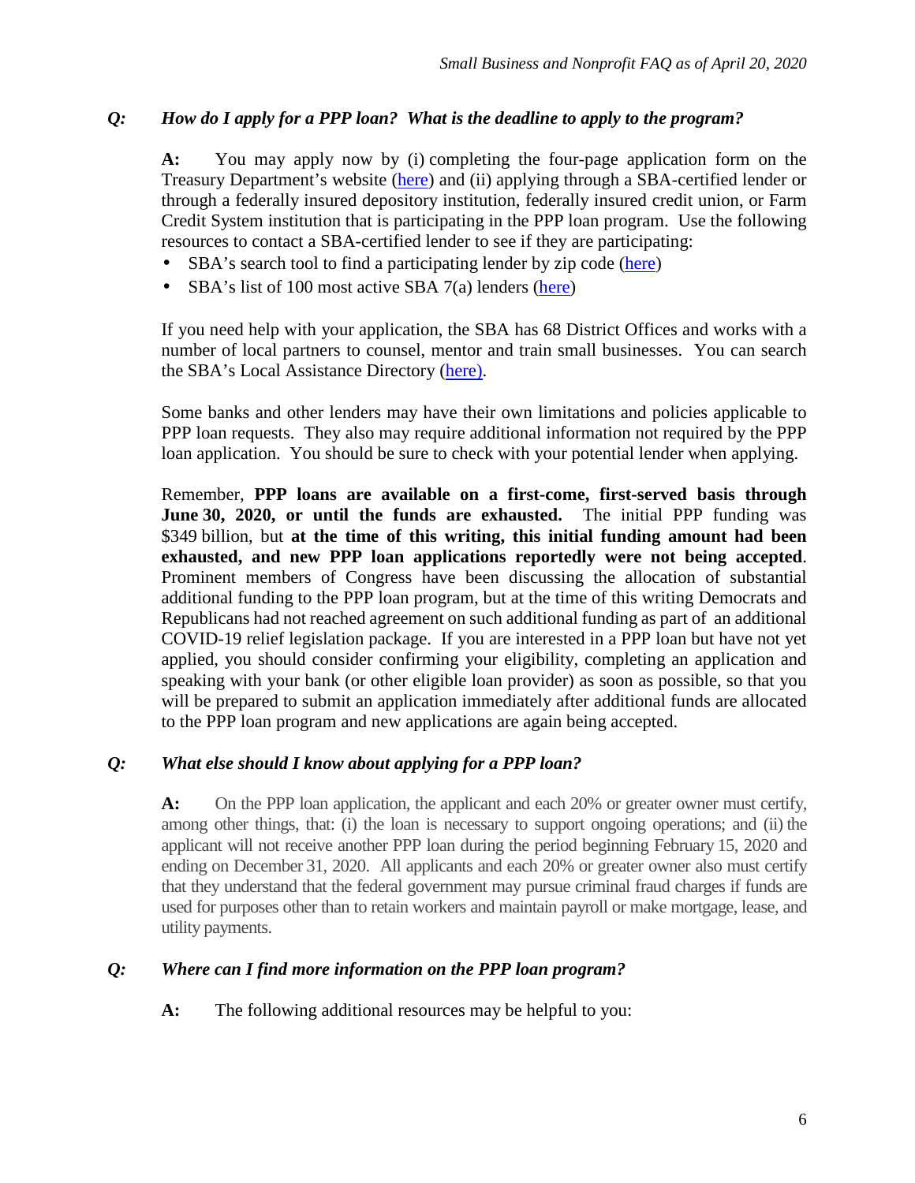***Q: How do I apply for a PPP loan? What is the deadline to apply to the program?***

**A:** You may apply now by (i) completing the four-page application form on the Treasury Department's website (here) and (ii) applying through a SBA-certified lender or through a federally insured depository institution, federally insured credit union, or Farm Credit System institution that is participating in the PPP loan program. Use the following resources to contact a SBA-certified lender to see if they are participating:

- SBA's search tool to find a participating lender by zip code (here)
- SBA's list of 100 most active SBA 7(a) lenders (here)

If you need help with your application, the SBA has 68 District Offices and works with a number of local partners to counsel, mentor and train small businesses. You can search the SBA's Local Assistance Directory (here).

Some banks and other lenders may have their own limitations and policies applicable to PPP loan requests. They also may require additional information not required by the PPP loan application. You should be sure to check with your potential lender when applying.

Remember, **PPP loans are available on a first-come, first-served basis through June 30, 2020, or until the funds are exhausted.** The initial PPP funding was $349 billion, but **at the time of this writing, this initial funding amount had been exhausted, and new PPP loan applications reportedly were not being accepted**. Prominent members of Congress have been discussing the allocation of substantial additional funding to the PPP loan program, but at the time of this writing Democrats and Republicans had not reached agreement on such additional funding as part of an additional COVID-19 relief legislation package. If you are interested in a PPP loan but have not yet applied, you should consider confirming your eligibility, completing an application and speaking with your bank (or other eligible loan provider) as soon as possible, so that you will be prepared to submit an application immediately after additional funds are allocated to the PPP loan program and new applications are again being accepted.

***Q: What else should I know about applying for a PPP loan?***

**A:** On the PPP loan application, the applicant and each 20% or greater owner must certify, among other things, that: (i) the loan is necessary to support ongoing operations; and (ii) the applicant will not receive another PPP loan during the period beginning February 15, 2020 and ending on December 31, 2020. All applicants and each 20% or greater owner also must certify that they understand that the federal government may pursue criminal fraud charges if funds are used for purposes other than to retain workers and maintain payroll or make mortgage, lease, and utility payments.

***Q: Where can I find more information on the PPP loan program?***

**A:** The following additional resources may be helpful to you: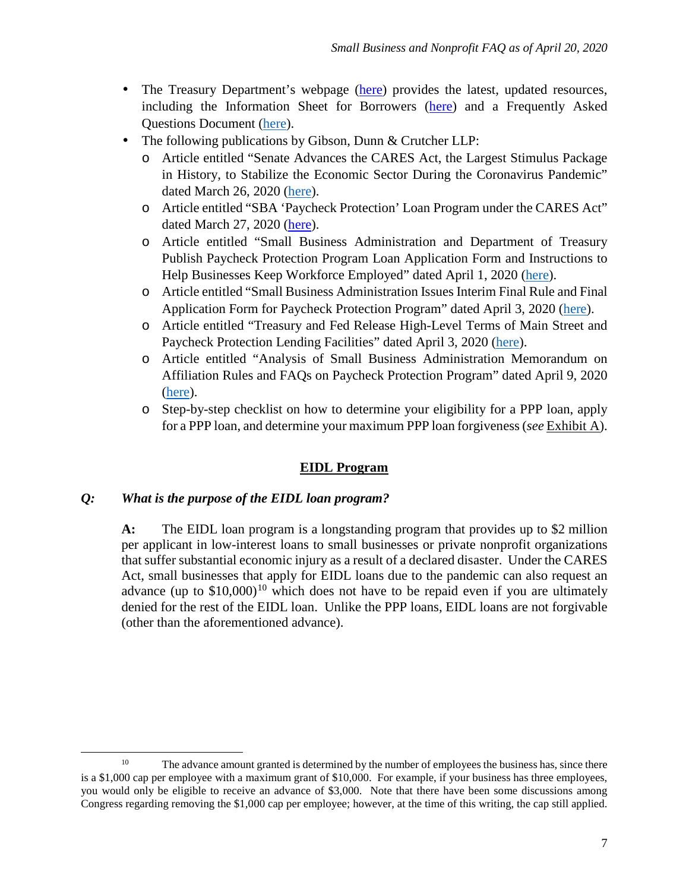- The Treasury Department's webpage (here) provides the latest, updated resources, including the Information Sheet for Borrowers (here) and a Frequently Asked Questions Document (here).
- The following publications by Gibson, Dunn & Crutcher LLP:
  - Article entitled "Senate Advances the CARES Act, the Largest Stimulus Package in History, to Stabilize the Economic Sector During the Coronavirus Pandemic" dated March 26, 2020 (here).
  - Article entitled "SBA 'Paycheck Protection' Loan Program under the CARES Act" dated March 27, 2020 (here).
  - Article entitled "Small Business Administration and Department of Treasury Publish Paycheck Protection Program Loan Application Form and Instructions to Help Businesses Keep Workforce Employed" dated April 1, 2020 (here).
  - Article entitled "Small Business Administration Issues Interim Final Rule and Final Application Form for Paycheck Protection Program" dated April 3, 2020 (here).
  - Article entitled "Treasury and Fed Release High-Level Terms of Main Street and Paycheck Protection Lending Facilities" dated April 3, 2020 (here).
  - Article entitled "Analysis of Small Business Administration Memorandum on Affiliation Rules and FAQs on Paycheck Protection Program" dated April 9, 2020 (here).
  - Step-by-step checklist on how to determine your eligibility for a PPP loan, apply for a PPP loan, and determine your maximum PPP loan forgiveness (*see* Exhibit A).

## EIDL Program

***Q: What is the purpose of the EIDL loan program?***

**A:** The EIDL loan program is a longstanding program that provides up to $2 million per applicant in low-interest loans to small businesses or private nonprofit organizations that suffer substantial economic injury as a result of a declared disaster. Under the CARES Act, small businesses that apply for EIDL loans due to the pandemic can also request an advance (up to $10,000)[10] which does not have to be repaid even if you are ultimately denied for the rest of the EIDL loan. Unlike the PPP loans, EIDL loans are not forgivable (other than the aforementioned advance).

---

[10] The advance amount granted is determined by the number of employees the business has, since there is a $1,000 cap per employee with a maximum grant of $10,000. For example, if your business has three employees, you would only be eligible to receive an advance of $3,000. Note that there have been some discussions among Congress regarding removing the $1,000 cap per employee; however, at the time of this writing, the cap still applied.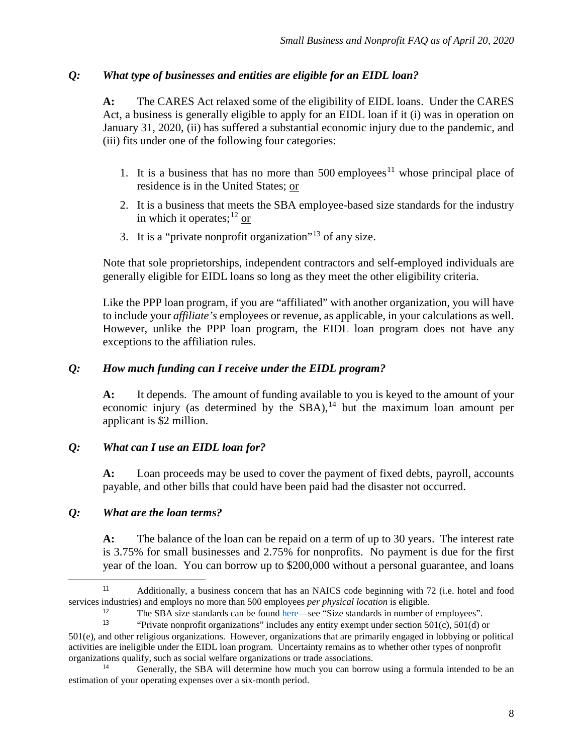### *Q: What type of businesses and entities are eligible for an EIDL loan?*

**A:** The CARES Act relaxed some of the eligibility of EIDL loans. Under the CARES Act, a business is generally eligible to apply for an EIDL loan if it (i) was in operation on January 31, 2020, (ii) has suffered a substantial economic injury due to the pandemic, and (iii) fits under one of the following four categories:

1. It is a business that has no more than 500 employees[11] whose principal place of residence is in the United States; <u>or</u>
2. It is a business that meets the SBA employee-based size standards for the industry in which it operates;[12] <u>or</u>
3. It is a "private nonprofit organization"[13] of any size.

Note that sole proprietorships, independent contractors and self-employed individuals are generally eligible for EIDL loans so long as they meet the other eligibility criteria.

Like the PPP loan program, if you are "affiliated" with another organization, you will have to include your *affiliate's* employees or revenue, as applicable, in your calculations as well. However, unlike the PPP loan program, the EIDL loan program does not have any exceptions to the affiliation rules.

### *Q: How much funding can I receive under the EIDL program?*

**A:** It depends. The amount of funding available to you is keyed to the amount of your economic injury (as determined by the SBA),[14] but the maximum loan amount per applicant is $2 million.

### *Q: What can I use an EIDL loan for?*

**A:** Loan proceeds may be used to cover the payment of fixed debts, payroll, accounts payable, and other bills that could have been paid had the disaster not occurred.

### *Q: What are the loan terms?*

**A:** The balance of the loan can be repaid on a term of up to 30 years. The interest rate is 3.75% for small businesses and 2.75% for nonprofits. No payment is due for the first year of the loan. You can borrow up to $200,000 without a personal guarantee, and loans

---

[11] Additionally, a business concern that has an NAICS code beginning with 72 (i.e. hotel and food services industries) and employs no more than 500 employees *per physical location* is eligible.

[12] The SBA size standards can be found here—see "Size standards in number of employees".

[13] "Private nonprofit organizations" includes any entity exempt under section 501(c), 501(d) or 501(e), and other religious organizations. However, organizations that are primarily engaged in lobbying or political activities are ineligible under the EIDL loan program. Uncertainty remains as to whether other types of nonprofit organizations qualify, such as social welfare organizations or trade associations.

[14] Generally, the SBA will determine how much you can borrow using a formula intended to be an estimation of your operating expenses over a six-month period.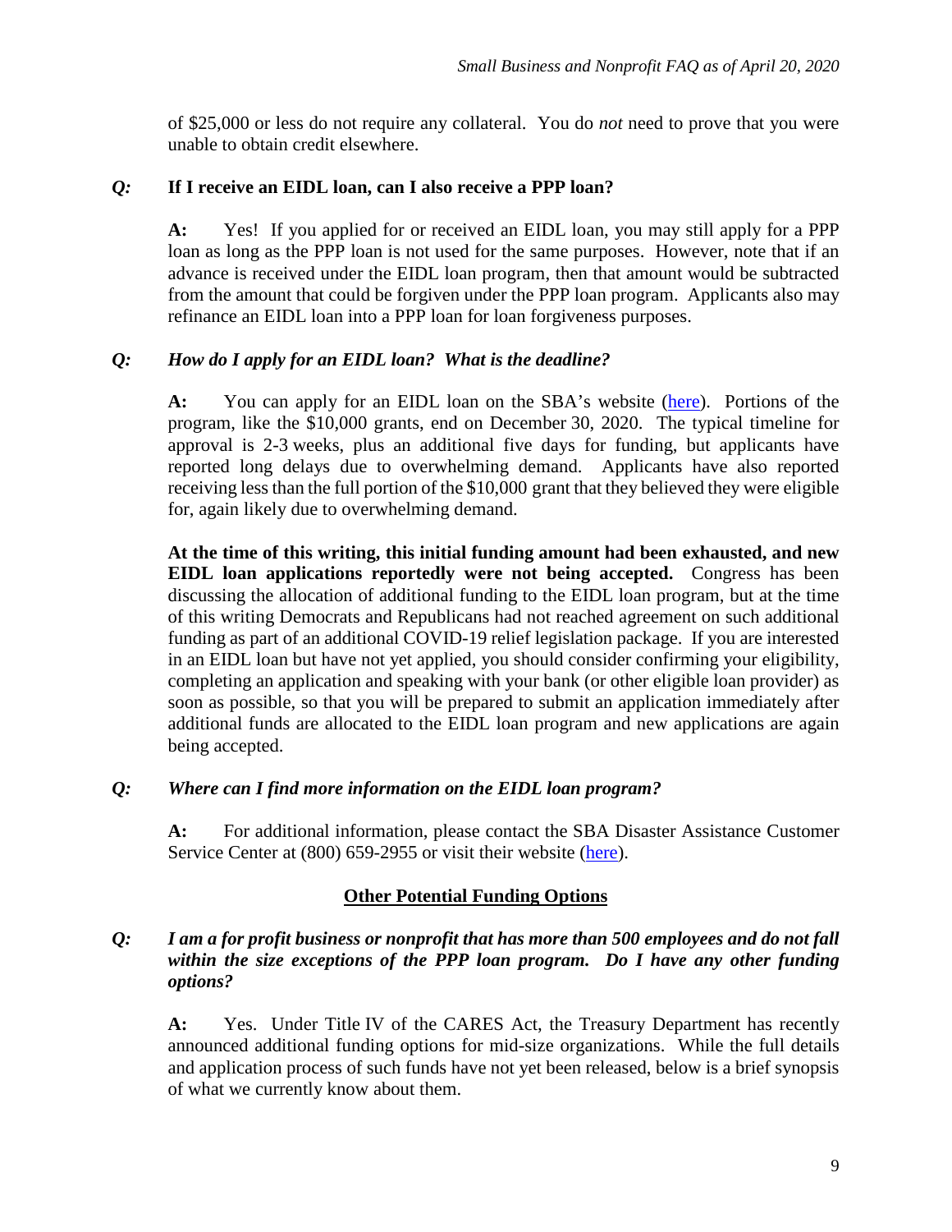of $25,000 or less do not require any collateral. You do *not* need to prove that you were unable to obtain credit elsewhere.

***Q:* If I receive an EIDL loan, can I also receive a PPP loan?**

**A:** Yes! If you applied for or received an EIDL loan, you may still apply for a PPP loan as long as the PPP loan is not used for the same purposes. However, note that if an advance is received under the EIDL loan program, then that amount would be subtracted from the amount that could be forgiven under the PPP loan program. Applicants also may refinance an EIDL loan into a PPP loan for loan forgiveness purposes.

***Q: How do I apply for an EIDL loan? What is the deadline?***

**A:** You can apply for an EIDL loan on the SBA's website (here). Portions of the program, like the $10,000 grants, end on December 30, 2020. The typical timeline for approval is 2-3 weeks, plus an additional five days for funding, but applicants have reported long delays due to overwhelming demand. Applicants have also reported receiving less than the full portion of the $10,000 grant that they believed they were eligible for, again likely due to overwhelming demand.

**At the time of this writing, this initial funding amount had been exhausted, and new EIDL loan applications reportedly were not being accepted.** Congress has been discussing the allocation of additional funding to the EIDL loan program, but at the time of this writing Democrats and Republicans had not reached agreement on such additional funding as part of an additional COVID-19 relief legislation package. If you are interested in an EIDL loan but have not yet applied, you should consider confirming your eligibility, completing an application and speaking with your bank (or other eligible loan provider) as soon as possible, so that you will be prepared to submit an application immediately after additional funds are allocated to the EIDL loan program and new applications are again being accepted.

***Q: Where can I find more information on the EIDL loan program?***

**A:** For additional information, please contact the SBA Disaster Assistance Customer Service Center at (800) 659-2955 or visit their website (here).

## Other Potential Funding Options

***Q: I am a for profit business or nonprofit that has more than 500 employees and do not fall within the size exceptions of the PPP loan program. Do I have any other funding options?***

**A:** Yes. Under Title IV of the CARES Act, the Treasury Department has recently announced additional funding options for mid-size organizations. While the full details and application process of such funds have not yet been released, below is a brief synopsis of what we currently know about them.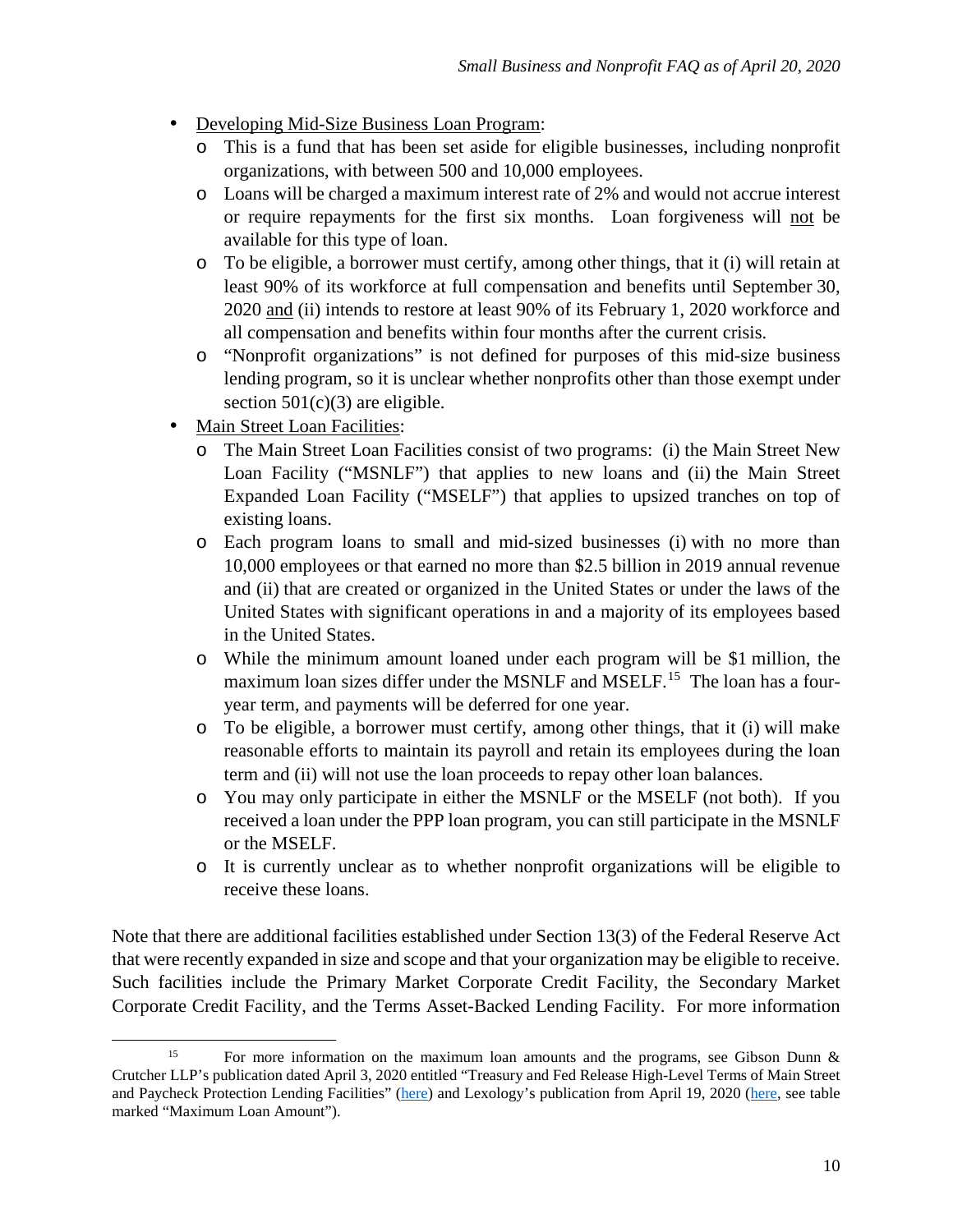- Developing Mid-Size Business Loan Program:
  - This is a fund that has been set aside for eligible businesses, including nonprofit organizations, with between 500 and 10,000 employees.
  - Loans will be charged a maximum interest rate of 2% and would not accrue interest or require repayments for the first six months. Loan forgiveness will not be available for this type of loan.
  - To be eligible, a borrower must certify, among other things, that it (i) will retain at least 90% of its workforce at full compensation and benefits until September 30, 2020 and (ii) intends to restore at least 90% of its February 1, 2020 workforce and all compensation and benefits within four months after the current crisis.
  - "Nonprofit organizations" is not defined for purposes of this mid-size business lending program, so it is unclear whether nonprofits other than those exempt under section 501(c)(3) are eligible.
- Main Street Loan Facilities:
  - The Main Street Loan Facilities consist of two programs: (i) the Main Street New Loan Facility ("MSNLF") that applies to new loans and (ii) the Main Street Expanded Loan Facility ("MSELF") that applies to upsized tranches on top of existing loans.
  - Each program loans to small and mid-sized businesses (i) with no more than 10,000 employees or that earned no more than $2.5 billion in 2019 annual revenue and (ii) that are created or organized in the United States or under the laws of the United States with significant operations in and a majority of its employees based in the United States.
  - While the minimum amount loaned under each program will be $1 million, the maximum loan sizes differ under the MSNLF and MSELF.[15] The loan has a four-year term, and payments will be deferred for one year.
  - To be eligible, a borrower must certify, among other things, that it (i) will make reasonable efforts to maintain its payroll and retain its employees during the loan term and (ii) will not use the loan proceeds to repay other loan balances.
  - You may only participate in either the MSNLF or the MSELF (not both). If you received a loan under the PPP loan program, you can still participate in the MSNLF or the MSELF.
  - It is currently unclear as to whether nonprofit organizations will be eligible to receive these loans.

Note that there are additional facilities established under Section 13(3) of the Federal Reserve Act that were recently expanded in size and scope and that your organization may be eligible to receive. Such facilities include the Primary Market Corporate Credit Facility, the Secondary Market Corporate Credit Facility, and the Terms Asset-Backed Lending Facility. For more information

---

[15] For more information on the maximum loan amounts and the programs, see Gibson Dunn & Crutcher LLP's publication dated April 3, 2020 entitled "Treasury and Fed Release High-Level Terms of Main Street and Paycheck Protection Lending Facilities" (here) and Lexology's publication from April 19, 2020 (here, see table marked "Maximum Loan Amount").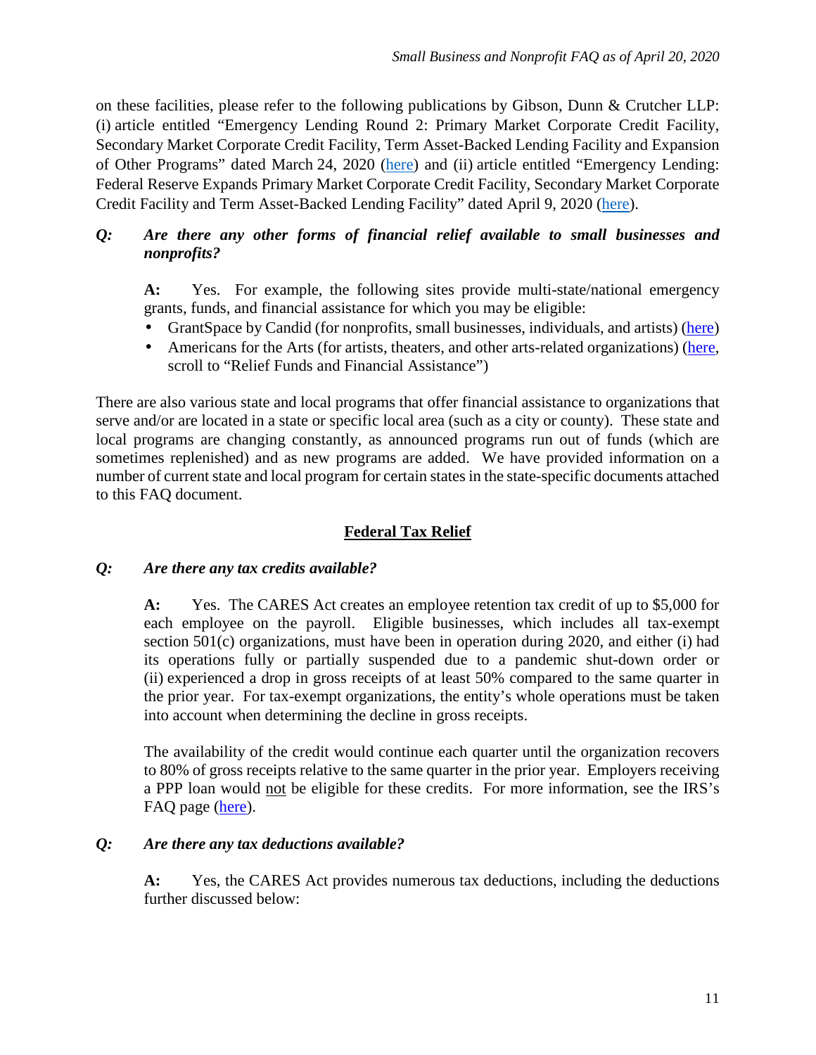on these facilities, please refer to the following publications by Gibson, Dunn & Crutcher LLP: (i) article entitled "Emergency Lending Round 2: Primary Market Corporate Credit Facility, Secondary Market Corporate Credit Facility, Term Asset-Backed Lending Facility and Expansion of Other Programs" dated March 24, 2020 (here) and (ii) article entitled "Emergency Lending: Federal Reserve Expands Primary Market Corporate Credit Facility, Secondary Market Corporate Credit Facility and Term Asset-Backed Lending Facility" dated April 9, 2020 (here).

***Q: Are there any other forms of financial relief available to small businesses and nonprofits?***

**A:** Yes. For example, the following sites provide multi-state/national emergency grants, funds, and financial assistance for which you may be eligible:

- GrantSpace by Candid (for nonprofits, small businesses, individuals, and artists) (here)
- Americans for the Arts (for artists, theaters, and other arts-related organizations) (here, scroll to "Relief Funds and Financial Assistance")

There are also various state and local programs that offer financial assistance to organizations that serve and/or are located in a state or specific local area (such as a city or county). These state and local programs are changing constantly, as announced programs run out of funds (which are sometimes replenished) and as new programs are added. We have provided information on a number of current state and local program for certain states in the state-specific documents attached to this FAQ document.

## Federal Tax Relief

***Q: Are there any tax credits available?***

**A:** Yes. The CARES Act creates an employee retention tax credit of up to $5,000 for each employee on the payroll. Eligible businesses, which includes all tax-exempt section 501(c) organizations, must have been in operation during 2020, and either (i) had its operations fully or partially suspended due to a pandemic shut-down order or (ii) experienced a drop in gross receipts of at least 50% compared to the same quarter in the prior year. For tax-exempt organizations, the entity's whole operations must be taken into account when determining the decline in gross receipts.

The availability of the credit would continue each quarter until the organization recovers to 80% of gross receipts relative to the same quarter in the prior year. Employers receiving a PPP loan would not be eligible for these credits. For more information, see the IRS's FAQ page (here).

***Q: Are there any tax deductions available?***

**A:** Yes, the CARES Act provides numerous tax deductions, including the deductions further discussed below: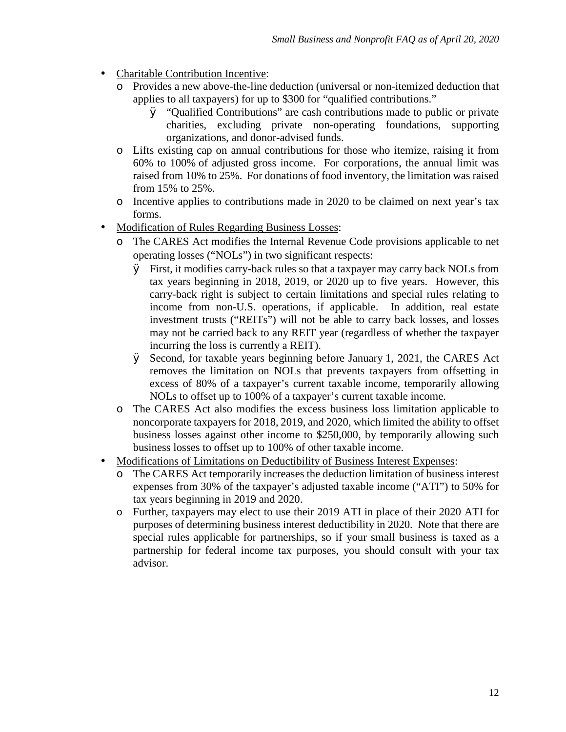- Charitable Contribution Incentive:
  - Provides a new above-the-line deduction (universal or non-itemized deduction that applies to all taxpayers) for up to $300 for "qualified contributions."
    - "Qualified Contributions" are cash contributions made to public or private charities, excluding private non-operating foundations, supporting organizations, and donor-advised funds.
  - Lifts existing cap on annual contributions for those who itemize, raising it from 60% to 100% of adjusted gross income. For corporations, the annual limit was raised from 10% to 25%. For donations of food inventory, the limitation was raised from 15% to 25%.
  - Incentive applies to contributions made in 2020 to be claimed on next year's tax forms.
- Modification of Rules Regarding Business Losses:
  - The CARES Act modifies the Internal Revenue Code provisions applicable to net operating losses ("NOLs") in two significant respects:
    - First, it modifies carry-back rules so that a taxpayer may carry back NOLs from tax years beginning in 2018, 2019, or 2020 up to five years. However, this carry-back right is subject to certain limitations and special rules relating to income from non-U.S. operations, if applicable. In addition, real estate investment trusts ("REITs") will not be able to carry back losses, and losses may not be carried back to any REIT year (regardless of whether the taxpayer incurring the loss is currently a REIT).
    - Second, for taxable years beginning before January 1, 2021, the CARES Act removes the limitation on NOLs that prevents taxpayers from offsetting in excess of 80% of a taxpayer's current taxable income, temporarily allowing NOLs to offset up to 100% of a taxpayer's current taxable income.
  - The CARES Act also modifies the excess business loss limitation applicable to noncorporate taxpayers for 2018, 2019, and 2020, which limited the ability to offset business losses against other income to $250,000, by temporarily allowing such business losses to offset up to 100% of other taxable income.
- Modifications of Limitations on Deductibility of Business Interest Expenses:
  - The CARES Act temporarily increases the deduction limitation of business interest expenses from 30% of the taxpayer's adjusted taxable income ("ATI") to 50% for tax years beginning in 2019 and 2020.
  - Further, taxpayers may elect to use their 2019 ATI in place of their 2020 ATI for purposes of determining business interest deductibility in 2020. Note that there are special rules applicable for partnerships, so if your small business is taxed as a partnership for federal income tax purposes, you should consult with your tax advisor.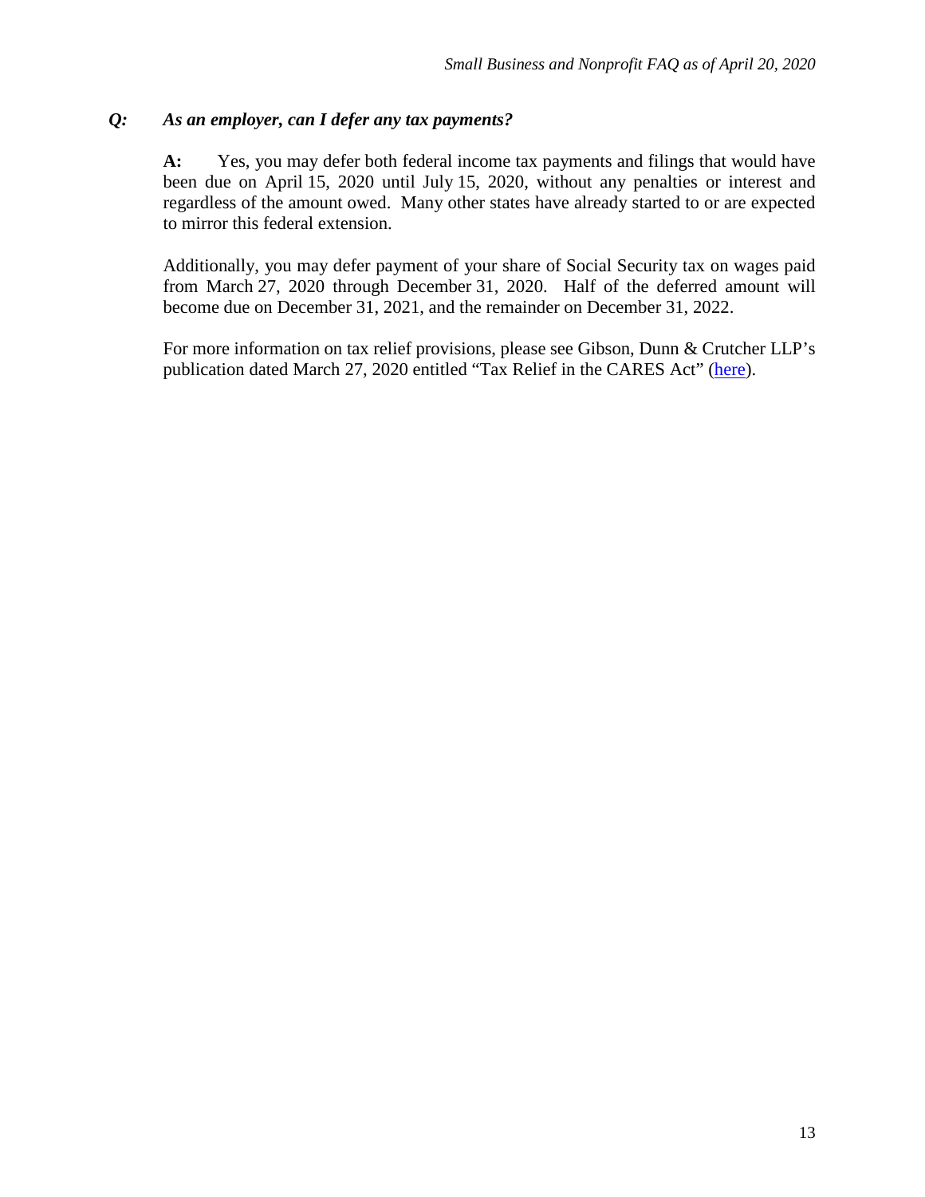***Q:*** ***As an employer, can I defer any tax payments?***

**A:** Yes, you may defer both federal income tax payments and filings that would have been due on April 15, 2020 until July 15, 2020, without any penalties or interest and regardless of the amount owed. Many other states have already started to or are expected to mirror this federal extension.

Additionally, you may defer payment of your share of Social Security tax on wages paid from March 27, 2020 through December 31, 2020. Half of the deferred amount will become due on December 31, 2021, and the remainder on December 31, 2022.

For more information on tax relief provisions, please see Gibson, Dunn & Crutcher LLP's publication dated March 27, 2020 entitled "Tax Relief in the CARES Act" (here).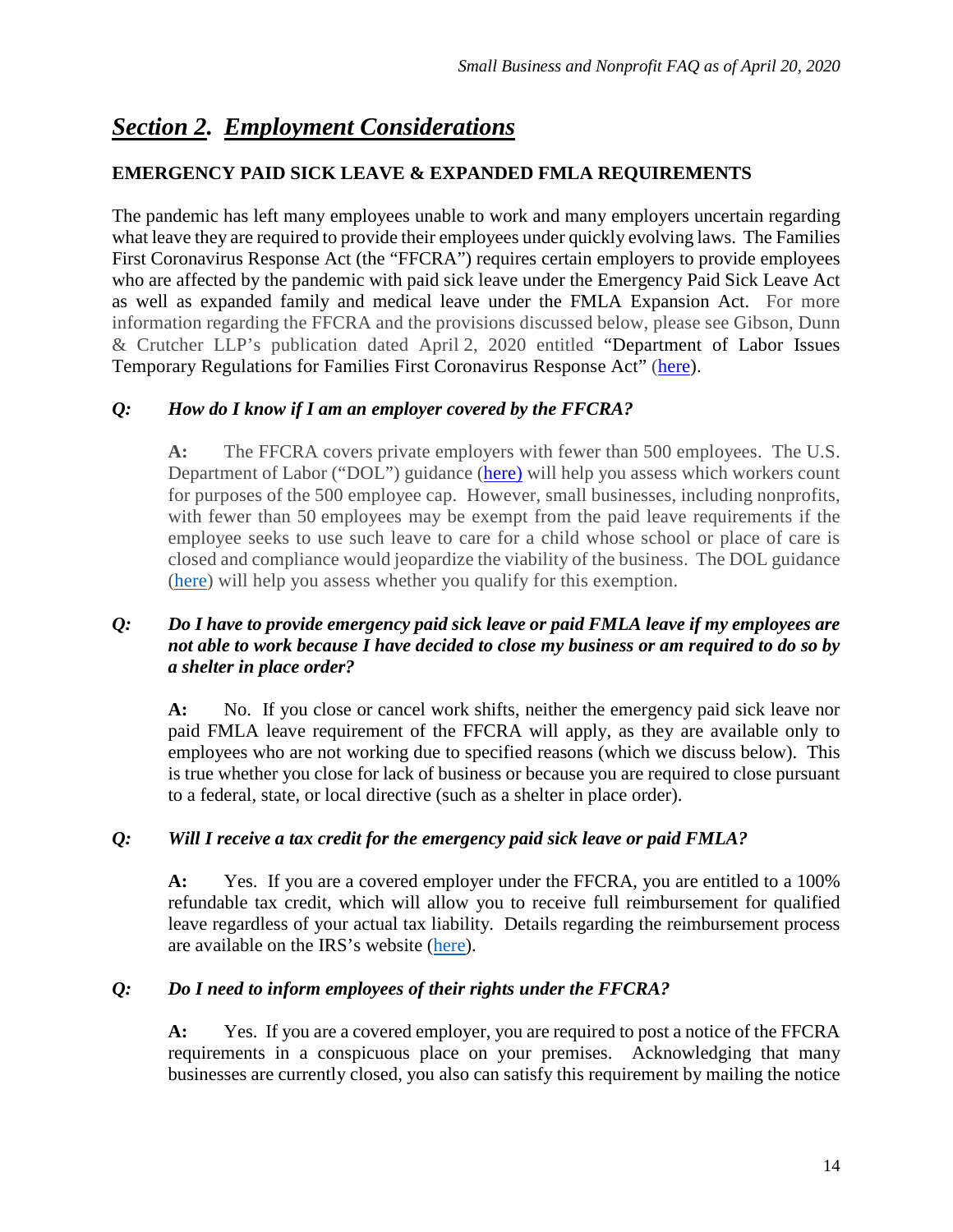# *Section 2. Employment Considerations*

## EMERGENCY PAID SICK LEAVE & EXPANDED FMLA REQUIREMENTS

The pandemic has left many employees unable to work and many employers uncertain regarding what leave they are required to provide their employees under quickly evolving laws. The Families First Coronavirus Response Act (the "FFCRA") requires certain employers to provide employees who are affected by the pandemic with paid sick leave under the Emergency Paid Sick Leave Act as well as expanded family and medical leave under the FMLA Expansion Act. For more information regarding the FFCRA and the provisions discussed below, please see Gibson, Dunn & Crutcher LLP's publication dated April 2, 2020 entitled "Department of Labor Issues Temporary Regulations for Families First Coronavirus Response Act" (here).

***Q: How do I know if I am an employer covered by the FFCRA?***

**A:** The FFCRA covers private employers with fewer than 500 employees. The U.S. Department of Labor ("DOL") guidance (here) will help you assess which workers count for purposes of the 500 employee cap. However, small businesses, including nonprofits, with fewer than 50 employees may be exempt from the paid leave requirements if the employee seeks to use such leave to care for a child whose school or place of care is closed and compliance would jeopardize the viability of the business. The DOL guidance (here) will help you assess whether you qualify for this exemption.

***Q: Do I have to provide emergency paid sick leave or paid FMLA leave if my employees are not able to work because I have decided to close my business or am required to do so by a shelter in place order?***

**A:** No. If you close or cancel work shifts, neither the emergency paid sick leave nor paid FMLA leave requirement of the FFCRA will apply, as they are available only to employees who are not working due to specified reasons (which we discuss below). This is true whether you close for lack of business or because you are required to close pursuant to a federal, state, or local directive (such as a shelter in place order).

***Q: Will I receive a tax credit for the emergency paid sick leave or paid FMLA?***

**A:** Yes. If you are a covered employer under the FFCRA, you are entitled to a 100% refundable tax credit, which will allow you to receive full reimbursement for qualified leave regardless of your actual tax liability. Details regarding the reimbursement process are available on the IRS's website (here).

***Q: Do I need to inform employees of their rights under the FFCRA?***

**A:** Yes. If you are a covered employer, you are required to post a notice of the FFCRA requirements in a conspicuous place on your premises. Acknowledging that many businesses are currently closed, you also can satisfy this requirement by mailing the notice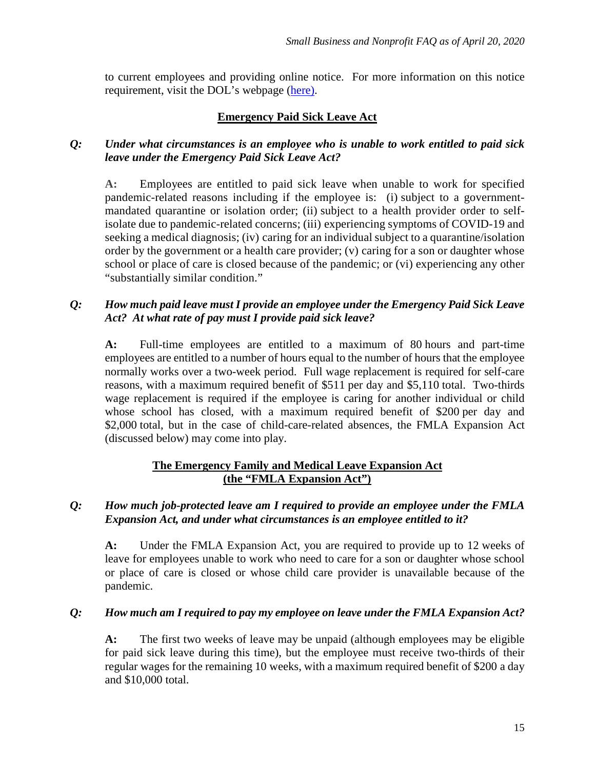to current employees and providing online notice. For more information on this notice requirement, visit the DOL's webpage (here).

## Emergency Paid Sick Leave Act

***Q: Under what circumstances is an employee who is unable to work entitled to paid sick leave under the Emergency Paid Sick Leave Act?***

**A:** Employees are entitled to paid sick leave when unable to work for specified pandemic-related reasons including if the employee is: (i) subject to a government-mandated quarantine or isolation order; (ii) subject to a health provider order to self-isolate due to pandemic-related concerns; (iii) experiencing symptoms of COVID-19 and seeking a medical diagnosis; (iv) caring for an individual subject to a quarantine/isolation order by the government or a health care provider; (v) caring for a son or daughter whose school or place of care is closed because of the pandemic; or (vi) experiencing any other "substantially similar condition."

***Q: How much paid leave must I provide an employee under the Emergency Paid Sick Leave Act? At what rate of pay must I provide paid sick leave?***

**A:** Full-time employees are entitled to a maximum of 80 hours and part-time employees are entitled to a number of hours equal to the number of hours that the employee normally works over a two-week period. Full wage replacement is required for self-care reasons, with a maximum required benefit of $511 per day and $5,110 total. Two-thirds wage replacement is required if the employee is caring for another individual or child whose school has closed, with a maximum required benefit of $200 per day and $2,000 total, but in the case of child-care-related absences, the FMLA Expansion Act (discussed below) may come into play.

## The Emergency Family and Medical Leave Expansion Act (the "FMLA Expansion Act")

***Q: How much job-protected leave am I required to provide an employee under the FMLA Expansion Act, and under what circumstances is an employee entitled to it?***

**A:** Under the FMLA Expansion Act, you are required to provide up to 12 weeks of leave for employees unable to work who need to care for a son or daughter whose school or place of care is closed or whose child care provider is unavailable because of the pandemic.

***Q: How much am I required to pay my employee on leave under the FMLA Expansion Act?***

**A:** The first two weeks of leave may be unpaid (although employees may be eligible for paid sick leave during this time), but the employee must receive two-thirds of their regular wages for the remaining 10 weeks, with a maximum required benefit of $200 a day and $10,000 total.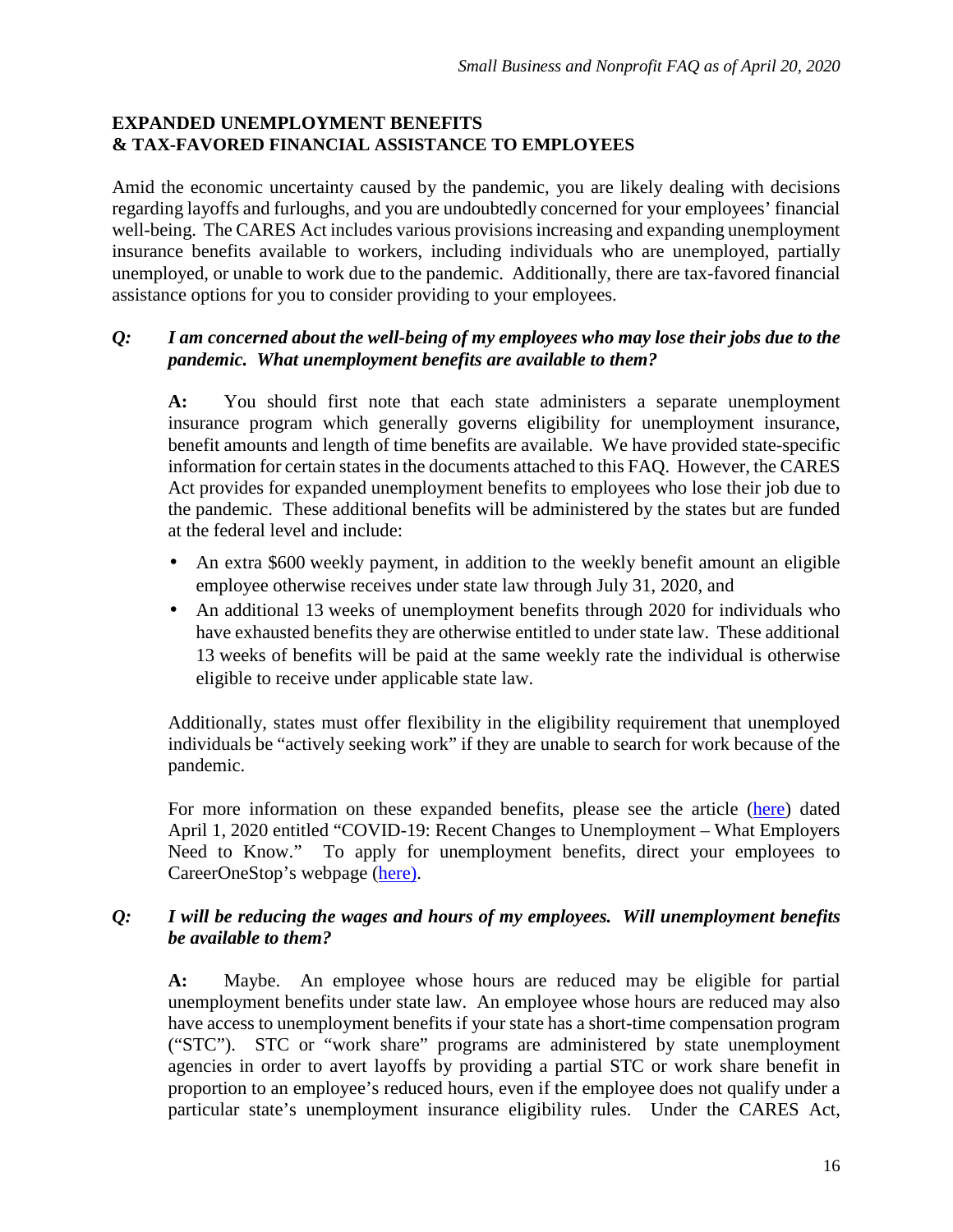## EXPANDED UNEMPLOYMENT BENEFITS & TAX-FAVORED FINANCIAL ASSISTANCE TO EMPLOYEES

Amid the economic uncertainty caused by the pandemic, you are likely dealing with decisions regarding layoffs and furloughs, and you are undoubtedly concerned for your employees' financial well-being. The CARES Act includes various provisions increasing and expanding unemployment insurance benefits available to workers, including individuals who are unemployed, partially unemployed, or unable to work due to the pandemic. Additionally, there are tax-favored financial assistance options for you to consider providing to your employees.

***Q: I am concerned about the well-being of my employees who may lose their jobs due to the pandemic. What unemployment benefits are available to them?***

**A:** You should first note that each state administers a separate unemployment insurance program which generally governs eligibility for unemployment insurance, benefit amounts and length of time benefits are available. We have provided state-specific information for certain states in the documents attached to this FAQ. However, the CARES Act provides for expanded unemployment benefits to employees who lose their job due to the pandemic. These additional benefits will be administered by the states but are funded at the federal level and include:

- An extra $600 weekly payment, in addition to the weekly benefit amount an eligible employee otherwise receives under state law through July 31, 2020, and
- An additional 13 weeks of unemployment benefits through 2020 for individuals who have exhausted benefits they are otherwise entitled to under state law. These additional 13 weeks of benefits will be paid at the same weekly rate the individual is otherwise eligible to receive under applicable state law.

Additionally, states must offer flexibility in the eligibility requirement that unemployed individuals be "actively seeking work" if they are unable to search for work because of the pandemic.

For more information on these expanded benefits, please see the article (here) dated April 1, 2020 entitled "COVID-19: Recent Changes to Unemployment – What Employers Need to Know." To apply for unemployment benefits, direct your employees to CareerOneStop's webpage (here).

***Q: I will be reducing the wages and hours of my employees. Will unemployment benefits be available to them?***

**A:** Maybe. An employee whose hours are reduced may be eligible for partial unemployment benefits under state law. An employee whose hours are reduced may also have access to unemployment benefits if your state has a short-time compensation program ("STC"). STC or "work share" programs are administered by state unemployment agencies in order to avert layoffs by providing a partial STC or work share benefit in proportion to an employee's reduced hours, even if the employee does not qualify under a particular state's unemployment insurance eligibility rules. Under the CARES Act,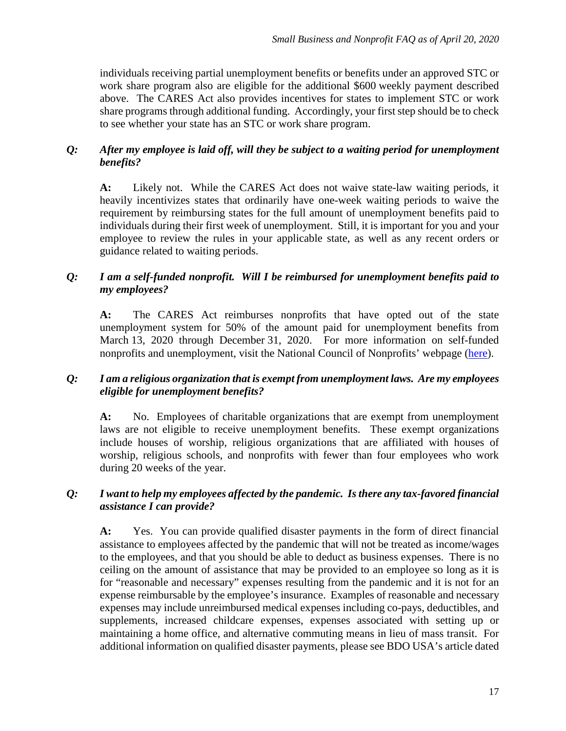individuals receiving partial unemployment benefits or benefits under an approved STC or work share program also are eligible for the additional $600 weekly payment described above. The CARES Act also provides incentives for states to implement STC or work share programs through additional funding. Accordingly, your first step should be to check to see whether your state has an STC or work share program.

***Q: After my employee is laid off, will they be subject to a waiting period for unemployment benefits?***

**A:** Likely not. While the CARES Act does not waive state-law waiting periods, it heavily incentivizes states that ordinarily have one-week waiting periods to waive the requirement by reimbursing states for the full amount of unemployment benefits paid to individuals during their first week of unemployment. Still, it is important for you and your employee to review the rules in your applicable state, as well as any recent orders or guidance related to waiting periods.

***Q: I am a self-funded nonprofit. Will I be reimbursed for unemployment benefits paid to my employees?***

**A:** The CARES Act reimburses nonprofits that have opted out of the state unemployment system for 50% of the amount paid for unemployment benefits from March 13, 2020 through December 31, 2020. For more information on self-funded nonprofits and unemployment, visit the National Council of Nonprofits' webpage (here).

***Q: I am a religious organization that is exempt from unemployment laws. Are my employees eligible for unemployment benefits?***

**A:** No. Employees of charitable organizations that are exempt from unemployment laws are not eligible to receive unemployment benefits. These exempt organizations include houses of worship, religious organizations that are affiliated with houses of worship, religious schools, and nonprofits with fewer than four employees who work during 20 weeks of the year.

***Q: I want to help my employees affected by the pandemic. Is there any tax-favored financial assistance I can provide?***

**A:** Yes. You can provide qualified disaster payments in the form of direct financial assistance to employees affected by the pandemic that will not be treated as income/wages to the employees, and that you should be able to deduct as business expenses. There is no ceiling on the amount of assistance that may be provided to an employee so long as it is for "reasonable and necessary" expenses resulting from the pandemic and it is not for an expense reimbursable by the employee's insurance. Examples of reasonable and necessary expenses may include unreimbursed medical expenses including co-pays, deductibles, and supplements, increased childcare expenses, expenses associated with setting up or maintaining a home office, and alternative commuting means in lieu of mass transit. For additional information on qualified disaster payments, please see BDO USA's article dated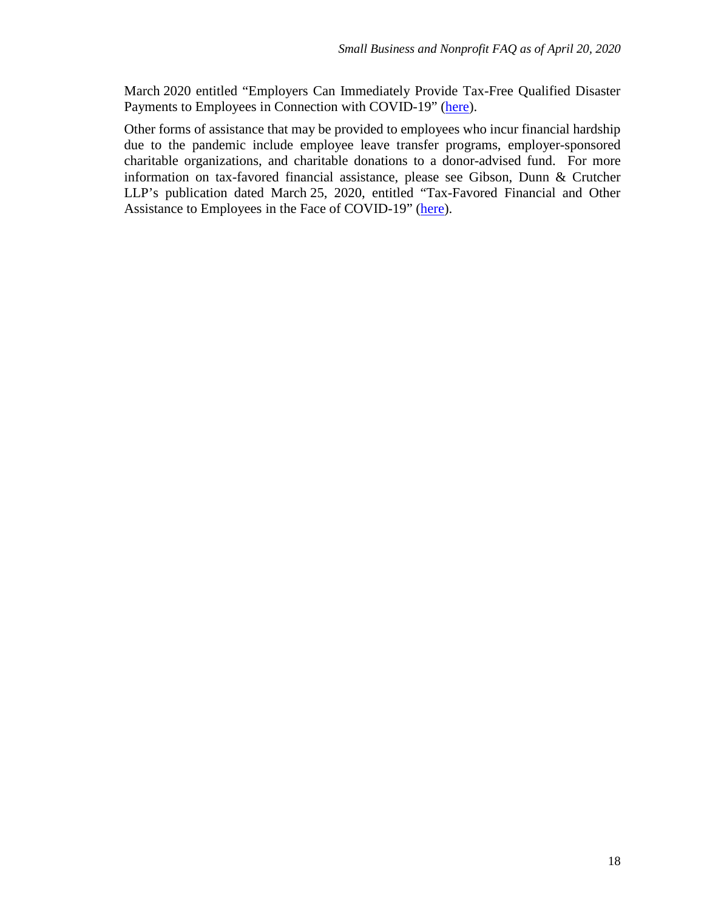March 2020 entitled "Employers Can Immediately Provide Tax-Free Qualified Disaster Payments to Employees in Connection with COVID-19" (here).

Other forms of assistance that may be provided to employees who incur financial hardship due to the pandemic include employee leave transfer programs, employer-sponsored charitable organizations, and charitable donations to a donor-advised fund. For more information on tax-favored financial assistance, please see Gibson, Dunn & Crutcher LLP's publication dated March 25, 2020, entitled "Tax-Favored Financial and Other Assistance to Employees in the Face of COVID-19" (here).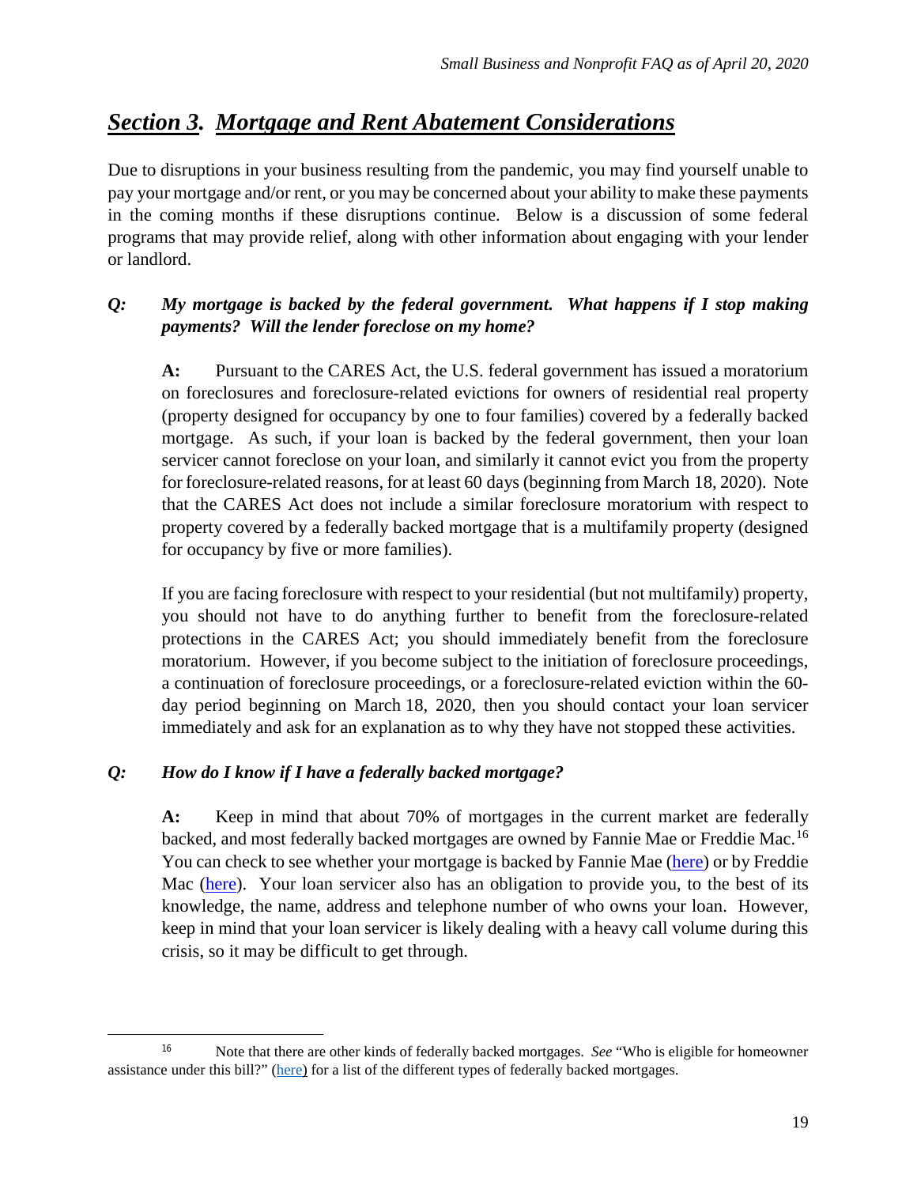## ***Section 3. Mortgage and Rent Abatement Considerations***

Due to disruptions in your business resulting from the pandemic, you may find yourself unable to pay your mortgage and/or rent, or you may be concerned about your ability to make these payments in the coming months if these disruptions continue. Below is a discussion of some federal programs that may provide relief, along with other information about engaging with your lender or landlord.

***Q: My mortgage is backed by the federal government. What happens if I stop making payments? Will the lender foreclose on my home?***

**A:** Pursuant to the CARES Act, the U.S. federal government has issued a moratorium on foreclosures and foreclosure-related evictions for owners of residential real property (property designed for occupancy by one to four families) covered by a federally backed mortgage. As such, if your loan is backed by the federal government, then your loan servicer cannot foreclose on your loan, and similarly it cannot evict you from the property for foreclosure-related reasons, for at least 60 days (beginning from March 18, 2020). Note that the CARES Act does not include a similar foreclosure moratorium with respect to property covered by a federally backed mortgage that is a multifamily property (designed for occupancy by five or more families).

If you are facing foreclosure with respect to your residential (but not multifamily) property, you should not have to do anything further to benefit from the foreclosure-related protections in the CARES Act; you should immediately benefit from the foreclosure moratorium. However, if you become subject to the initiation of foreclosure proceedings, a continuation of foreclosure proceedings, or a foreclosure-related eviction within the 60-day period beginning on March 18, 2020, then you should contact your loan servicer immediately and ask for an explanation as to why they have not stopped these activities.

***Q: How do I know if I have a federally backed mortgage?***

**A:** Keep in mind that about 70% of mortgages in the current market are federally backed, and most federally backed mortgages are owned by Fannie Mae or Freddie Mac.[16] You can check to see whether your mortgage is backed by Fannie Mae (here) or by Freddie Mac (here). Your loan servicer also has an obligation to provide you, to the best of its knowledge, the name, address and telephone number of who owns your loan. However, keep in mind that your loan servicer is likely dealing with a heavy call volume during this crisis, so it may be difficult to get through.

---

[16] Note that there are other kinds of federally backed mortgages. *See* "Who is eligible for homeowner assistance under this bill?" (here) for a list of the different types of federally backed mortgages.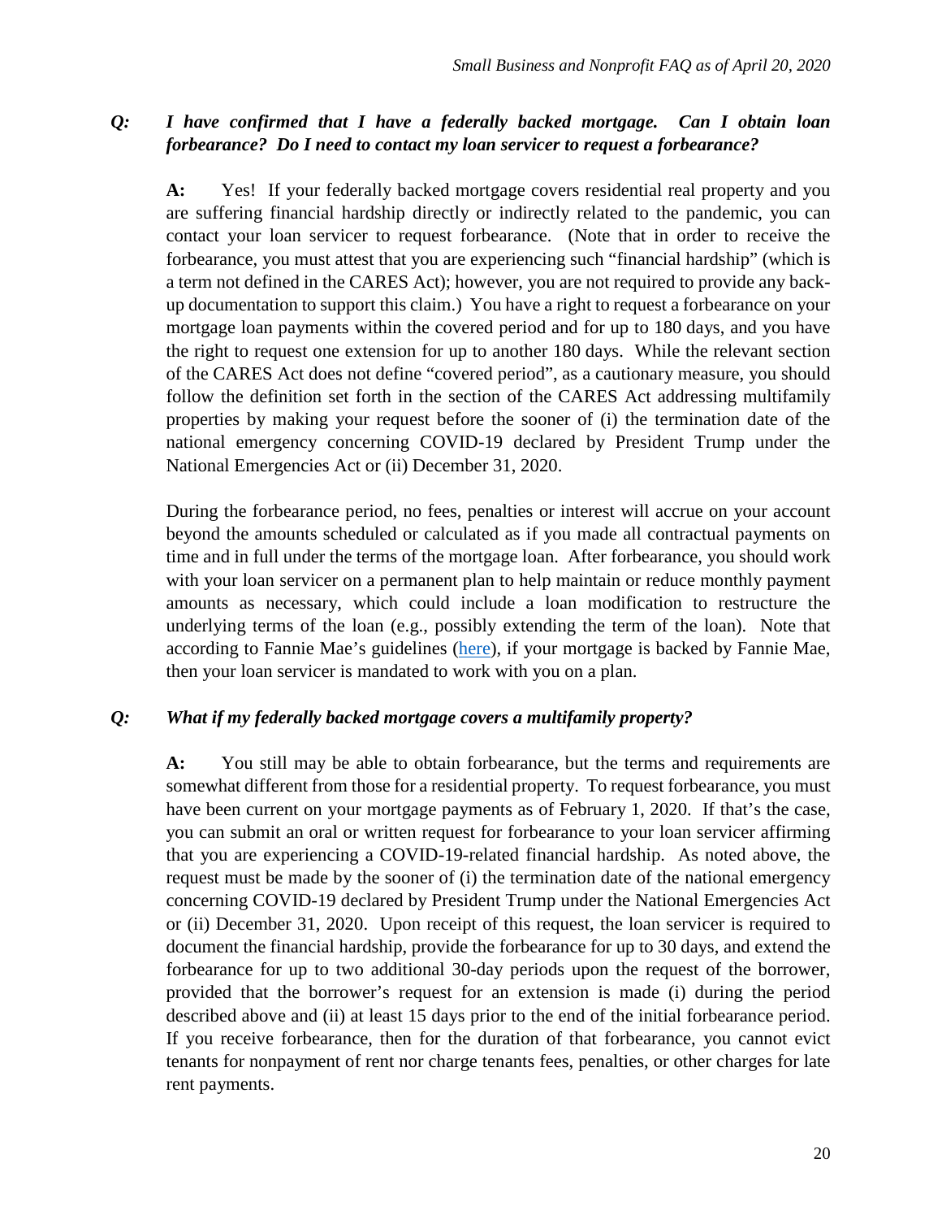***Q: I have confirmed that I have a federally backed mortgage. Can I obtain loan forbearance? Do I need to contact my loan servicer to request a forbearance?***

**A:** Yes! If your federally backed mortgage covers residential real property and you are suffering financial hardship directly or indirectly related to the pandemic, you can contact your loan servicer to request forbearance. (Note that in order to receive the forbearance, you must attest that you are experiencing such "financial hardship" (which is a term not defined in the CARES Act); however, you are not required to provide any back-up documentation to support this claim.) You have a right to request a forbearance on your mortgage loan payments within the covered period and for up to 180 days, and you have the right to request one extension for up to another 180 days. While the relevant section of the CARES Act does not define "covered period", as a cautionary measure, you should follow the definition set forth in the section of the CARES Act addressing multifamily properties by making your request before the sooner of (i) the termination date of the national emergency concerning COVID-19 declared by President Trump under the National Emergencies Act or (ii) December 31, 2020.

During the forbearance period, no fees, penalties or interest will accrue on your account beyond the amounts scheduled or calculated as if you made all contractual payments on time and in full under the terms of the mortgage loan. After forbearance, you should work with your loan servicer on a permanent plan to help maintain or reduce monthly payment amounts as necessary, which could include a loan modification to restructure the underlying terms of the loan (e.g., possibly extending the term of the loan). Note that according to Fannie Mae's guidelines (here), if your mortgage is backed by Fannie Mae, then your loan servicer is mandated to work with you on a plan.

***Q: What if my federally backed mortgage covers a multifamily property?***

**A:** You still may be able to obtain forbearance, but the terms and requirements are somewhat different from those for a residential property. To request forbearance, you must have been current on your mortgage payments as of February 1, 2020. If that's the case, you can submit an oral or written request for forbearance to your loan servicer affirming that you are experiencing a COVID-19-related financial hardship. As noted above, the request must be made by the sooner of (i) the termination date of the national emergency concerning COVID-19 declared by President Trump under the National Emergencies Act or (ii) December 31, 2020. Upon receipt of this request, the loan servicer is required to document the financial hardship, provide the forbearance for up to 30 days, and extend the forbearance for up to two additional 30-day periods upon the request of the borrower, provided that the borrower's request for an extension is made (i) during the period described above and (ii) at least 15 days prior to the end of the initial forbearance period. If you receive forbearance, then for the duration of that forbearance, you cannot evict tenants for nonpayment of rent nor charge tenants fees, penalties, or other charges for late rent payments.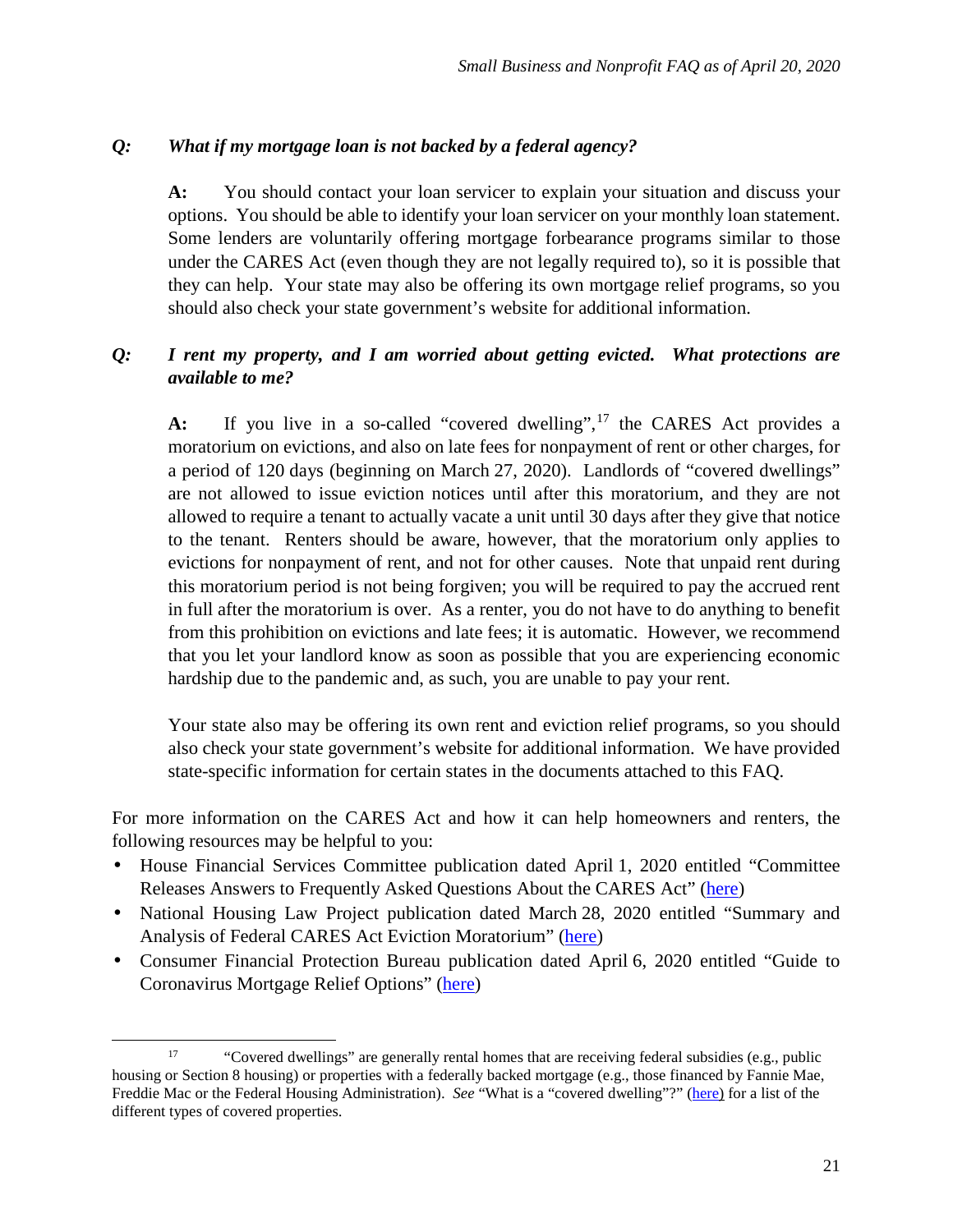***Q: What if my mortgage loan is not backed by a federal agency?***

**A:** You should contact your loan servicer to explain your situation and discuss your options. You should be able to identify your loan servicer on your monthly loan statement. Some lenders are voluntarily offering mortgage forbearance programs similar to those under the CARES Act (even though they are not legally required to), so it is possible that they can help. Your state may also be offering its own mortgage relief programs, so you should also check your state government's website for additional information.

***Q: I rent my property, and I am worried about getting evicted. What protections are available to me?***

**A:** If you live in a so-called "covered dwelling",[17] the CARES Act provides a moratorium on evictions, and also on late fees for nonpayment of rent or other charges, for a period of 120 days (beginning on March 27, 2020). Landlords of "covered dwellings" are not allowed to issue eviction notices until after this moratorium, and they are not allowed to require a tenant to actually vacate a unit until 30 days after they give that notice to the tenant. Renters should be aware, however, that the moratorium only applies to evictions for nonpayment of rent, and not for other causes. Note that unpaid rent during this moratorium period is not being forgiven; you will be required to pay the accrued rent in full after the moratorium is over. As a renter, you do not have to do anything to benefit from this prohibition on evictions and late fees; it is automatic. However, we recommend that you let your landlord know as soon as possible that you are experiencing economic hardship due to the pandemic and, as such, you are unable to pay your rent.

Your state also may be offering its own rent and eviction relief programs, so you should also check your state government's website for additional information. We have provided state-specific information for certain states in the documents attached to this FAQ.

For more information on the CARES Act and how it can help homeowners and renters, the following resources may be helpful to you:

- House Financial Services Committee publication dated April 1, 2020 entitled "Committee Releases Answers to Frequently Asked Questions About the CARES Act" (here)
- National Housing Law Project publication dated March 28, 2020 entitled "Summary and Analysis of Federal CARES Act Eviction Moratorium" (here)
- Consumer Financial Protection Bureau publication dated April 6, 2020 entitled "Guide to Coronavirus Mortgage Relief Options" (here)

---

[17] "Covered dwellings" are generally rental homes that are receiving federal subsidies (e.g., public housing or Section 8 housing) or properties with a federally backed mortgage (e.g., those financed by Fannie Mae, Freddie Mac or the Federal Housing Administration). *See* "What is a "covered dwelling"?" (here) for a list of the different types of covered properties.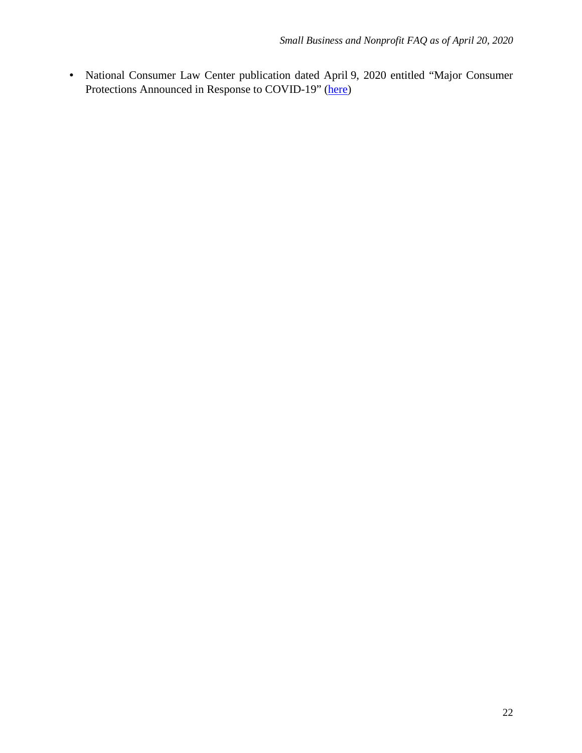- National Consumer Law Center publication dated April 9, 2020 entitled "Major Consumer Protections Announced in Response to COVID-19" (here)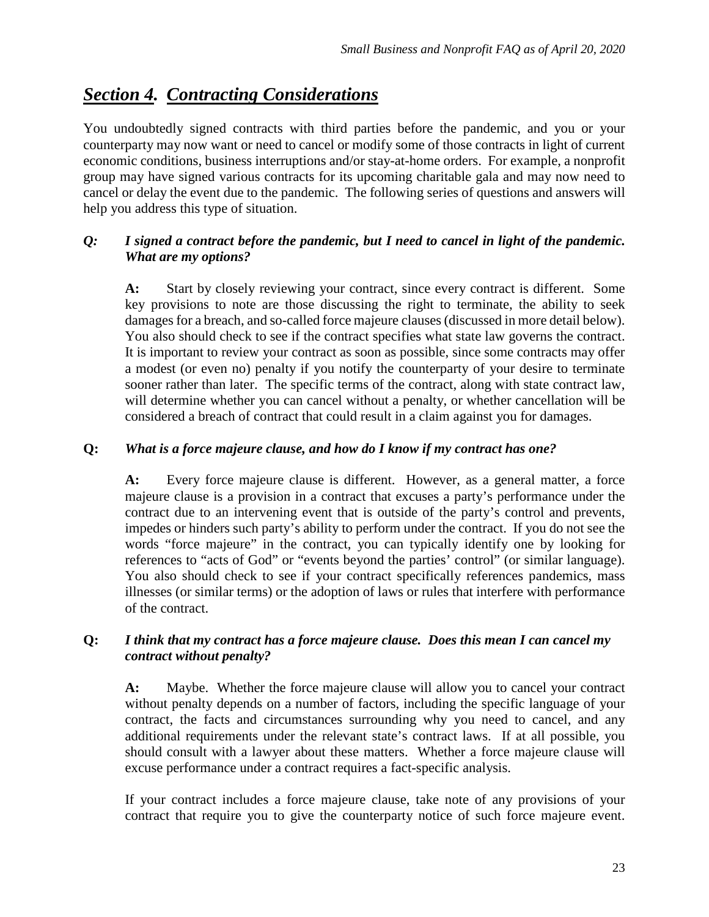## *Section 4. Contracting Considerations*

You undoubtedly signed contracts with third parties before the pandemic, and you or your counterparty may now want or need to cancel or modify some of those contracts in light of current economic conditions, business interruptions and/or stay-at-home orders. For example, a nonprofit group may have signed various contracts for its upcoming charitable gala and may now need to cancel or delay the event due to the pandemic. The following series of questions and answers will help you address this type of situation.

***Q: I signed a contract before the pandemic, but I need to cancel in light of the pandemic. What are my options?***

**A:** Start by closely reviewing your contract, since every contract is different. Some key provisions to note are those discussing the right to terminate, the ability to seek damages for a breach, and so-called force majeure clauses (discussed in more detail below). You also should check to see if the contract specifies what state law governs the contract. It is important to review your contract as soon as possible, since some contracts may offer a modest (or even no) penalty if you notify the counterparty of your desire to terminate sooner rather than later. The specific terms of the contract, along with state contract law, will determine whether you can cancel without a penalty, or whether cancellation will be considered a breach of contract that could result in a claim against you for damages.

**Q:** ***What is a force majeure clause, and how do I know if my contract has one?***

**A:** Every force majeure clause is different. However, as a general matter, a force majeure clause is a provision in a contract that excuses a party's performance under the contract due to an intervening event that is outside of the party's control and prevents, impedes or hinders such party's ability to perform under the contract. If you do not see the words "force majeure" in the contract, you can typically identify one by looking for references to "acts of God" or "events beyond the parties' control" (or similar language). You also should check to see if your contract specifically references pandemics, mass illnesses (or similar terms) or the adoption of laws or rules that interfere with performance of the contract.

**Q:** ***I think that my contract has a force majeure clause. Does this mean I can cancel my contract without penalty?***

**A:** Maybe. Whether the force majeure clause will allow you to cancel your contract without penalty depends on a number of factors, including the specific language of your contract, the facts and circumstances surrounding why you need to cancel, and any additional requirements under the relevant state's contract laws. If at all possible, you should consult with a lawyer about these matters. Whether a force majeure clause will excuse performance under a contract requires a fact-specific analysis.

If your contract includes a force majeure clause, take note of any provisions of your contract that require you to give the counterparty notice of such force majeure event.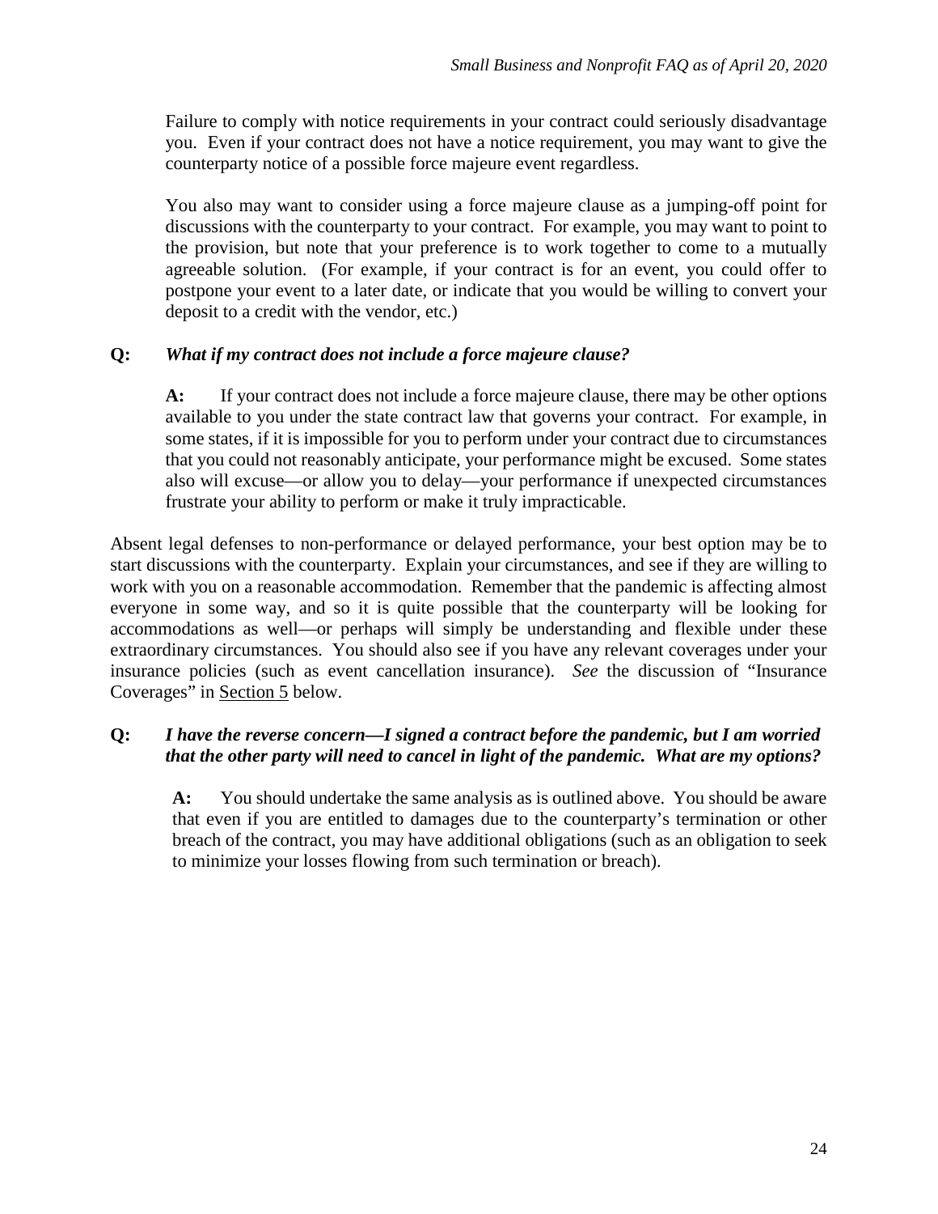Failure to comply with notice requirements in your contract could seriously disadvantage you. Even if your contract does not have a notice requirement, you may want to give the counterparty notice of a possible force majeure event regardless.

You also may want to consider using a force majeure clause as a jumping-off point for discussions with the counterparty to your contract. For example, you may want to point to the provision, but note that your preference is to work together to come to a mutually agreeable solution. (For example, if your contract is for an event, you could offer to postpone your event to a later date, or indicate that you would be willing to convert your deposit to a credit with the vendor, etc.)

**Q:** ***What if my contract does not include a force majeure clause?***

**A:** If your contract does not include a force majeure clause, there may be other options available to you under the state contract law that governs your contract. For example, in some states, if it is impossible for you to perform under your contract due to circumstances that you could not reasonably anticipate, your performance might be excused. Some states also will excuse—or allow you to delay—your performance if unexpected circumstances frustrate your ability to perform or make it truly impracticable.

Absent legal defenses to non-performance or delayed performance, your best option may be to start discussions with the counterparty. Explain your circumstances, and see if they are willing to work with you on a reasonable accommodation. Remember that the pandemic is affecting almost everyone in some way, and so it is quite possible that the counterparty will be looking for accommodations as well—or perhaps will simply be understanding and flexible under these extraordinary circumstances. You should also see if you have any relevant coverages under your insurance policies (such as event cancellation insurance). *See* the discussion of "Insurance Coverages" in Section 5 below.

**Q:** ***I have the reverse concern—I signed a contract before the pandemic, but I am worried that the other party will need to cancel in light of the pandemic. What are my options?***

**A:** You should undertake the same analysis as is outlined above. You should be aware that even if you are entitled to damages due to the counterparty's termination or other breach of the contract, you may have additional obligations (such as an obligation to seek to minimize your losses flowing from such termination or breach).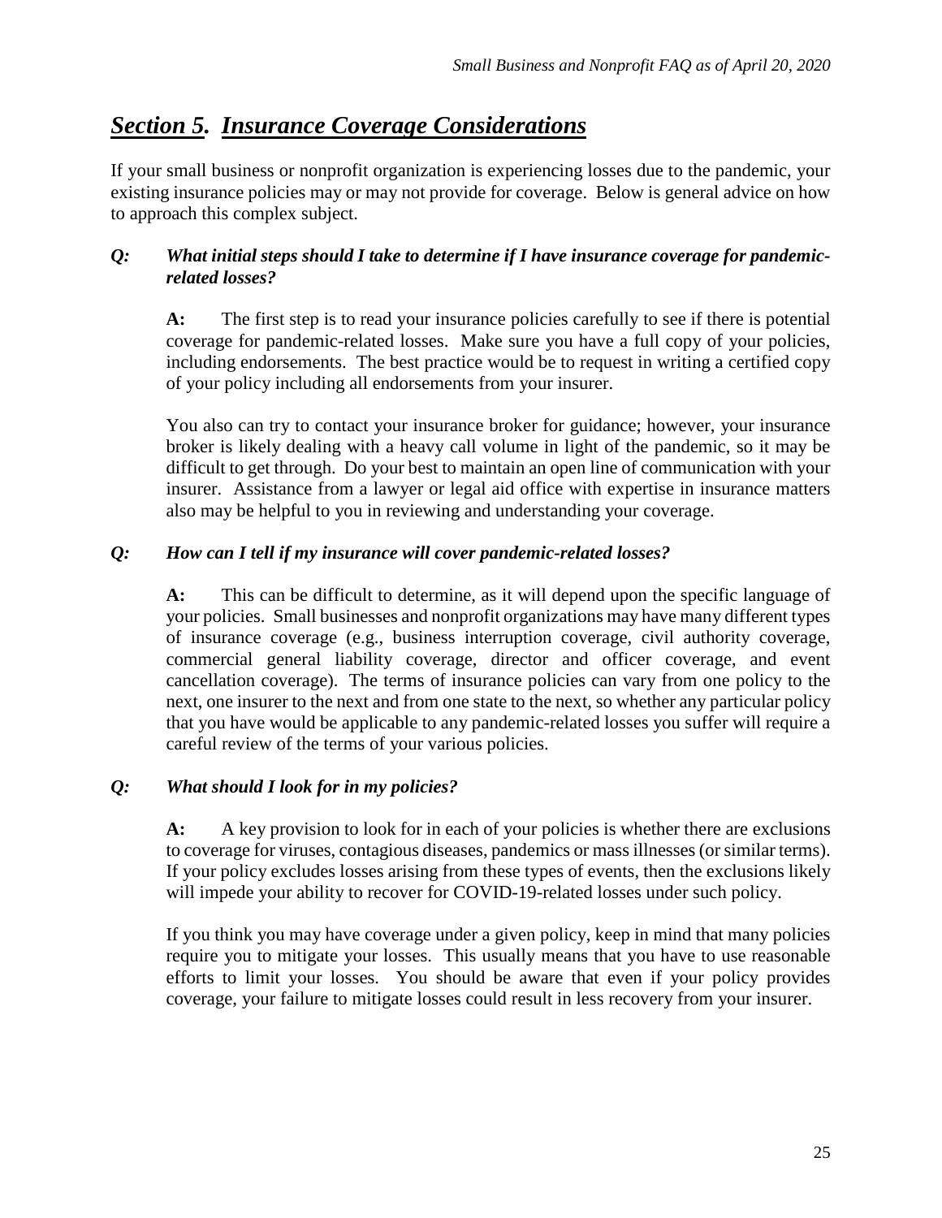## ***Section 5. Insurance Coverage Considerations***

If your small business or nonprofit organization is experiencing losses due to the pandemic, your existing insurance policies may or may not provide for coverage. Below is general advice on how to approach this complex subject.

***Q: What initial steps should I take to determine if I have insurance coverage for pandemic-related losses?***

**A:** The first step is to read your insurance policies carefully to see if there is potential coverage for pandemic-related losses. Make sure you have a full copy of your policies, including endorsements. The best practice would be to request in writing a certified copy of your policy including all endorsements from your insurer.

You also can try to contact your insurance broker for guidance; however, your insurance broker is likely dealing with a heavy call volume in light of the pandemic, so it may be difficult to get through. Do your best to maintain an open line of communication with your insurer. Assistance from a lawyer or legal aid office with expertise in insurance matters also may be helpful to you in reviewing and understanding your coverage.

***Q: How can I tell if my insurance will cover pandemic-related losses?***

**A:** This can be difficult to determine, as it will depend upon the specific language of your policies. Small businesses and nonprofit organizations may have many different types of insurance coverage (e.g., business interruption coverage, civil authority coverage, commercial general liability coverage, director and officer coverage, and event cancellation coverage). The terms of insurance policies can vary from one policy to the next, one insurer to the next and from one state to the next, so whether any particular policy that you have would be applicable to any pandemic-related losses you suffer will require a careful review of the terms of your various policies.

***Q: What should I look for in my policies?***

**A:** A key provision to look for in each of your policies is whether there are exclusions to coverage for viruses, contagious diseases, pandemics or mass illnesses (or similar terms). If your policy excludes losses arising from these types of events, then the exclusions likely will impede your ability to recover for COVID-19-related losses under such policy.

If you think you may have coverage under a given policy, keep in mind that many policies require you to mitigate your losses. This usually means that you have to use reasonable efforts to limit your losses. You should be aware that even if your policy provides coverage, your failure to mitigate losses could result in less recovery from your insurer.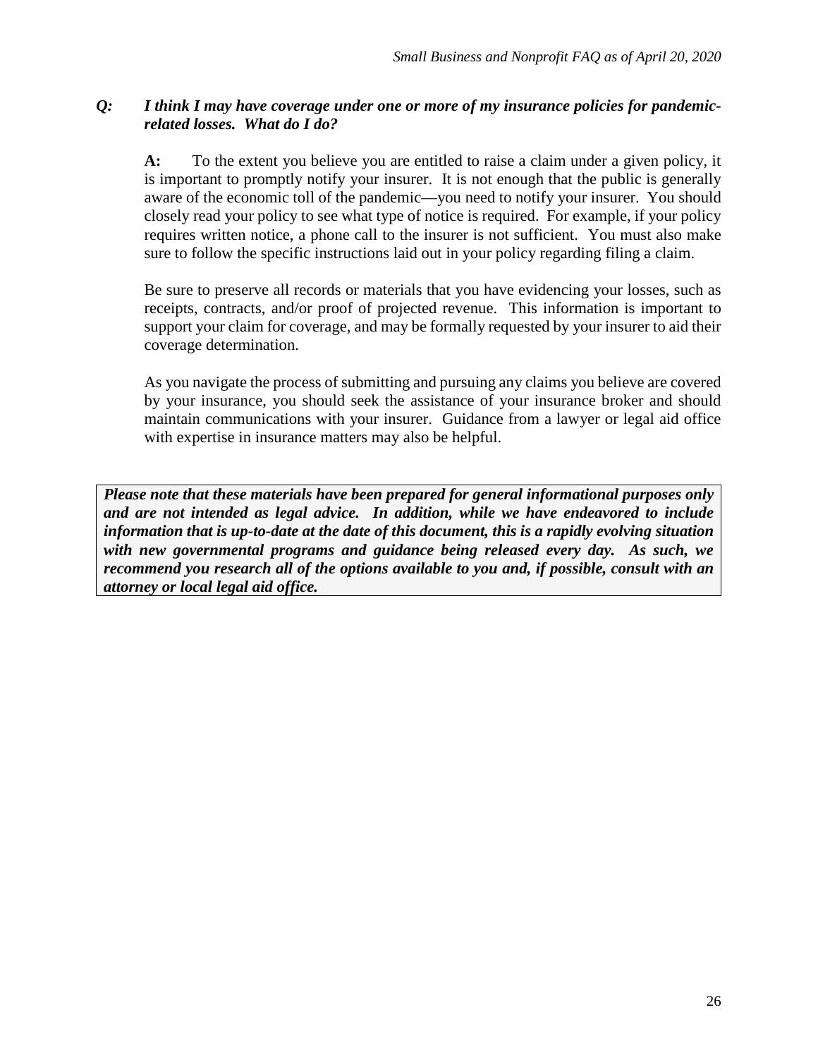***Q: I think I may have coverage under one or more of my insurance policies for pandemic-related losses. What do I do?***

**A:** To the extent you believe you are entitled to raise a claim under a given policy, it is important to promptly notify your insurer. It is not enough that the public is generally aware of the economic toll of the pandemic—you need to notify your insurer. You should closely read your policy to see what type of notice is required. For example, if your policy requires written notice, a phone call to the insurer is not sufficient. You must also make sure to follow the specific instructions laid out in your policy regarding filing a claim.

Be sure to preserve all records or materials that you have evidencing your losses, such as receipts, contracts, and/or proof of projected revenue. This information is important to support your claim for coverage, and may be formally requested by your insurer to aid their coverage determination.

As you navigate the process of submitting and pursuing any claims you believe are covered by your insurance, you should seek the assistance of your insurance broker and should maintain communications with your insurer. Guidance from a lawyer or legal aid office with expertise in insurance matters may also be helpful.

***Please note that these materials have been prepared for general informational purposes only and are not intended as legal advice. In addition, while we have endeavored to include information that is up-to-date at the date of this document, this is a rapidly evolving situation with new governmental programs and guidance being released every day. As such, we recommend you research all of the options available to you and, if possible, consult with an attorney or local legal aid office.***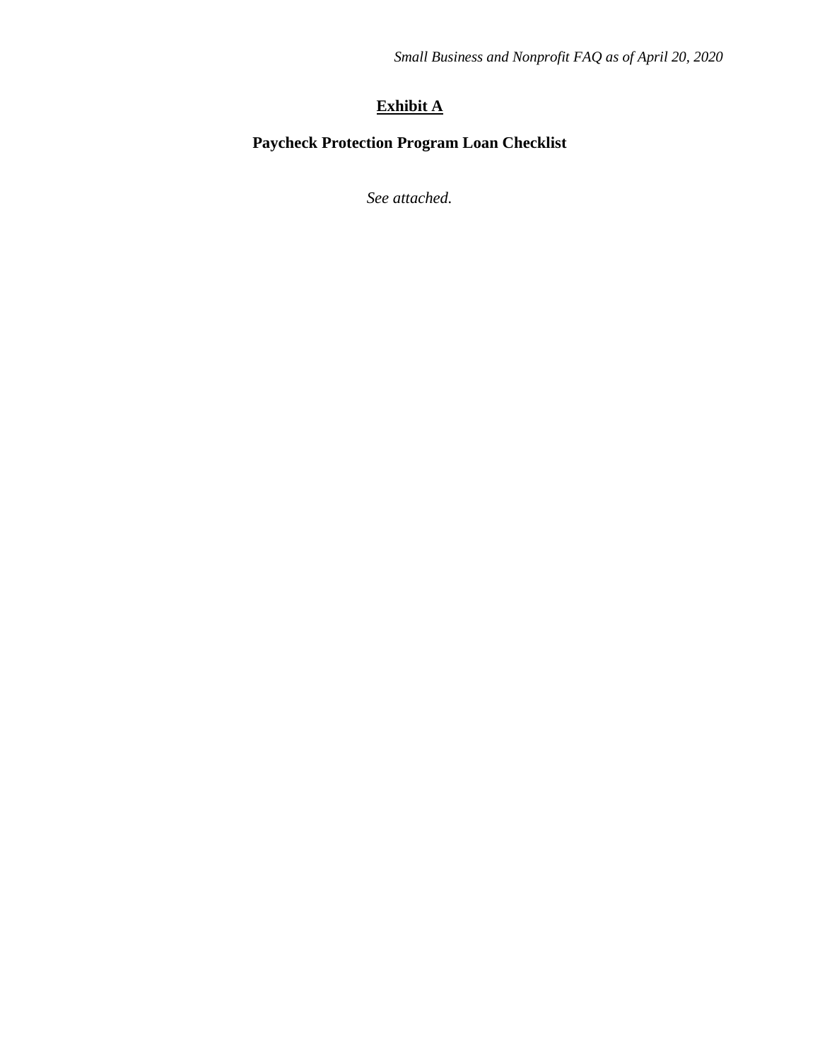# Exhibit A

**Paycheck Protection Program Loan Checklist**

*See attached.*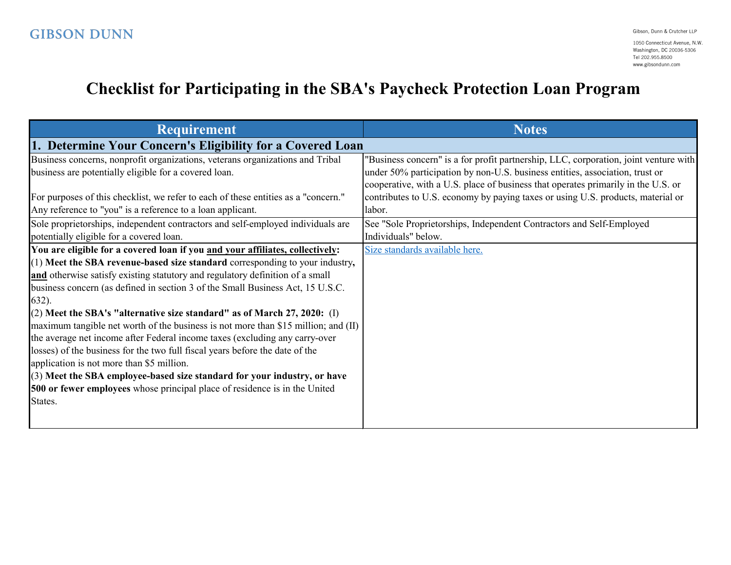# Checklist for Participating in the SBA's Paycheck Protection Loan Program

| Requirement | Notes |
|---|---|
| **1. Determine Your Concern's Eligibility for a Covered Loan** | |
| Business concerns, nonprofit organizations, veterans organizations and Tribal business are potentially eligible for a covered loan.<br><br>For purposes of this checklist, we refer to each of these entities as a "concern." Any reference to "you" is a reference to a loan applicant. | "Business concern" is a for profit partnership, LLC, corporation, joint venture with under 50% participation by non-U.S. business entities, association, trust or cooperative, with a U.S. place of business that operates primarily in the U.S. or contributes to U.S. economy by paying taxes or using U.S. products, material or labor. |
| Sole proprietorships, independent contractors and self-employed individuals are potentially eligible for a covered loan. | See "Sole Proprietorships, Independent Contractors and Self-Employed Individuals" below. |
| **You are eligible for a covered loan if you <u>and your affiliates, collectively</u>:**<br>(1) **Meet the SBA revenue-based size standard** corresponding to your industry**, <u>and</u>** otherwise satisfy existing statutory and regulatory definition of a small business concern (as defined in section 3 of the Small Business Act, 15 U.S.C. 632).<br>(2) **Meet the SBA's "alternative size standard" as of March 27, 2020:** (I) maximum tangible net worth of the business is not more than \$15 million; and (II) the average net income after Federal income taxes (excluding any carry-over losses) of the business for the two full fiscal years before the date of the application is not more than \$5 million.<br>(3) **Meet the SBA employee-based size standard for your industry, or have 500 or fewer employees** whose principal place of residence is in the United States. | Size standards available here. |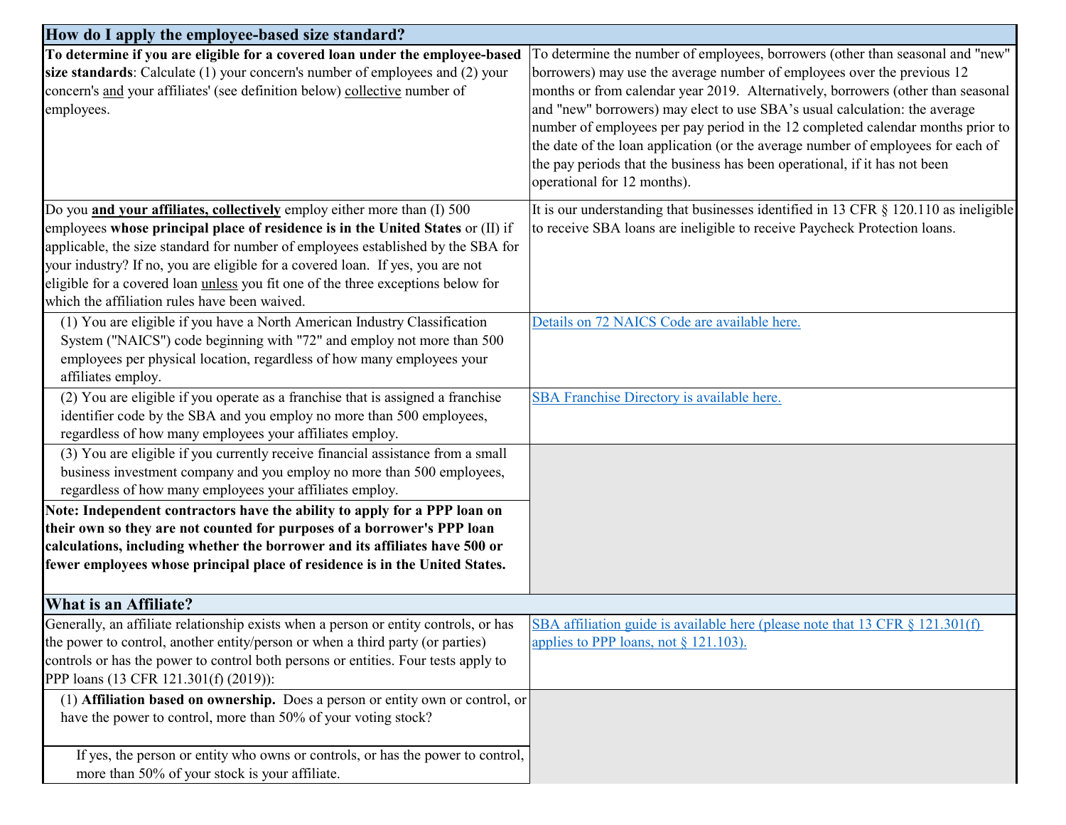| **How do I apply the employee-based size standard?** | |
|---|---|
| **To determine if you are eligible for a covered loan under the employee-based size standards**: Calculate (1) your concern's number of employees and (2) your concern's and your affiliates' (see definition below) collective number of employees. | To determine the number of employees, borrowers (other than seasonal and "new" borrowers) may use the average number of employees over the previous 12 months or from calendar year 2019. Alternatively, borrowers (other than seasonal and "new" borrowers) may elect to use SBA's usual calculation: the average number of employees per pay period in the 12 completed calendar months prior to the date of the loan application (or the average number of employees for each of the pay periods that the business has been operational, if it has not been operational for 12 months). |
| Do you **and your affiliates, collectively** employ either more than (I) 500 employees **whose principal place of residence is in the United States** or (II) if applicable, the size standard for number of employees established by the SBA for your industry? If no, you are eligible for a covered loan. If yes, you are not eligible for a covered loan unless you fit one of the three exceptions below for which the affiliation rules have been waived. | It is our understanding that businesses identified in 13 CFR § 120.110 as ineligible to receive SBA loans are ineligible to receive Paycheck Protection loans. |
| (1) You are eligible if you have a North American Industry Classification System ("NAICS") code beginning with "72" and employ not more than 500 employees per physical location, regardless of how many employees your affiliates employ. | Details on 72 NAICS Code are available here. |
| (2) You are eligible if you operate as a franchise that is assigned a franchise identifier code by the SBA and you employ no more than 500 employees, regardless of how many employees your affiliates employ. | SBA Franchise Directory is available here. |
| (3) You are eligible if you currently receive financial assistance from a small business investment company and you employ no more than 500 employees, regardless of how many employees your affiliates employ. | |
| **Note: Independent contractors have the ability to apply for a PPP loan on their own so they are not counted for purposes of a borrower's PPP loan calculations, including whether the borrower and its affiliates have 500 or fewer employees whose principal place of residence is in the United States.** | |
| **What is an Affiliate?** | |
| Generally, an affiliate relationship exists when a person or entity controls, or has the power to control, another entity/person or when a third party (or parties) controls or has the power to control both persons or entities. Four tests apply to PPP loans (13 CFR 121.301(f) (2019)): | SBA affiliation guide is available here (please note that 13 CFR § 121.301(f) applies to PPP loans, not § 121.103). |
| (1) **Affiliation based on ownership.** Does a person or entity own or control, or have the power to control, more than 50% of your voting stock? | |
| If yes, the person or entity who owns or controls, or has the power to control, more than 50% of your stock is your affiliate. | |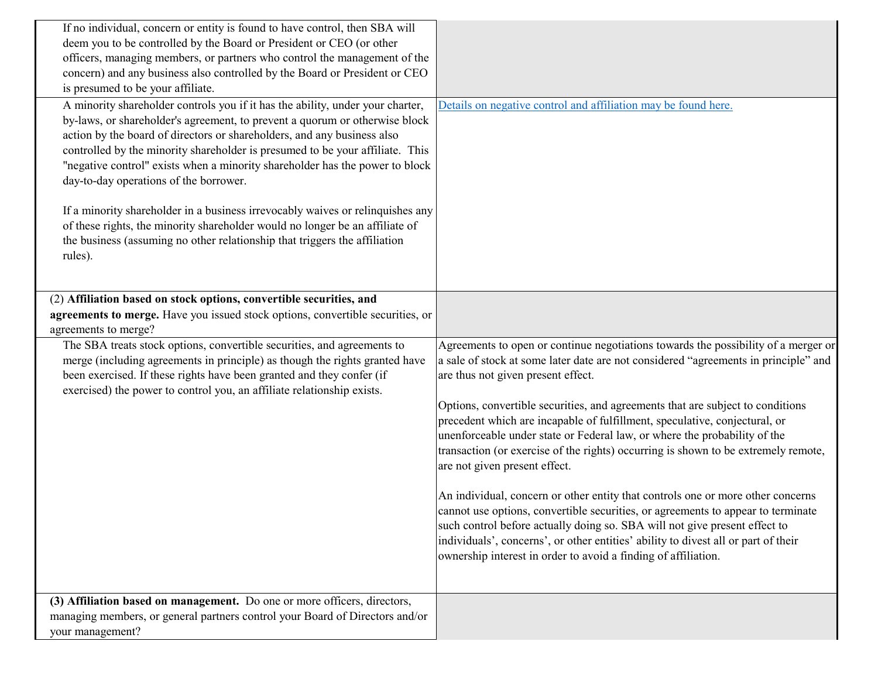| | |
|---|---|
| If no individual, concern or entity is found to have control, then SBA will deem you to be controlled by the Board or President or CEO (or other officers, managing members, or partners who control the management of the concern) and any business also controlled by the Board or President or CEO is presumed to be your affiliate. | |
| A minority shareholder controls you if it has the ability, under your charter, by-laws, or shareholder's agreement, to prevent a quorum or otherwise block action by the board of directors or shareholders, and any business also controlled by the minority shareholder is presumed to be your affiliate. This "negative control" exists when a minority shareholder has the power to block day-to-day operations of the borrower.<br><br>If a minority shareholder in a business irrevocably waives or relinquishes any of these rights, the minority shareholder would no longer be an affiliate of the business (assuming no other relationship that triggers the affiliation rules). | Details on negative control and affiliation may be found here. |
| (2) **Affiliation based on stock options, convertible securities, and agreements to merge.** Have you issued stock options, convertible securities, or agreements to merge? | |
| The SBA treats stock options, convertible securities, and agreements to merge (including agreements in principle) as though the rights granted have been exercised. If these rights have been granted and they confer (if exercised) the power to control you, an affiliate relationship exists. | Agreements to open or continue negotiations towards the possibility of a merger or a sale of stock at some later date are not considered "agreements in principle" and are thus not given present effect.<br><br>Options, convertible securities, and agreements that are subject to conditions precedent which are incapable of fulfillment, speculative, conjectural, or unenforceable under state or Federal law, or where the probability of the transaction (or exercise of the rights) occurring is shown to be extremely remote, are not given present effect.<br><br>An individual, concern or other entity that controls one or more other concerns cannot use options, convertible securities, or agreements to appear to terminate such control before actually doing so. SBA will not give present effect to individuals', concerns', or other entities' ability to divest all or part of their ownership interest in order to avoid a finding of affiliation. |
| **(3) Affiliation based on management.** Do one or more officers, directors, managing members, or general partners control your Board of Directors and/or your management? | |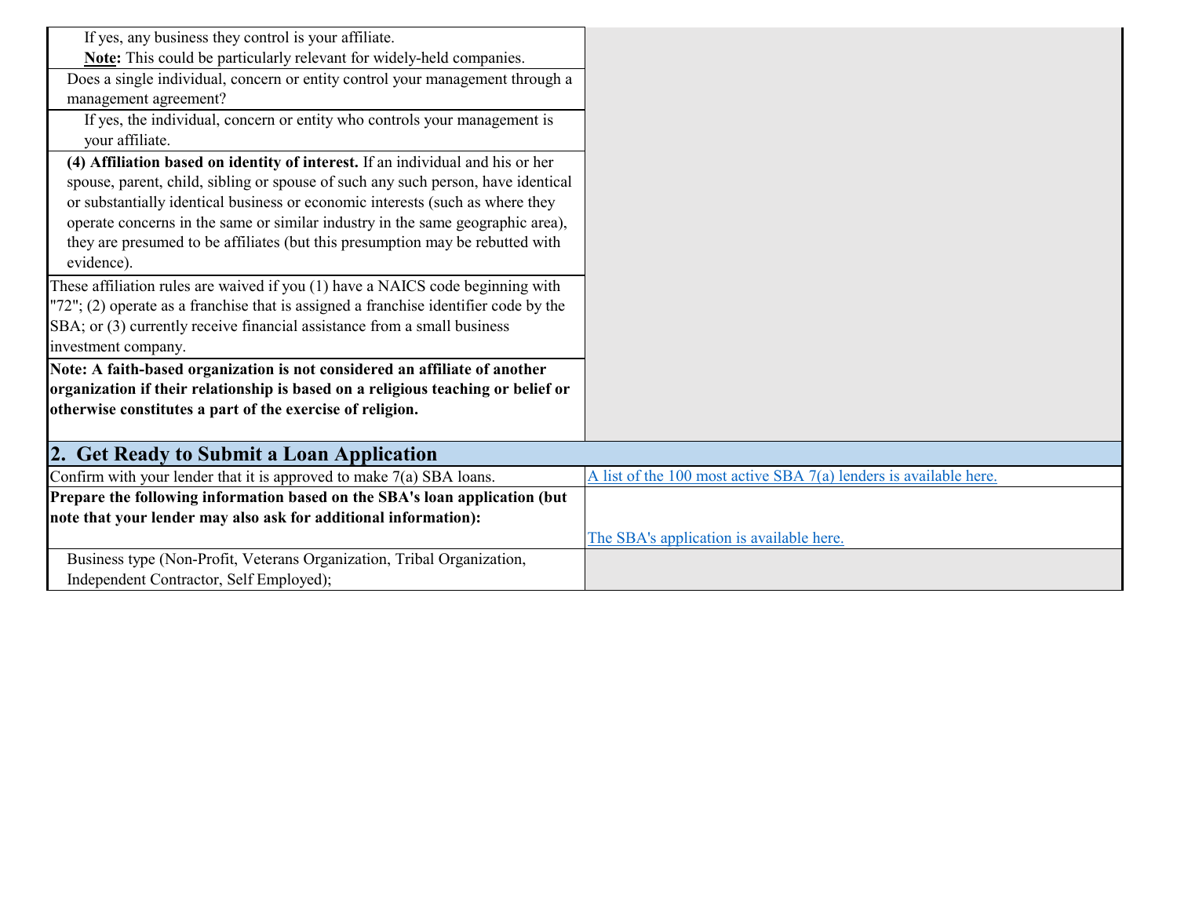| | |
|---|---|
| If yes, any business they control is your affiliate. **Note:** This could be particularly relevant for widely-held companies. | |
| Does a single individual, concern or entity control your management through a management agreement? | |
| If yes, the individual, concern or entity who controls your management is your affiliate. | |
| **(4) Affiliation based on identity of interest.** If an individual and his or her spouse, parent, child, sibling or spouse of such any such person, have identical or substantially identical business or economic interests (such as where they operate concerns in the same or similar industry in the same geographic area), they are presumed to be affiliates (but this presumption may be rebutted with evidence). | |
| These affiliation rules are waived if you (1) have a NAICS code beginning with "72"; (2) operate as a franchise that is assigned a franchise identifier code by the SBA; or (3) currently receive financial assistance from a small business investment company. | |
| **Note: A faith-based organization is not considered an affiliate of another organization if their relationship is based on a religious teaching or belief or otherwise constitutes a part of the exercise of religion.** | |

## 2. Get Ready to Submit a Loan Application

| | |
|---|---|
| Confirm with your lender that it is approved to make 7(a) SBA loans. | A list of the 100 most active SBA 7(a) lenders is available here. |
| **Prepare the following information based on the SBA's loan application (but note that your lender may also ask for additional information):** | The SBA's application is available here. |
| Business type (Non-Profit, Veterans Organization, Tribal Organization, Independent Contractor, Self Employed); | |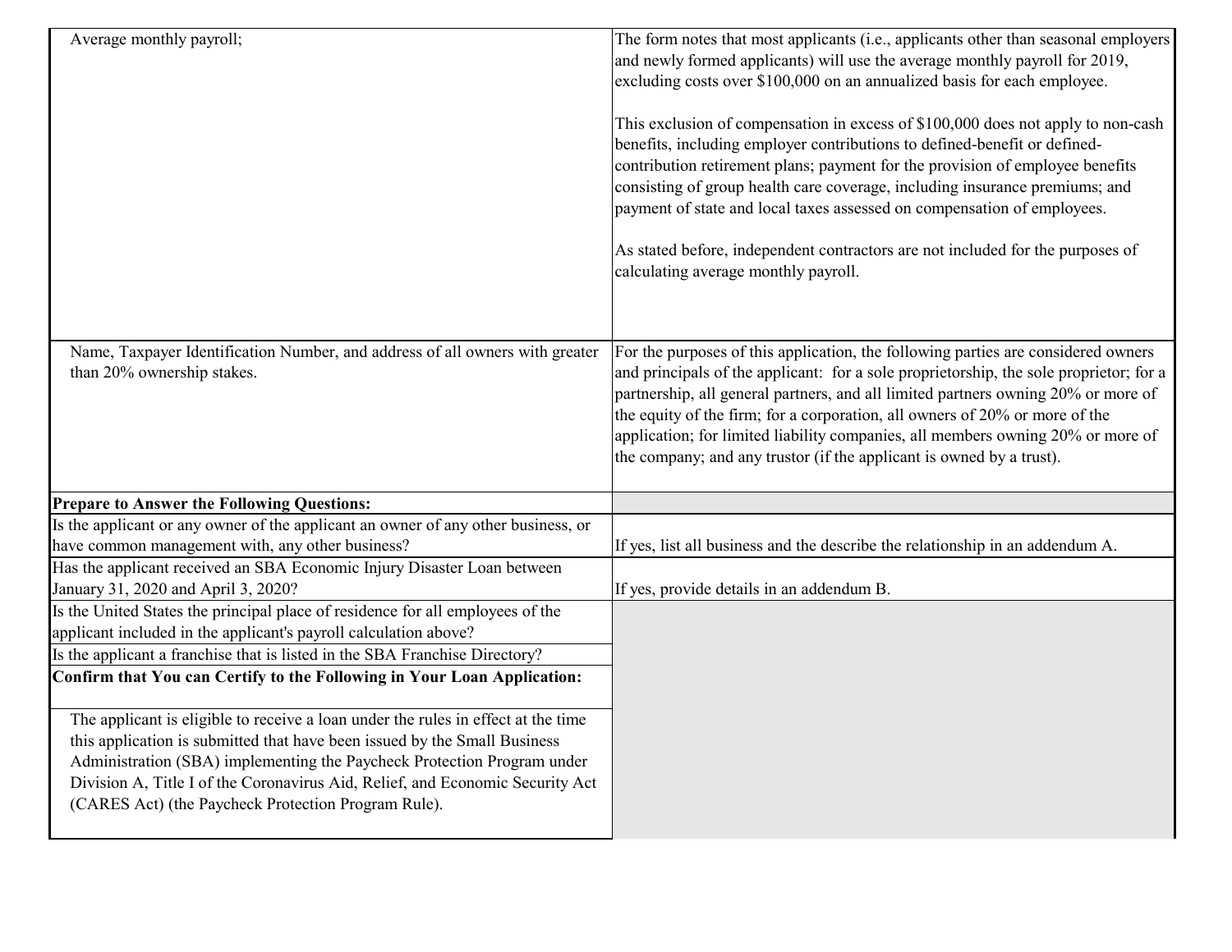| | |
|---|---|
| Average monthly payroll; | The form notes that most applicants (i.e., applicants other than seasonal employers and newly formed applicants) will use the average monthly payroll for 2019, excluding costs over $100,000 on an annualized basis for each employee.<br><br>This exclusion of compensation in excess of $100,000 does not apply to non-cash benefits, including employer contributions to defined-benefit or defined-contribution retirement plans; payment for the provision of employee benefits consisting of group health care coverage, including insurance premiums; and payment of state and local taxes assessed on compensation of employees.<br><br>As stated before, independent contractors are not included for the purposes of calculating average monthly payroll. |
| Name, Taxpayer Identification Number, and address of all owners with greater than 20% ownership stakes. | For the purposes of this application, the following parties are considered owners and principals of the applicant: for a sole proprietorship, the sole proprietor; for a partnership, all general partners, and all limited partners owning 20% or more of the equity of the firm; for a corporation, all owners of 20% or more of the application; for limited liability companies, all members owning 20% or more of the company; and any trustor (if the applicant is owned by a trust). |
| **Prepare to Answer the Following Questions:** | |
| Is the applicant or any owner of the applicant an owner of any other business, or have common management with, any other business? | If yes, list all business and the describe the relationship in an addendum A. |
| Has the applicant received an SBA Economic Injury Disaster Loan between January 31, 2020 and April 3, 2020? | If yes, provide details in an addendum B. |
| Is the United States the principal place of residence for all employees of the applicant included in the applicant's payroll calculation above? | |
| Is the applicant a franchise that is listed in the SBA Franchise Directory? | |
| **Confirm that You can Certify to the Following in Your Loan Application:** | |
| The applicant is eligible to receive a loan under the rules in effect at the time this application is submitted that have been issued by the Small Business Administration (SBA) implementing the Paycheck Protection Program under Division A, Title I of the Coronavirus Aid, Relief, and Economic Security Act (CARES Act) (the Paycheck Protection Program Rule). | |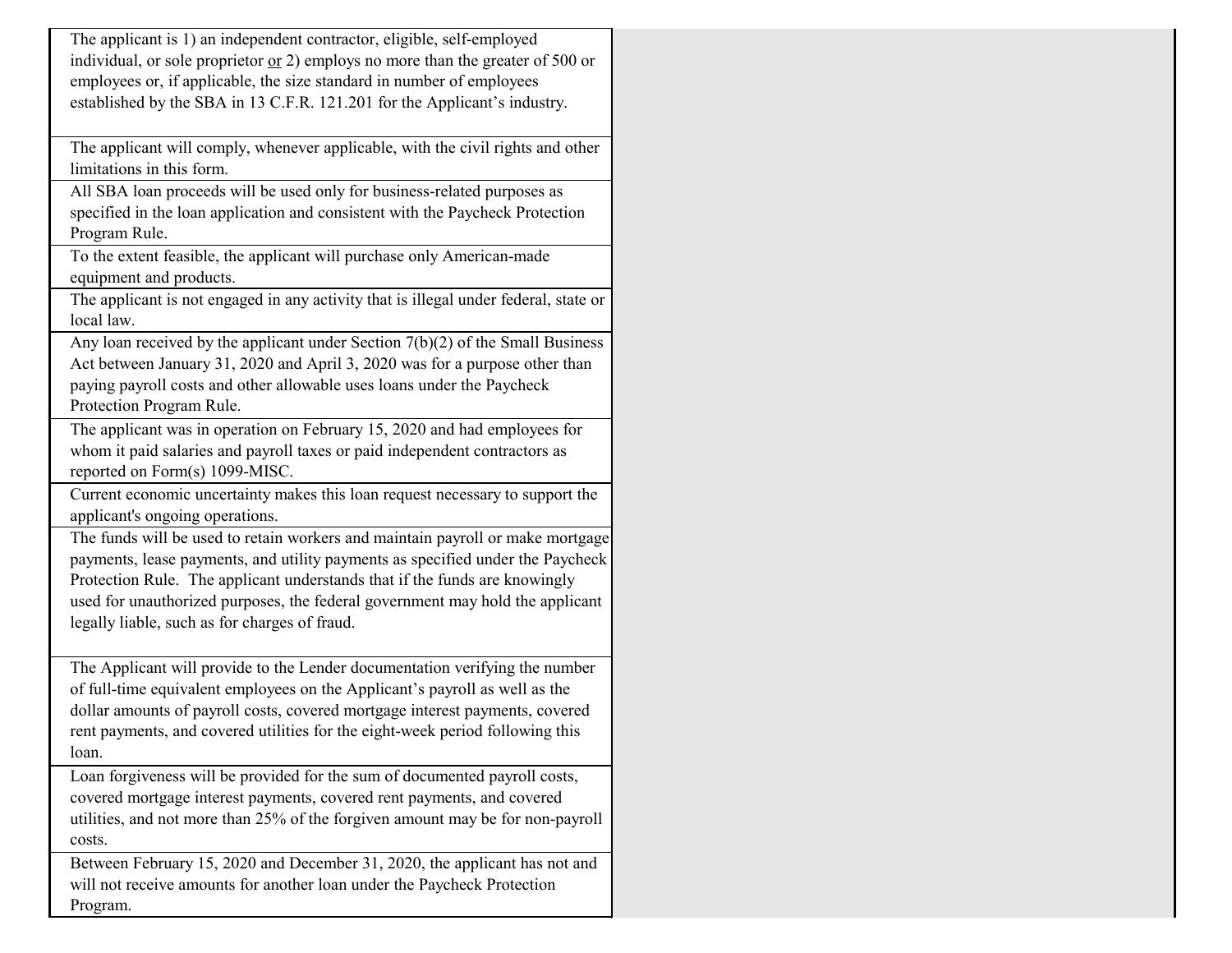| | |
|---|---|
| The applicant is 1) an independent contractor, eligible, self-employed individual, or sole proprietor <u>or</u> 2) employs no more than the greater of 500 or employees or, if applicable, the size standard in number of employees established by the SBA in 13 C.F.R. 121.201 for the Applicant's industry. | |
| The applicant will comply, whenever applicable, with the civil rights and other limitations in this form. | |
| All SBA loan proceeds will be used only for business-related purposes as specified in the loan application and consistent with the Paycheck Protection Program Rule. | |
| To the extent feasible, the applicant will purchase only American-made equipment and products. | |
| The applicant is not engaged in any activity that is illegal under federal, state or local law. | |
| Any loan received by the applicant under Section 7(b)(2) of the Small Business Act between January 31, 2020 and April 3, 2020 was for a purpose other than paying payroll costs and other allowable uses loans under the Paycheck Protection Program Rule. | |
| The applicant was in operation on February 15, 2020 and had employees for whom it paid salaries and payroll taxes or paid independent contractors as reported on Form(s) 1099-MISC. | |
| Current economic uncertainty makes this loan request necessary to support the applicant's ongoing operations. | |
| The funds will be used to retain workers and maintain payroll or make mortgage payments, lease payments, and utility payments as specified under the Paycheck Protection Rule. The applicant understands that if the funds are knowingly used for unauthorized purposes, the federal government may hold the applicant legally liable, such as for charges of fraud. | |
| The Applicant will provide to the Lender documentation verifying the number of full-time equivalent employees on the Applicant's payroll as well as the dollar amounts of payroll costs, covered mortgage interest payments, covered rent payments, and covered utilities for the eight-week period following this loan. | |
| Loan forgiveness will be provided for the sum of documented payroll costs, covered mortgage interest payments, covered rent payments, and covered utilities, and not more than 25% of the forgiven amount may be for non-payroll costs. | |
| Between February 15, 2020 and December 31, 2020, the applicant has not and will not receive amounts for another loan under the Paycheck Protection Program. | |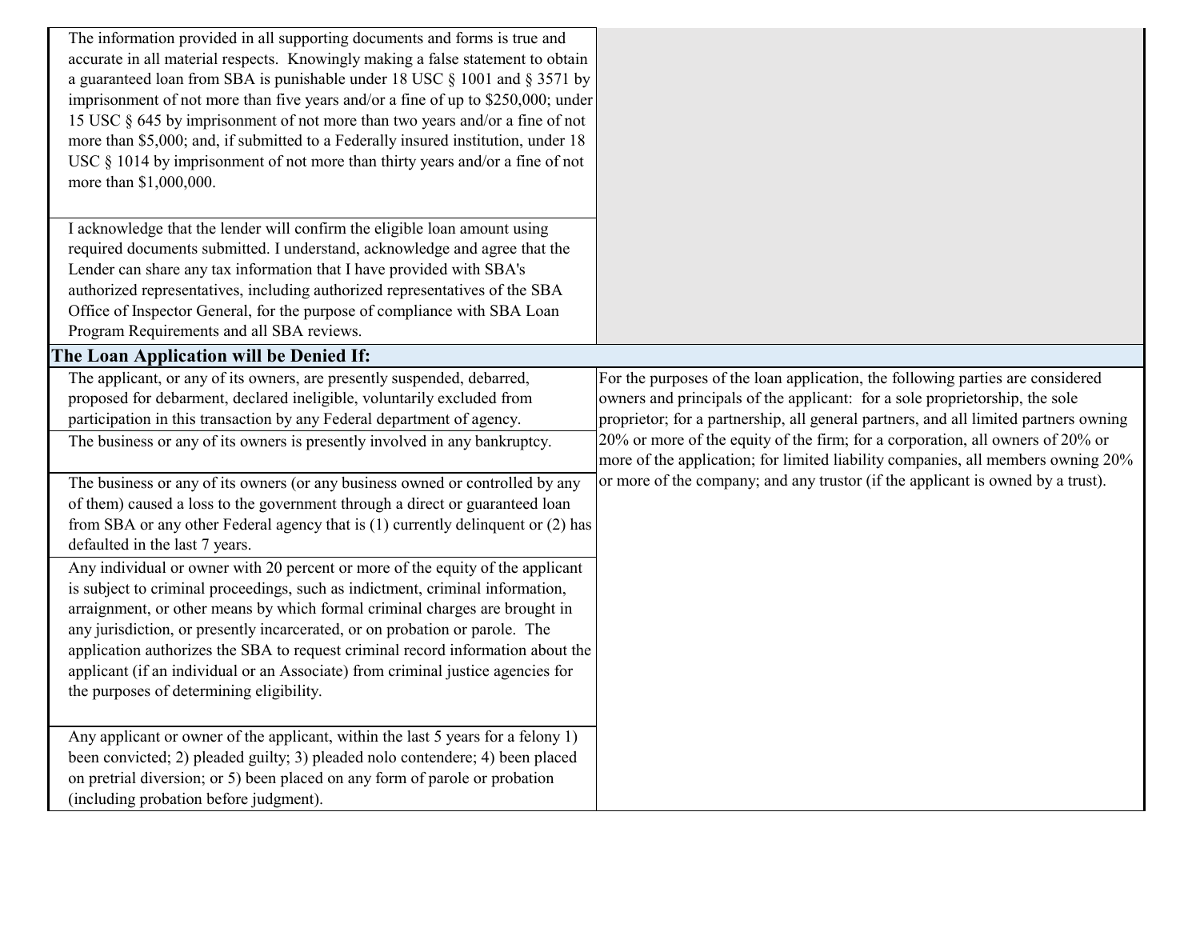| | |
|---|---|
| The information provided in all supporting documents and forms is true and accurate in all material respects. Knowingly making a false statement to obtain a guaranteed loan from SBA is punishable under 18 USC § 1001 and § 3571 by imprisonment of not more than five years and/or a fine of up to $250,000; under 15 USC § 645 by imprisonment of not more than two years and/or a fine of not more than $5,000; and, if submitted to a Federally insured institution, under 18 USC § 1014 by imprisonment of not more than thirty years and/or a fine of not more than $1,000,000. | |
| I acknowledge that the lender will confirm the eligible loan amount using required documents submitted. I understand, acknowledge and agree that the Lender can share any tax information that I have provided with SBA's authorized representatives, including authorized representatives of the SBA Office of Inspector General, for the purpose of compliance with SBA Loan Program Requirements and all SBA reviews. | |
| **The Loan Application will be Denied If:** | |
| The applicant, or any of its owners, are presently suspended, debarred, proposed for debarment, declared ineligible, voluntarily excluded from participation in this transaction by any Federal department of agency. | For the purposes of the loan application, the following parties are considered owners and principals of the applicant: for a sole proprietorship, the sole proprietor; for a partnership, all general partners, and all limited partners owning 20% or more of the equity of the firm; for a corporation, all owners of 20% or more of the application; for limited liability companies, all members owning 20% or more of the company; and any trustor (if the applicant is owned by a trust). |
| The business or any of its owners is presently involved in any bankruptcy. | |
| The business or any of its owners (or any business owned or controlled by any of them) caused a loss to the government through a direct or guaranteed loan from SBA or any other Federal agency that is (1) currently delinquent or (2) has defaulted in the last 7 years. | |
| Any individual or owner with 20 percent or more of the equity of the applicant is subject to criminal proceedings, such as indictment, criminal information, arraignment, or other means by which formal criminal charges are brought in any jurisdiction, or presently incarcerated, or on probation or parole. The application authorizes the SBA to request criminal record information about the applicant (if an individual or an Associate) from criminal justice agencies for the purposes of determining eligibility. | |
| Any applicant or owner of the applicant, within the last 5 years for a felony 1) been convicted; 2) pleaded guilty; 3) pleaded nolo contendere; 4) been placed on pretrial diversion; or 5) been placed on any form of parole or probation (including probation before judgment). | |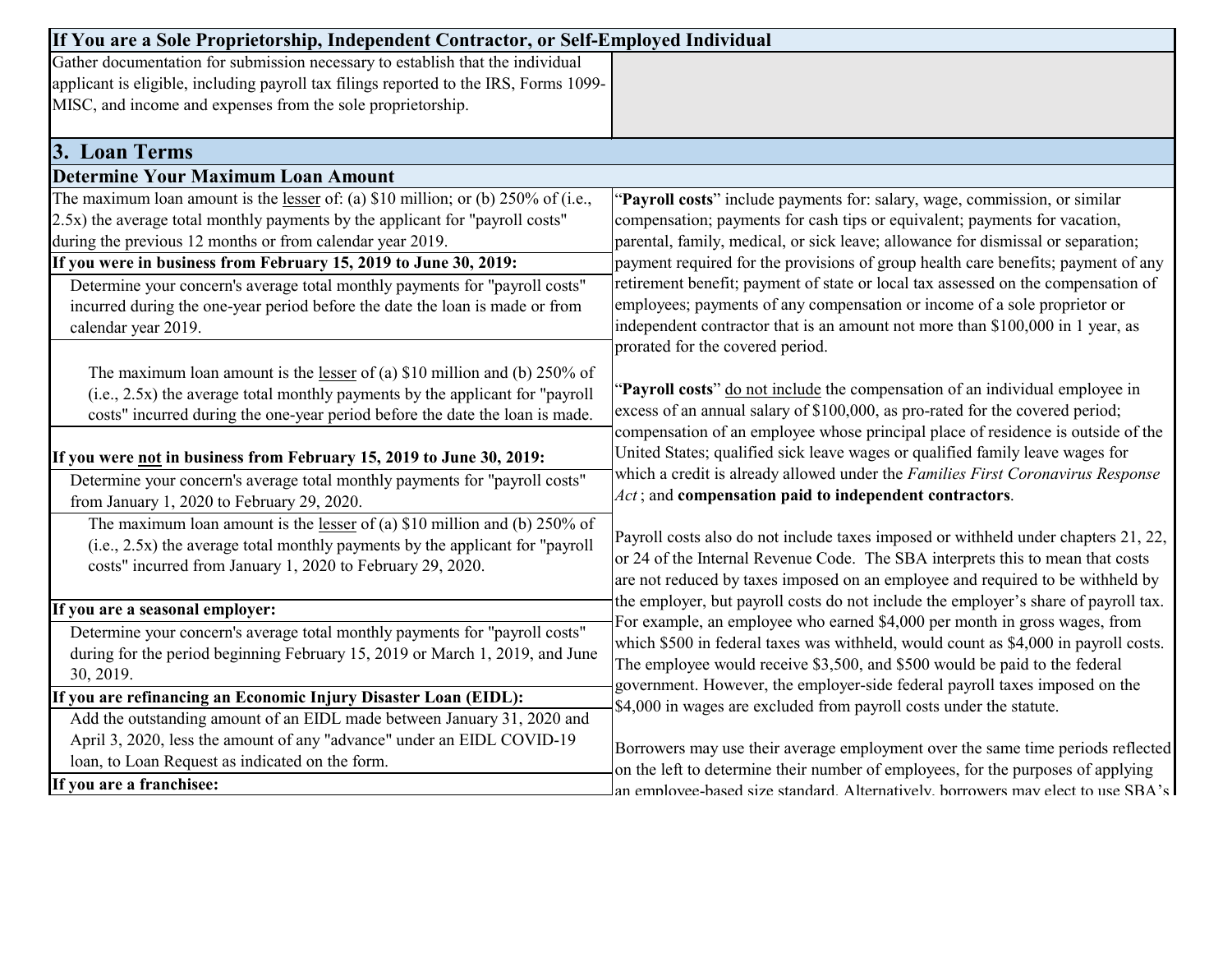| If You are a Sole Proprietorship, Independent Contractor, or Self-Employed Individual | |
|---|---|
| Gather documentation for submission necessary to establish that the individual applicant is eligible, including payroll tax filings reported to the IRS, Forms 1099-MISC, and income and expenses from the sole proprietorship. | |

## 3. Loan Terms

### Determine Your Maximum Loan Amount

| | |
|---|---|
| The maximum loan amount is the lesser of: (a) $10 million; or (b) 250% of (i.e., 2.5x) the average total monthly payments by the applicant for "payroll costs" during the previous 12 months or from calendar year 2019. | "**Payroll costs**" include payments for: salary, wage, commission, or similar compensation; payments for cash tips or equivalent; payments for vacation, parental, family, medical, or sick leave; allowance for dismissal or separation; payment required for the provisions of group health care benefits; payment of any retirement benefit; payment of state or local tax assessed on the compensation of employees; payments of any compensation or income of a sole proprietor or independent contractor that is an amount not more than $100,000 in 1 year, as prorated for the covered period. |
| **If you were in business from February 15, 2019 to June 30, 2019:** | |
| Determine your concern's average total monthly payments for "payroll costs" incurred during the one-year period before the date the loan is made or from calendar year 2019. | |
| The maximum loan amount is the lesser of (a) $10 million and (b) 250% of (i.e., 2.5x) the average total monthly payments by the applicant for "payroll costs" incurred during the one-year period before the date the loan is made. | "**Payroll costs**" do not include the compensation of an individual employee in excess of an annual salary of $100,000, as pro-rated for the covered period; compensation of an employee whose principal place of residence is outside of the United States; qualified sick leave wages or qualified family leave wages for which a credit is already allowed under the *Families First Coronavirus Response Act*; and **compensation paid to independent contractors**. |
| **If you were not in business from February 15, 2019 to June 30, 2019:** | |
| Determine your concern's average total monthly payments for "payroll costs" from January 1, 2020 to February 29, 2020. | |
| The maximum loan amount is the lesser of (a) $10 million and (b) 250% of (i.e., 2.5x) the average total monthly payments by the applicant for "payroll costs" incurred from January 1, 2020 to February 29, 2020. | Payroll costs also do not include taxes imposed or withheld under chapters 21, 22, or 24 of the Internal Revenue Code. The SBA interprets this to mean that costs are not reduced by taxes imposed on an employee and required to be withheld by the employer, but payroll costs do not include the employer's share of payroll tax. For example, an employee who earned $4,000 per month in gross wages, from which $500 in federal taxes was withheld, would count as $4,000 in payroll costs. The employee would receive $3,500, and $500 would be paid to the federal government. However, the employer-side federal payroll taxes imposed on the $4,000 in wages are excluded from payroll costs under the statute. |
| **If you are a seasonal employer:** | |
| Determine your concern's average total monthly payments for "payroll costs" during for the period beginning February 15, 2019 or March 1, 2019, and June 30, 2019. | |
| **If you are refinancing an Economic Injury Disaster Loan (EIDL):** | |
| Add the outstanding amount of an EIDL made between January 31, 2020 and April 3, 2020, less the amount of any "advance" under an EIDL COVID-19 loan, to Loan Request as indicated on the form. | Borrowers may use their average employment over the same time periods reflected on the left to determine their number of employees, for the purposes of applying an employee-based size standard. Alternatively, borrowers may elect to use SBA's |
| **If you are a franchisee:** | |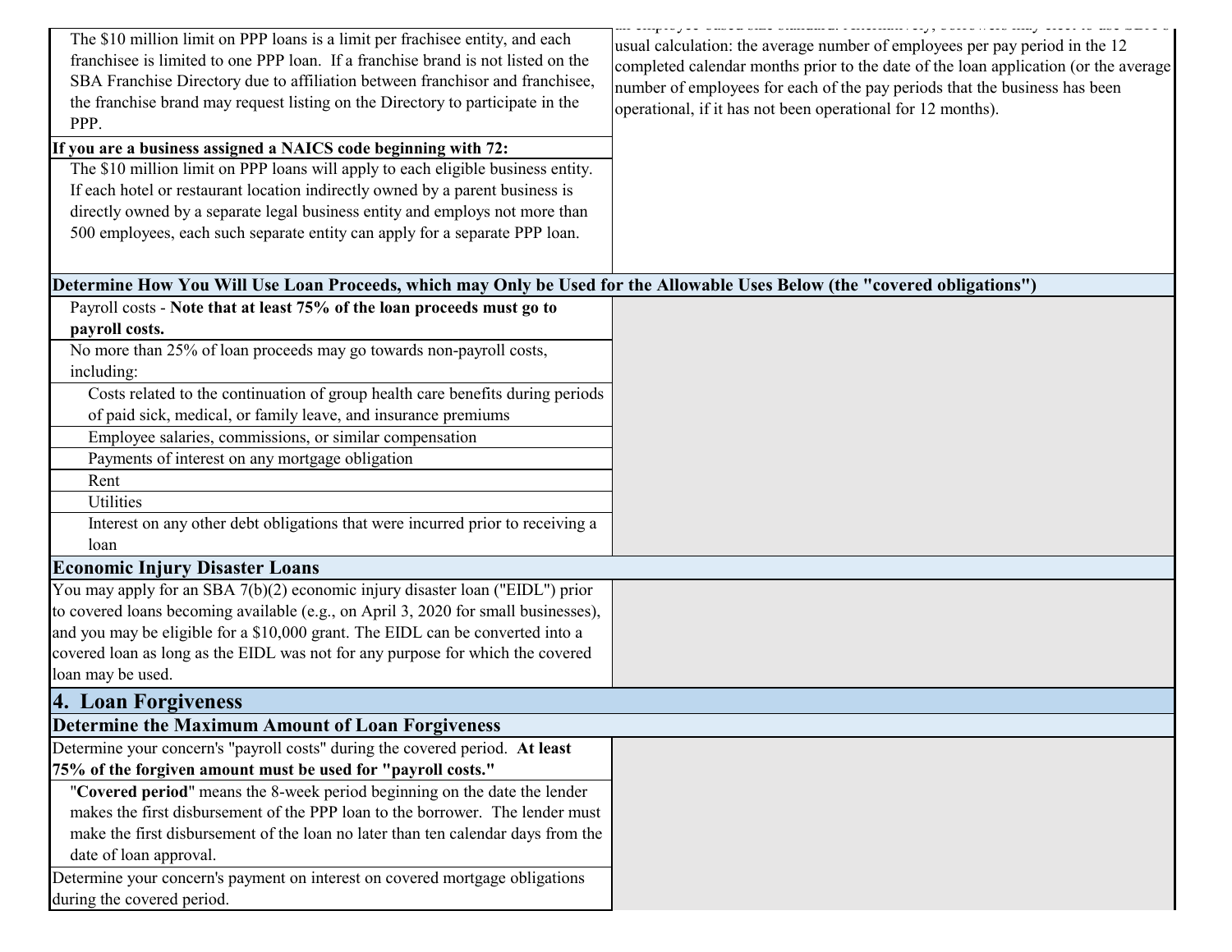| | |
|---|---|
| The $10 million limit on PPP loans is a limit per frachisee entity, and each franchisee is limited to one PPP loan. If a franchise brand is not listed on the SBA Franchise Directory due to affiliation between franchisor and franchisee, the franchise brand may request listing on the Directory to participate in the PPP. | usual calculation: the average number of employees per pay period in the 12 completed calendar months prior to the date of the loan application (or the average number of employees for each of the pay periods that the business has been operational, if it has not been operational for 12 months). |
| **If you are a business assigned a NAICS code beginning with 72:** | |
| The $10 million limit on PPP loans will apply to each eligible business entity. If each hotel or restaurant location indirectly owned by a parent business is directly owned by a separate legal business entity and employs not more than 500 employees, each such separate entity can apply for a separate PPP loan. | |
| **Determine How You Will Use Loan Proceeds, which may Only be Used for the Allowable Uses Below (the "covered obligations")** | |
| Payroll costs - **Note that at least 75% of the loan proceeds must go to payroll costs.** | |
| No more than 25% of loan proceeds may go towards non-payroll costs, including: | |
| Costs related to the continuation of group health care benefits during periods of paid sick, medical, or family leave, and insurance premiums | |
| Employee salaries, commissions, or similar compensation | |
| Payments of interest on any mortgage obligation | |
| Rent | |
| Utilities | |
| Interest on any other debt obligations that were incurred prior to receiving a loan | |
| **Economic Injury Disaster Loans** | |
| You may apply for an SBA 7(b)(2) economic injury disaster loan ("EIDL") prior to covered loans becoming available (e.g., on April 3, 2020 for small businesses), and you may be eligible for a $10,000 grant. The EIDL can be converted into a covered loan as long as the EIDL was not for any purpose for which the covered loan may be used. | |

## 4. Loan Forgiveness

| | |
|---|---|
| **Determine the Maximum Amount of Loan Forgiveness** | |
| Determine your concern's "payroll costs" during the covered period. **At least 75% of the forgiven amount must be used for "payroll costs."** | |
| "**Covered period**" means the 8-week period beginning on the date the lender makes the first disbursement of the PPP loan to the borrower. The lender must make the first disbursement of the loan no later than ten calendar days from the date of loan approval. | |
| Determine your concern's payment on interest on covered mortgage obligations during the covered period. | |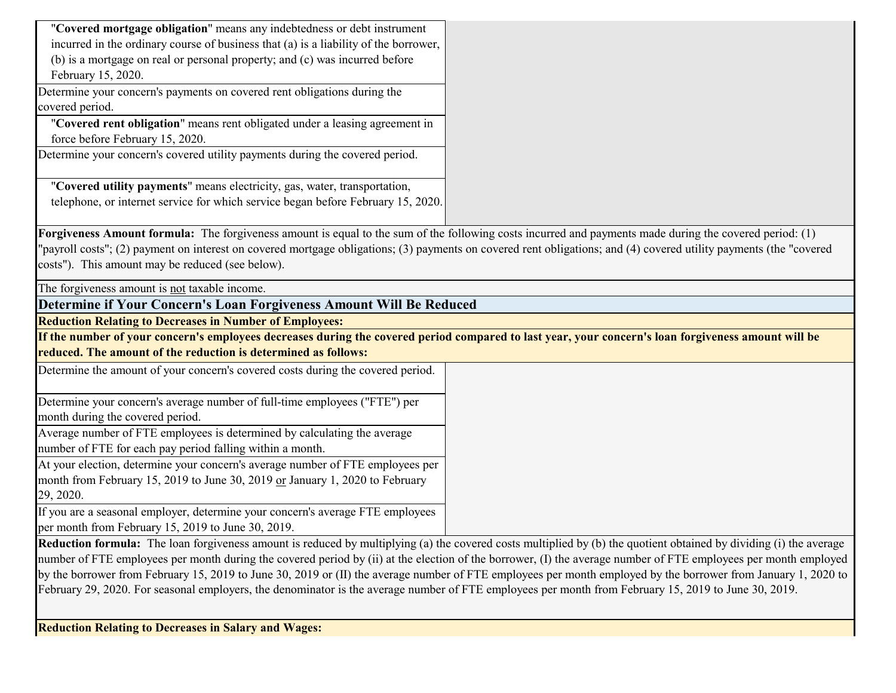"**Covered mortgage obligation**" means any indebtedness or debt instrument incurred in the ordinary course of business that (a) is a liability of the borrower, (b) is a mortgage on real or personal property; and (c) was incurred before February 15, 2020.

Determine your concern's payments on covered rent obligations during the covered period.

"**Covered rent obligation**" means rent obligated under a leasing agreement in force before February 15, 2020.

Determine your concern's covered utility payments during the covered period.

"**Covered utility payments**" means electricity, gas, water, transportation, telephone, or internet service for which service began before February 15, 2020.

**Forgiveness Amount formula:** The forgiveness amount is equal to the sum of the following costs incurred and payments made during the covered period: (1) "payroll costs"; (2) payment on interest on covered mortgage obligations; (3) payments on covered rent obligations; and (4) covered utility payments (the "covered costs"). This amount may be reduced (see below).

The forgiveness amount is not taxable income.

## Determine if Your Concern's Loan Forgiveness Amount Will Be Reduced

**Reduction Relating to Decreases in Number of Employees:**

**If the number of your concern's employees decreases during the covered period compared to last year, your concern's loan forgiveness amount will be reduced. The amount of the reduction is determined as follows:**

Determine the amount of your concern's covered costs during the covered period.

Determine your concern's average number of full-time employees ("FTE") per month during the covered period.

Average number of FTE employees is determined by calculating the average number of FTE for each pay period falling within a month.

At your election, determine your concern's average number of FTE employees per month from February 15, 2019 to June 30, 2019 or January 1, 2020 to February 29, 2020.

If you are a seasonal employer, determine your concern's average FTE employees per month from February 15, 2019 to June 30, 2019.

**Reduction formula:** The loan forgiveness amount is reduced by multiplying (a) the covered costs multiplied by (b) the quotient obtained by dividing (i) the average number of FTE employees per month during the covered period by (ii) at the election of the borrower, (I) the average number of FTE employees per month employed by the borrower from February 15, 2019 to June 30, 2019 or (II) the average number of FTE employees per month employed by the borrower from January 1, 2020 to February 29, 2020. For seasonal employers, the denominator is the average number of FTE employees per month from February 15, 2019 to June 30, 2019.

**Reduction Relating to Decreases in Salary and Wages:**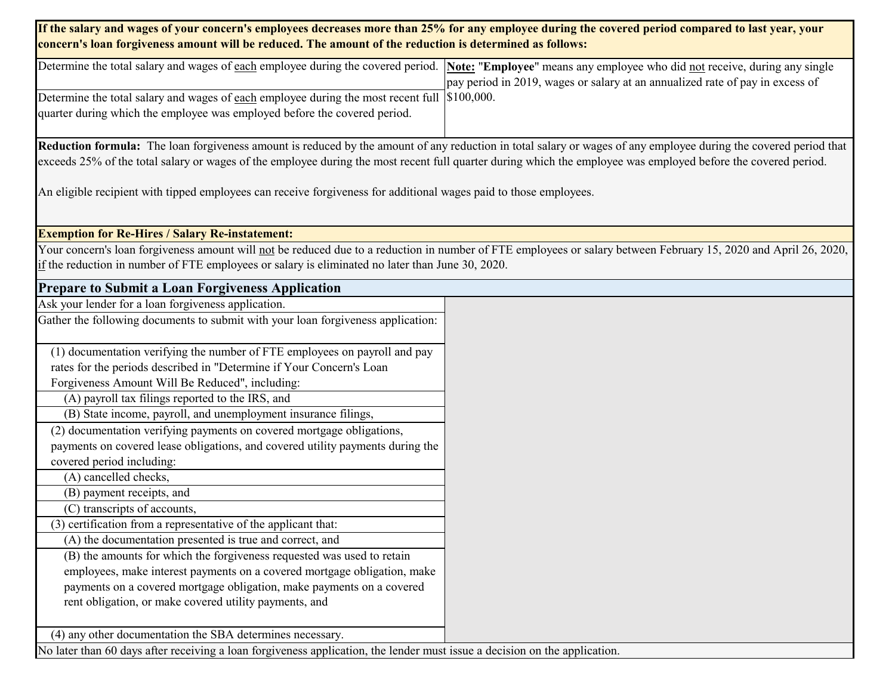**If the salary and wages of your concern's employees decreases more than 25% for any employee during the covered period compared to last year, your concern's loan forgiveness amount will be reduced. The amount of the reduction is determined as follows:**

| | |
|---|---|
| Determine the total salary and wages of <u>each</u> employee during the covered period. | <u>**Note:**</u> "**Employee**" means any employee who did <u>not</u> receive, during any single pay period in 2019, wages or salary at an annualized rate of pay in excess of $100,000. |
| Determine the total salary and wages of <u>each</u> employee during the most recent full quarter during which the employee was employed before the covered period. | |

**Reduction formula:** The loan forgiveness amount is reduced by the amount of any reduction in total salary or wages of any employee during the covered period that exceeds 25% of the total salary or wages of the employee during the most recent full quarter during which the employee was employed before the covered period.

An eligible recipient with tipped employees can receive forgiveness for additional wages paid to those employees.

**Exemption for Re-Hires / Salary Re-instatement:**

Your concern's loan forgiveness amount will <u>not</u> be reduced due to a reduction in number of FTE employees or salary between February 15, 2020 and April 26, 2020, <u>if</u> the reduction in number of FTE employees or salary is eliminated no later than June 30, 2020.

## Prepare to Submit a Loan Forgiveness Application

Ask your lender for a loan forgiveness application.

Gather the following documents to submit with your loan forgiveness application:

- (1) documentation verifying the number of FTE employees on payroll and pay rates for the periods described in "Determine if Your Concern's Loan Forgiveness Amount Will Be Reduced", including:
  - (A) payroll tax filings reported to the IRS, and
  - (B) State income, payroll, and unemployment insurance filings,
- (2) documentation verifying payments on covered mortgage obligations, payments on covered lease obligations, and covered utility payments during the covered period including:
  - (A) cancelled checks,
  - (B) payment receipts, and
  - (C) transcripts of accounts,
- (3) certification from a representative of the applicant that:
  - (A) the documentation presented is true and correct, and
  - (B) the amounts for which the forgiveness requested was used to retain employees, make interest payments on a covered mortgage obligation, make payments on a covered mortgage obligation, make payments on a covered rent obligation, or make covered utility payments, and
- (4) any other documentation the SBA determines necessary.

No later than 60 days after receiving a loan forgiveness application, the lender must issue a decision on the application.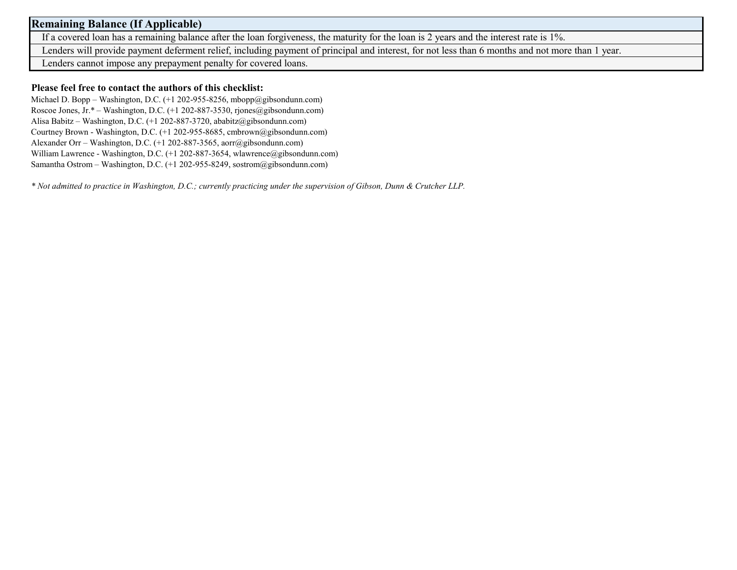| Remaining Balance (If Applicable) |
| --- |
| If a covered loan has a remaining balance after the loan forgiveness, the maturity for the loan is 2 years and the interest rate is 1%. |
| Lenders will provide payment deferment relief, including payment of principal and interest, for not less than 6 months and not more than 1 year. |
| Lenders cannot impose any prepayment penalty for covered loans. |

**Please feel free to contact the authors of this checklist:**

Michael D. Bopp – Washington, D.C. (+1 202-955-8256, mbopp@gibsondunn.com)
Roscoe Jones, Jr.* – Washington, D.C. (+1 202-887-3530, rjones@gibsondunn.com)
Alisa Babitz – Washington, D.C. (+1 202-887-3720, ababitz@gibsondunn.com)
Courtney Brown - Washington, D.C. (+1 202-955-8685, cmbrown@gibsondunn.com)
Alexander Orr – Washington, D.C. (+1 202-887-3565, aorr@gibsondunn.com)
William Lawrence - Washington, D.C. (+1 202-887-3654, wlawrence@gibsondunn.com)
Samantha Ostrom – Washington, D.C. (+1 202-955-8249, sostrom@gibsondunn.com)

*\* Not admitted to practice in Washington, D.C.; currently practicing under the supervision of Gibson, Dunn & Crutcher LLP.*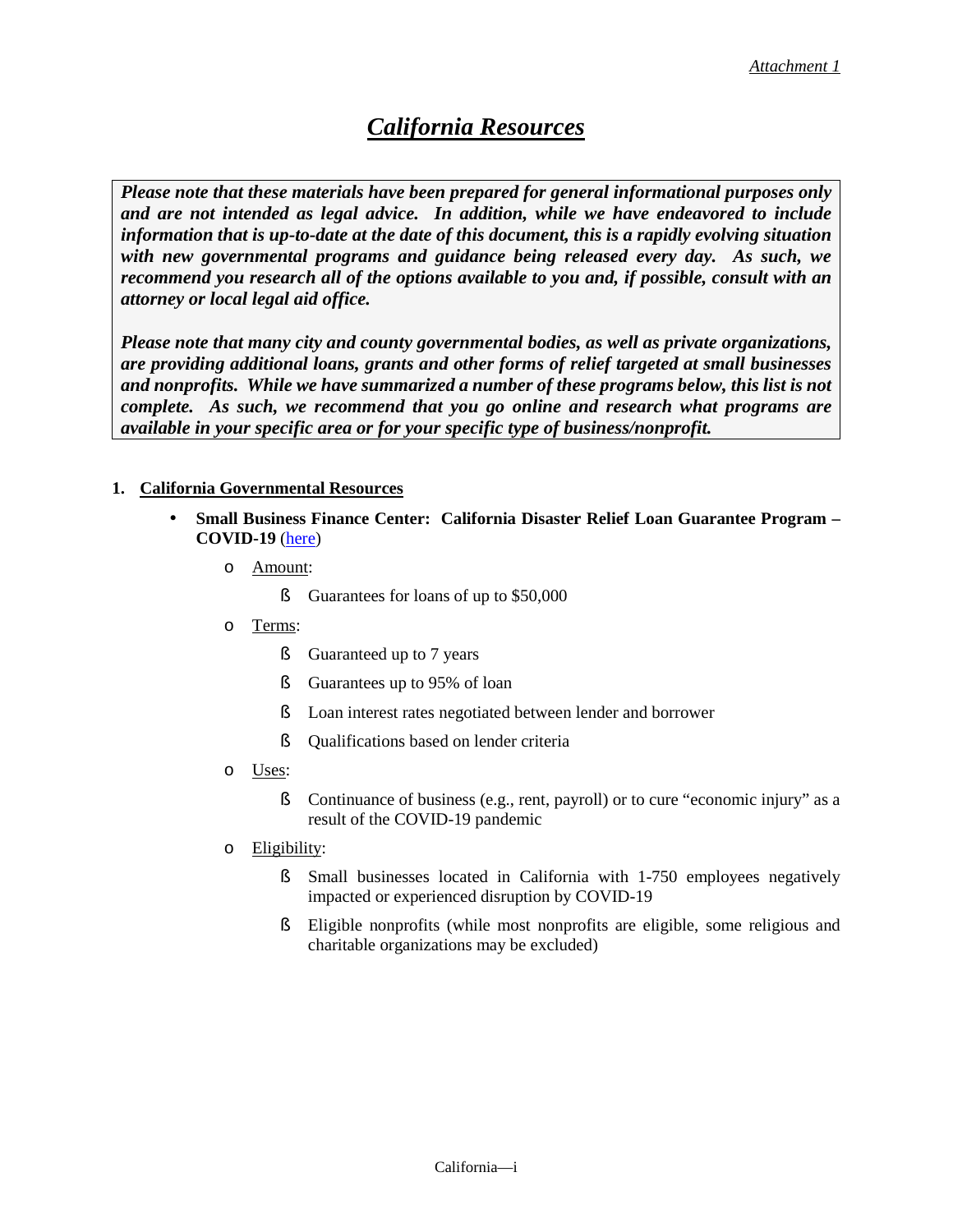*Attachment 1*

# ***California Resources***

> ***Please note that these materials have been prepared for general informational purposes only and are not intended as legal advice. In addition, while we have endeavored to include information that is up-to-date at the date of this document, this is a rapidly evolving situation with new governmental programs and guidance being released every day. As such, we recommend you research all of the options available to you and, if possible, consult with an attorney or local legal aid office.***
>
> ***Please note that many city and county governmental bodies, as well as private organizations, are providing additional loans, grants and other forms of relief targeted at small businesses and nonprofits. While we have summarized a number of these programs below, this list is not complete. As such, we recommend that you go online and research what programs are available in your specific area or for your specific type of business/nonprofit.***

## 1. California Governmental Resources

- **Small Business Finance Center: California Disaster Relief Loan Guarantee Program – COVID-19** (here)
  - Amount:
    - Guarantees for loans of up to $50,000
  - Terms:
    - Guaranteed up to 7 years
    - Guarantees up to 95% of loan
    - Loan interest rates negotiated between lender and borrower
    - Qualifications based on lender criteria
  - Uses:
    - Continuance of business (e.g., rent, payroll) or to cure "economic injury" as a result of the COVID-19 pandemic
  - Eligibility:
    - Small businesses located in California with 1-750 employees negatively impacted or experienced disruption by COVID-19
    - Eligible nonprofits (while most nonprofits are eligible, some religious and charitable organizations may be excluded)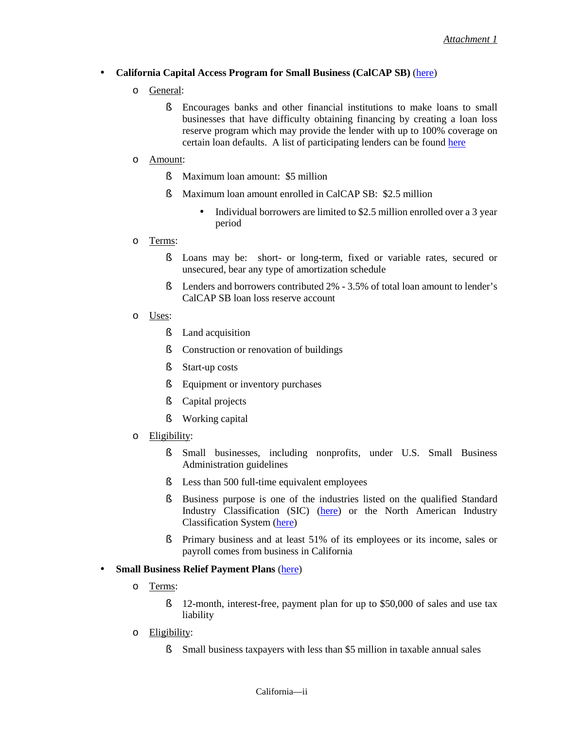- **California Capital Access Program for Small Business (CalCAP SB)** (here)
  - General:
    - Encourages banks and other financial institutions to make loans to small businesses that have difficulty obtaining financing by creating a loan loss reserve program which may provide the lender with up to 100% coverage on certain loan defaults. A list of participating lenders can be found here
  - Amount:
    - Maximum loan amount: $5 million
    - Maximum loan amount enrolled in CalCAP SB: $2.5 million
      - Individual borrowers are limited to $2.5 million enrolled over a 3 year period
  - Terms:
    - Loans may be: short- or long-term, fixed or variable rates, secured or unsecured, bear any type of amortization schedule
    - Lenders and borrowers contributed 2% - 3.5% of total loan amount to lender's CalCAP SB loan loss reserve account
  - Uses:
    - Land acquisition
    - Construction or renovation of buildings
    - Start-up costs
    - Equipment or inventory purchases
    - Capital projects
    - Working capital
  - Eligibility:
    - Small businesses, including nonprofits, under U.S. Small Business Administration guidelines
    - Less than 500 full-time equivalent employees
    - Business purpose is one of the industries listed on the qualified Standard Industry Classification (SIC) (here) or the North American Industry Classification System (here)
    - Primary business and at least 51% of its employees or its income, sales or payroll comes from business in California
- **Small Business Relief Payment Plans** (here)
  - Terms:
    - 12-month, interest-free, payment plan for up to $50,000 of sales and use tax liability
  - Eligibility:
    - Small business taxpayers with less than $5 million in taxable annual sales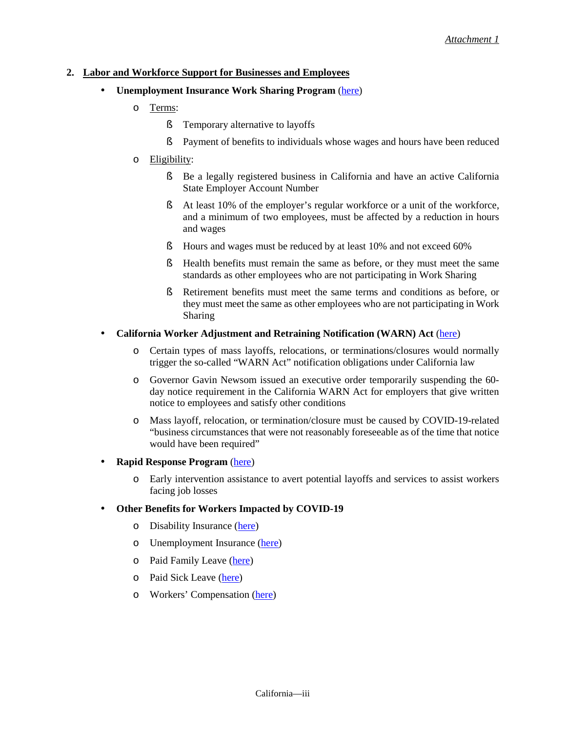*Attachment 1*

## 2. Labor and Workforce Support for Businesses and Employees

- **Unemployment Insurance Work Sharing Program** (here)
  - Terms:
    - Temporary alternative to layoffs
    - Payment of benefits to individuals whose wages and hours have been reduced
  - Eligibility:
    - Be a legally registered business in California and have an active California State Employer Account Number
    - At least 10% of the employer's regular workforce or a unit of the workforce, and a minimum of two employees, must be affected by a reduction in hours and wages
    - Hours and wages must be reduced by at least 10% and not exceed 60%
    - Health benefits must remain the same as before, or they must meet the same standards as other employees who are not participating in Work Sharing
    - Retirement benefits must meet the same terms and conditions as before, or they must meet the same as other employees who are not participating in Work Sharing
- **California Worker Adjustment and Retraining Notification (WARN) Act** (here)
  - Certain types of mass layoffs, relocations, or terminations/closures would normally trigger the so-called "WARN Act" notification obligations under California law
  - Governor Gavin Newsom issued an executive order temporarily suspending the 60-day notice requirement in the California WARN Act for employers that give written notice to employees and satisfy other conditions
  - Mass layoff, relocation, or termination/closure must be caused by COVID-19-related "business circumstances that were not reasonably foreseeable as of the time that notice would have been required"
- **Rapid Response Program** (here)
  - Early intervention assistance to avert potential layoffs and services to assist workers facing job losses
- **Other Benefits for Workers Impacted by COVID-19**
  - Disability Insurance (here)
  - Unemployment Insurance (here)
  - Paid Family Leave (here)
  - Paid Sick Leave (here)
  - Workers' Compensation (here)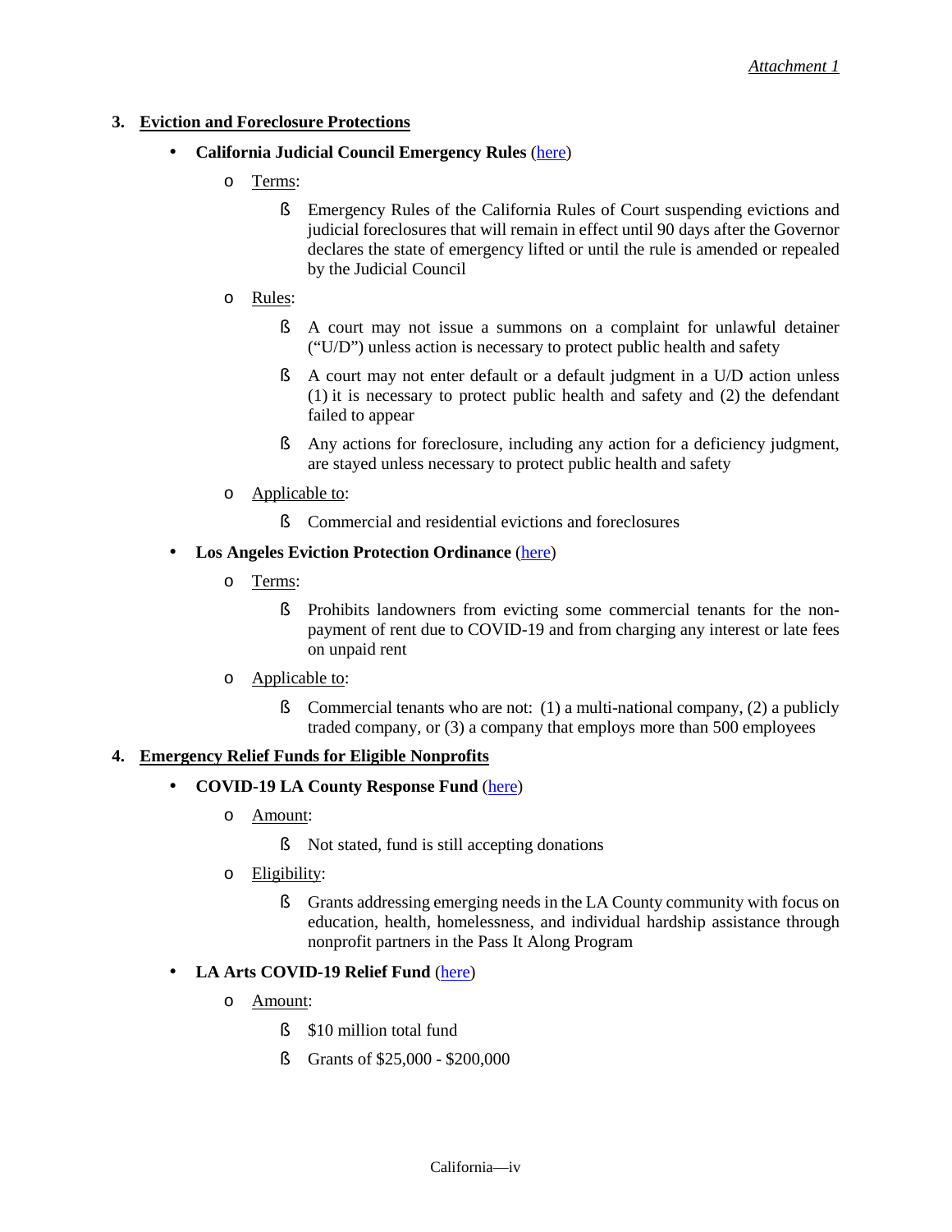## 3. Eviction and Foreclosure Protections

- **California Judicial Council Emergency Rules** (here)
  - Terms:
    - Emergency Rules of the California Rules of Court suspending evictions and judicial foreclosures that will remain in effect until 90 days after the Governor declares the state of emergency lifted or until the rule is amended or repealed by the Judicial Council
  - Rules:
    - A court may not issue a summons on a complaint for unlawful detainer ("U/D") unless action is necessary to protect public health and safety
    - A court may not enter default or a default judgment in a U/D action unless (1) it is necessary to protect public health and safety and (2) the defendant failed to appear
    - Any actions for foreclosure, including any action for a deficiency judgment, are stayed unless necessary to protect public health and safety
  - Applicable to:
    - Commercial and residential evictions and foreclosures
- **Los Angeles Eviction Protection Ordinance** (here)
  - Terms:
    - Prohibits landowners from evicting some commercial tenants for the non-payment of rent due to COVID-19 and from charging any interest or late fees on unpaid rent
  - Applicable to:
    - Commercial tenants who are not: (1) a multi-national company, (2) a publicly traded company, or (3) a company that employs more than 500 employees

## 4. Emergency Relief Funds for Eligible Nonprofits

- **COVID-19 LA County Response Fund** (here)
  - Amount:
    - Not stated, fund is still accepting donations
  - Eligibility:
    - Grants addressing emerging needs in the LA County community with focus on education, health, homelessness, and individual hardship assistance through nonprofit partners in the Pass It Along Program
- **LA Arts COVID-19 Relief Fund** (here)
  - Amount:
    - $10 million total fund
    - Grants of $25,000 - $200,000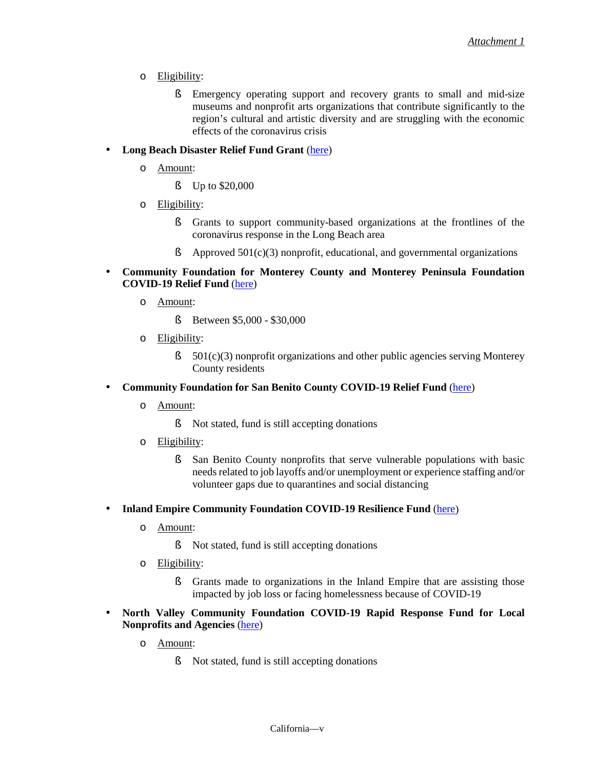- Eligibility:
    - Emergency operating support and recovery grants to small and mid-size museums and nonprofit arts organizations that contribute significantly to the region's cultural and artistic diversity and are struggling with the economic effects of the coronavirus crisis

- **Long Beach Disaster Relief Fund Grant** (here)
  - Amount:
    - Up to $20,000
  - Eligibility:
    - Grants to support community-based organizations at the frontlines of the coronavirus response in the Long Beach area
    - Approved 501(c)(3) nonprofit, educational, and governmental organizations

- **Community Foundation for Monterey County and Monterey Peninsula Foundation COVID-19 Relief Fund** (here)
  - Amount:
    - Between $5,000 - $30,000
  - Eligibility:
    - 501(c)(3) nonprofit organizations and other public agencies serving Monterey County residents

- **Community Foundation for San Benito County COVID-19 Relief Fund** (here)
  - Amount:
    - Not stated, fund is still accepting donations
  - Eligibility:
    - San Benito County nonprofits that serve vulnerable populations with basic needs related to job layoffs and/or unemployment or experience staffing and/or volunteer gaps due to quarantines and social distancing

- **Inland Empire Community Foundation COVID-19 Resilience Fund** (here)
  - Amount:
    - Not stated, fund is still accepting donations
  - Eligibility:
    - Grants made to organizations in the Inland Empire that are assisting those impacted by job loss or facing homelessness because of COVID-19

- **North Valley Community Foundation COVID-19 Rapid Response Fund for Local Nonprofits and Agencies** (here)
  - Amount:
    - Not stated, fund is still accepting donations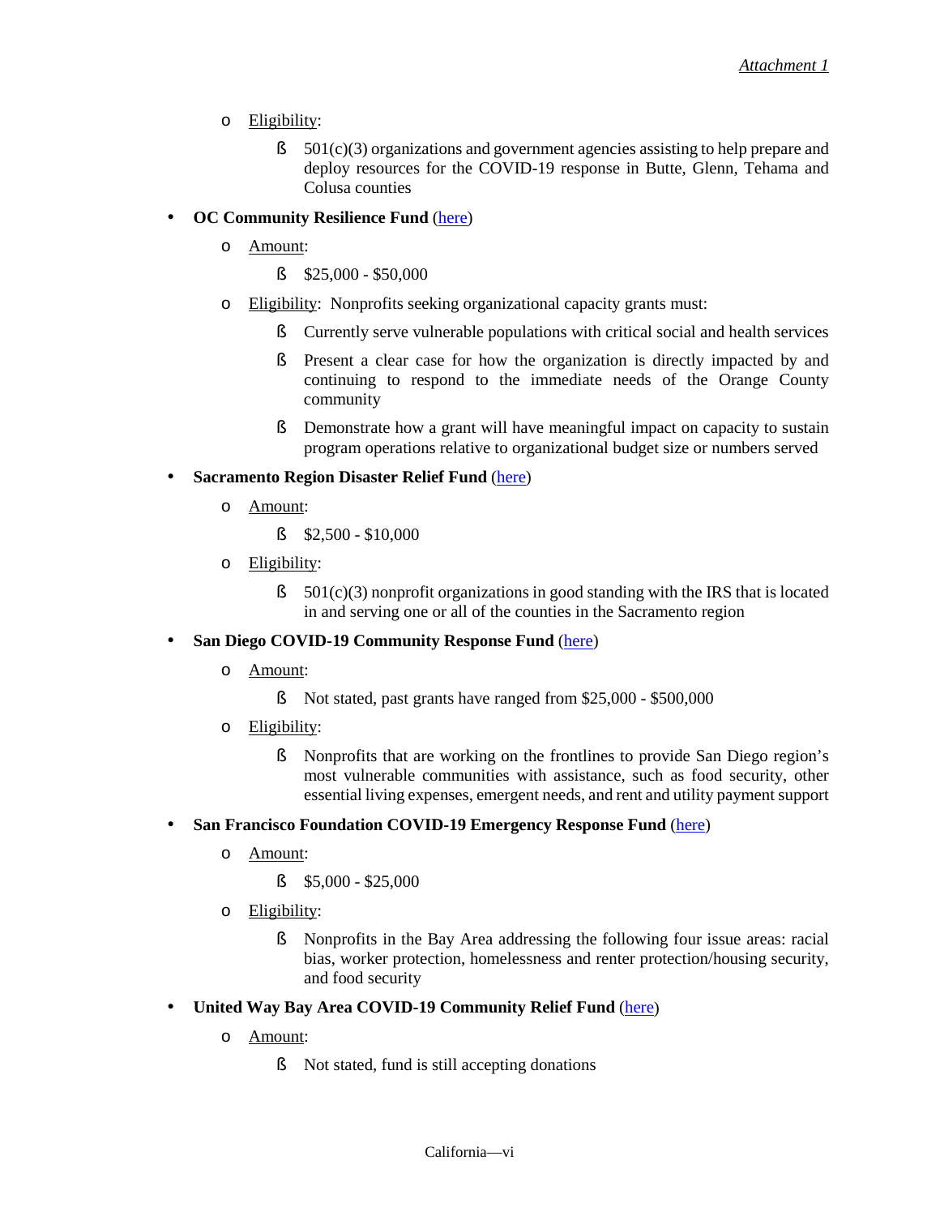- Eligibility:
    - 501(c)(3) organizations and government agencies assisting to help prepare and deploy resources for the COVID-19 response in Butte, Glenn, Tehama and Colusa counties

- **OC Community Resilience Fund** (here)
    - Amount:
        - $25,000 - $50,000
    - Eligibility: Nonprofits seeking organizational capacity grants must:
        - Currently serve vulnerable populations with critical social and health services
        - Present a clear case for how the organization is directly impacted by and continuing to respond to the immediate needs of the Orange County community
        - Demonstrate how a grant will have meaningful impact on capacity to sustain program operations relative to organizational budget size or numbers served

- **Sacramento Region Disaster Relief Fund** (here)
    - Amount:
        - $2,500 - $10,000
    - Eligibility:
        - 501(c)(3) nonprofit organizations in good standing with the IRS that is located in and serving one or all of the counties in the Sacramento region

- **San Diego COVID-19 Community Response Fund** (here)
    - Amount:
        - Not stated, past grants have ranged from $25,000 - $500,000
    - Eligibility:
        - Nonprofits that are working on the frontlines to provide San Diego region's most vulnerable communities with assistance, such as food security, other essential living expenses, emergent needs, and rent and utility payment support

- **San Francisco Foundation COVID-19 Emergency Response Fund** (here)
    - Amount:
        - $5,000 - $25,000
    - Eligibility:
        - Nonprofits in the Bay Area addressing the following four issue areas: racial bias, worker protection, homelessness and renter protection/housing security, and food security

- **United Way Bay Area COVID-19 Community Relief Fund** (here)
    - Amount:
        - Not stated, fund is still accepting donations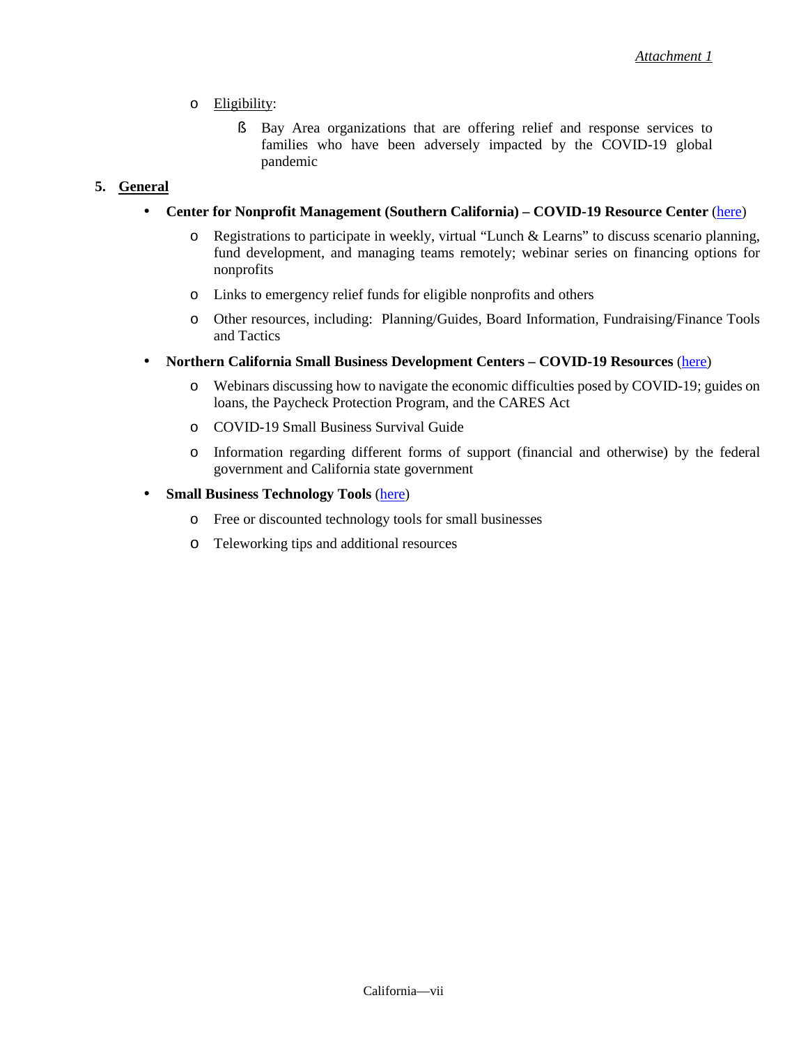- Eligibility:
  - Bay Area organizations that are offering relief and response services to families who have been adversely impacted by the COVID-19 global pandemic

## 5. General

- **Center for Nonprofit Management (Southern California) – COVID-19 Resource Center** (here)
  - Registrations to participate in weekly, virtual "Lunch & Learns" to discuss scenario planning, fund development, and managing teams remotely; webinar series on financing options for nonprofits
  - Links to emergency relief funds for eligible nonprofits and others
  - Other resources, including: Planning/Guides, Board Information, Fundraising/Finance Tools and Tactics
- **Northern California Small Business Development Centers – COVID-19 Resources** (here)
  - Webinars discussing how to navigate the economic difficulties posed by COVID-19; guides on loans, the Paycheck Protection Program, and the CARES Act
  - COVID-19 Small Business Survival Guide
  - Information regarding different forms of support (financial and otherwise) by the federal government and California state government
- **Small Business Technology Tools** (here)
  - Free or discounted technology tools for small businesses
  - Teleworking tips and additional resources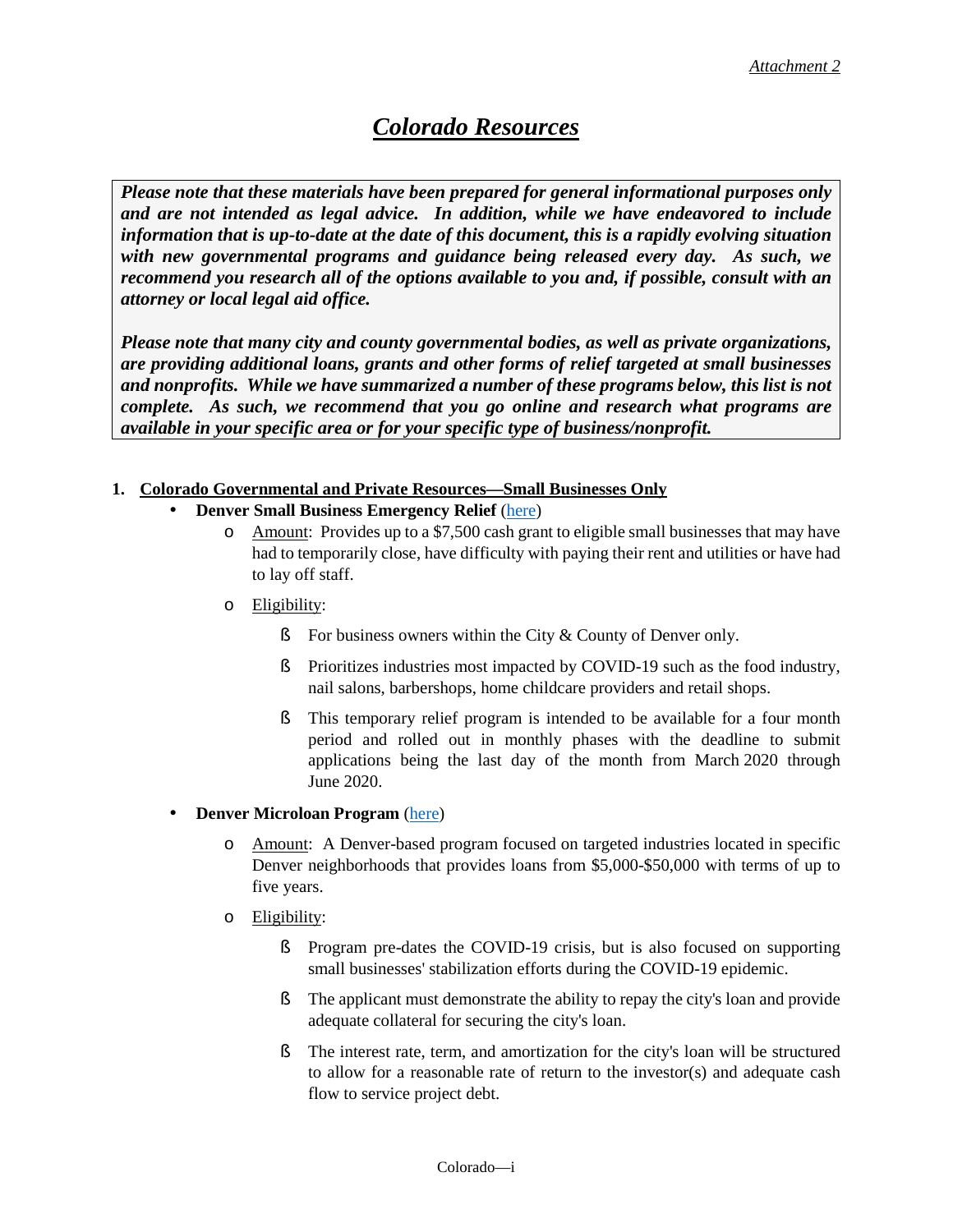*Attachment 2*

# ***Colorado Resources***

> ***Please note that these materials have been prepared for general informational purposes only and are not intended as legal advice. In addition, while we have endeavored to include information that is up-to-date at the date of this document, this is a rapidly evolving situation with new governmental programs and guidance being released every day. As such, we recommend you research all of the options available to you and, if possible, consult with an attorney or local legal aid office.***
>
> ***Please note that many city and county governmental bodies, as well as private organizations, are providing additional loans, grants and other forms of relief targeted at small businesses and nonprofits. While we have summarized a number of these programs below, this list is not complete. As such, we recommend that you go online and research what programs are available in your specific area or for your specific type of business/nonprofit.***

1. **Colorado Governmental and Private Resources—Small Businesses Only**

- **Denver Small Business Emergency Relief** (here)
  - Amount: Provides up to a $7,500 cash grant to eligible small businesses that may have had to temporarily close, have difficulty with paying their rent and utilities or have had to lay off staff.
  - Eligibility:
    - For business owners within the City & County of Denver only.
    - Prioritizes industries most impacted by COVID-19 such as the food industry, nail salons, barbershops, home childcare providers and retail shops.
    - This temporary relief program is intended to be available for a four month period and rolled out in monthly phases with the deadline to submit applications being the last day of the month from March 2020 through June 2020.

- **Denver Microloan Program** (here)
  - Amount: A Denver-based program focused on targeted industries located in specific Denver neighborhoods that provides loans from $5,000-$50,000 with terms of up to five years.
  - Eligibility:
    - Program pre-dates the COVID-19 crisis, but is also focused on supporting small businesses' stabilization efforts during the COVID-19 epidemic.
    - The applicant must demonstrate the ability to repay the city's loan and provide adequate collateral for securing the city's loan.
    - The interest rate, term, and amortization for the city's loan will be structured to allow for a reasonable rate of return to the investor(s) and adequate cash flow to service project debt.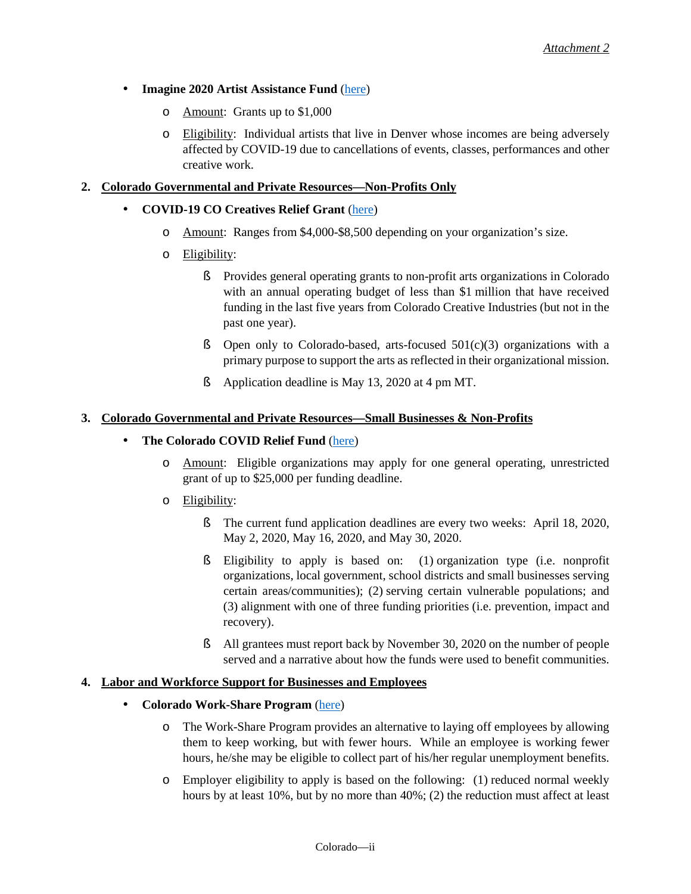- **Imagine 2020 Artist Assistance Fund** (here)
  - Amount: Grants up to $1,000
  - Eligibility: Individual artists that live in Denver whose incomes are being adversely affected by COVID-19 due to cancellations of events, classes, performances and other creative work.

2. **Colorado Governmental and Private Resources—Non-Profits Only**

- **COVID-19 CO Creatives Relief Grant** (here)
  - Amount: Ranges from $4,000-$8,500 depending on your organization's size.
  - Eligibility:
    - Provides general operating grants to non-profit arts organizations in Colorado with an annual operating budget of less than $1 million that have received funding in the last five years from Colorado Creative Industries (but not in the past one year).
    - Open only to Colorado-based, arts-focused 501(c)(3) organizations with a primary purpose to support the arts as reflected in their organizational mission.
    - Application deadline is May 13, 2020 at 4 pm MT.

3. **Colorado Governmental and Private Resources—Small Businesses & Non-Profits**

- **The Colorado COVID Relief Fund** (here)
  - Amount: Eligible organizations may apply for one general operating, unrestricted grant of up to $25,000 per funding deadline.
  - Eligibility:
    - The current fund application deadlines are every two weeks: April 18, 2020, May 2, 2020, May 16, 2020, and May 30, 2020.
    - Eligibility to apply is based on: (1) organization type (i.e. nonprofit organizations, local government, school districts and small businesses serving certain areas/communities); (2) serving certain vulnerable populations; and (3) alignment with one of three funding priorities (i.e. prevention, impact and recovery).
    - All grantees must report back by November 30, 2020 on the number of people served and a narrative about how the funds were used to benefit communities.

4. **Labor and Workforce Support for Businesses and Employees**

- **Colorado Work-Share Program** (here)
  - The Work-Share Program provides an alternative to laying off employees by allowing them to keep working, but with fewer hours. While an employee is working fewer hours, he/she may be eligible to collect part of his/her regular unemployment benefits.
  - Employer eligibility to apply is based on the following: (1) reduced normal weekly hours by at least 10%, but by no more than 40%; (2) the reduction must affect at least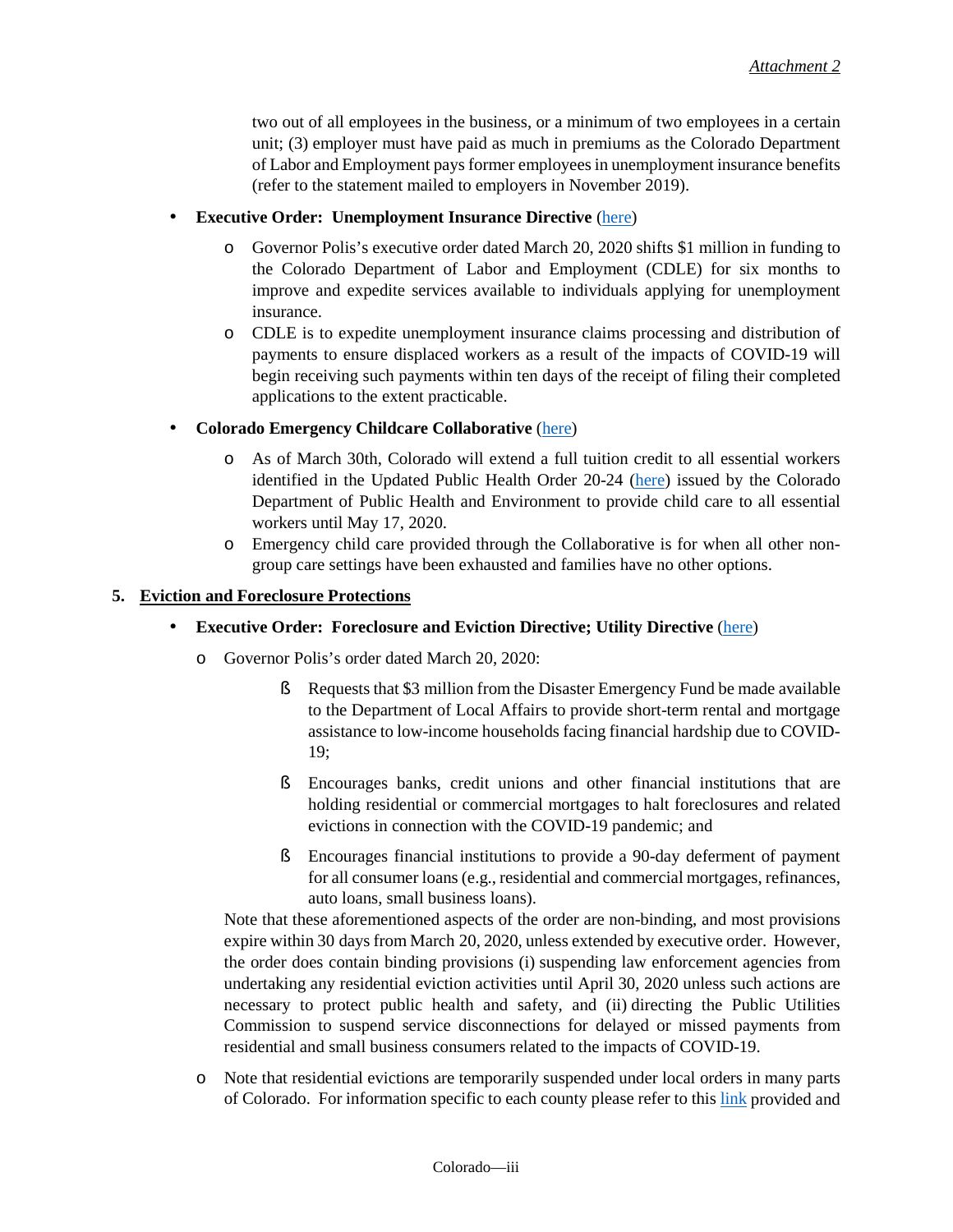two out of all employees in the business, or a minimum of two employees in a certain unit; (3) employer must have paid as much in premiums as the Colorado Department of Labor and Employment pays former employees in unemployment insurance benefits (refer to the statement mailed to employers in November 2019).

- **Executive Order: Unemployment Insurance Directive** (here)
  - Governor Polis's executive order dated March 20, 2020 shifts $1 million in funding to the Colorado Department of Labor and Employment (CDLE) for six months to improve and expedite services available to individuals applying for unemployment insurance.
  - CDLE is to expedite unemployment insurance claims processing and distribution of payments to ensure displaced workers as a result of the impacts of COVID-19 will begin receiving such payments within ten days of the receipt of filing their completed applications to the extent practicable.
- **Colorado Emergency Childcare Collaborative** (here)
  - As of March 30th, Colorado will extend a full tuition credit to all essential workers identified in the Updated Public Health Order 20-24 (here) issued by the Colorado Department of Public Health and Environment to provide child care to all essential workers until May 17, 2020.
  - Emergency child care provided through the Collaborative is for when all other non-group care settings have been exhausted and families have no other options.

**5. Eviction and Foreclosure Protections**

- **Executive Order: Foreclosure and Eviction Directive; Utility Directive** (here)
  - Governor Polis's order dated March 20, 2020:
    - Requests that $3 million from the Disaster Emergency Fund be made available to the Department of Local Affairs to provide short-term rental and mortgage assistance to low-income households facing financial hardship due to COVID-19;
    - Encourages banks, credit unions and other financial institutions that are holding residential or commercial mortgages to halt foreclosures and related evictions in connection with the COVID-19 pandemic; and
    - Encourages financial institutions to provide a 90-day deferment of payment for all consumer loans (e.g., residential and commercial mortgages, refinances, auto loans, small business loans).

    Note that these aforementioned aspects of the order are non-binding, and most provisions expire within 30 days from March 20, 2020, unless extended by executive order. However, the order does contain binding provisions (i) suspending law enforcement agencies from undertaking any residential eviction activities until April 30, 2020 unless such actions are necessary to protect public health and safety, and (ii) directing the Public Utilities Commission to suspend service disconnections for delayed or missed payments from residential and small business consumers related to the impacts of COVID-19.
  - Note that residential evictions are temporarily suspended under local orders in many parts of Colorado. For information specific to each county please refer to this link provided and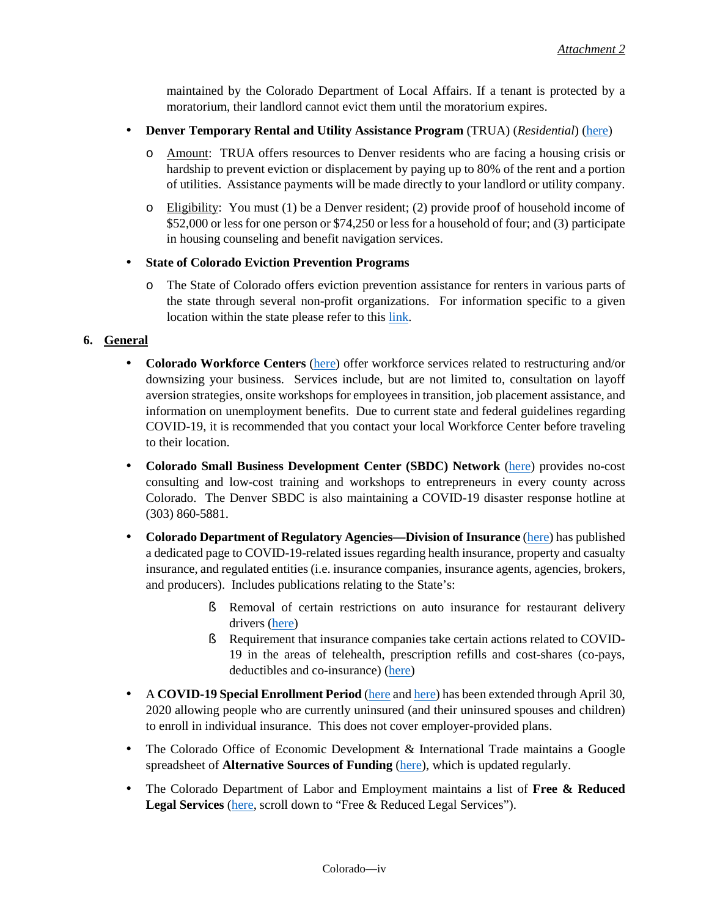maintained by the Colorado Department of Local Affairs. If a tenant is protected by a moratorium, their landlord cannot evict them until the moratorium expires.

- **Denver Temporary Rental and Utility Assistance Program** (TRUA) (*Residential*) (here)
  - Amount: TRUA offers resources to Denver residents who are facing a housing crisis or hardship to prevent eviction or displacement by paying up to 80% of the rent and a portion of utilities. Assistance payments will be made directly to your landlord or utility company.
  - Eligibility: You must (1) be a Denver resident; (2) provide proof of household income of $52,000 or less for one person or $74,250 or less for a household of four; and (3) participate in housing counseling and benefit navigation services.
- **State of Colorado Eviction Prevention Programs**
  - The State of Colorado offers eviction prevention assistance for renters in various parts of the state through several non-profit organizations. For information specific to a given location within the state please refer to this link.

## 6. General

- **Colorado Workforce Centers** (here) offer workforce services related to restructuring and/or downsizing your business. Services include, but are not limited to, consultation on layoff aversion strategies, onsite workshops for employees in transition, job placement assistance, and information on unemployment benefits. Due to current state and federal guidelines regarding COVID-19, it is recommended that you contact your local Workforce Center before traveling to their location.
- **Colorado Small Business Development Center (SBDC) Network** (here) provides no-cost consulting and low-cost training and workshops to entrepreneurs in every county across Colorado. The Denver SBDC is also maintaining a COVID-19 disaster response hotline at (303) 860-5881.
- **Colorado Department of Regulatory Agencies—Division of Insurance** (here) has published a dedicated page to COVID-19-related issues regarding health insurance, property and casualty insurance, and regulated entities (i.e. insurance companies, insurance agents, agencies, brokers, and producers). Includes publications relating to the State's:
  - Removal of certain restrictions on auto insurance for restaurant delivery drivers (here)
  - Requirement that insurance companies take certain actions related to COVID-19 in the areas of telehealth, prescription refills and cost-shares (co-pays, deductibles and co-insurance) (here)
- A **COVID-19 Special Enrollment Period** (here and here) has been extended through April 30, 2020 allowing people who are currently uninsured (and their uninsured spouses and children) to enroll in individual insurance. This does not cover employer-provided plans.
- The Colorado Office of Economic Development & International Trade maintains a Google spreadsheet of **Alternative Sources of Funding** (here), which is updated regularly.
- The Colorado Department of Labor and Employment maintains a list of **Free & Reduced Legal Services** (here, scroll down to "Free & Reduced Legal Services").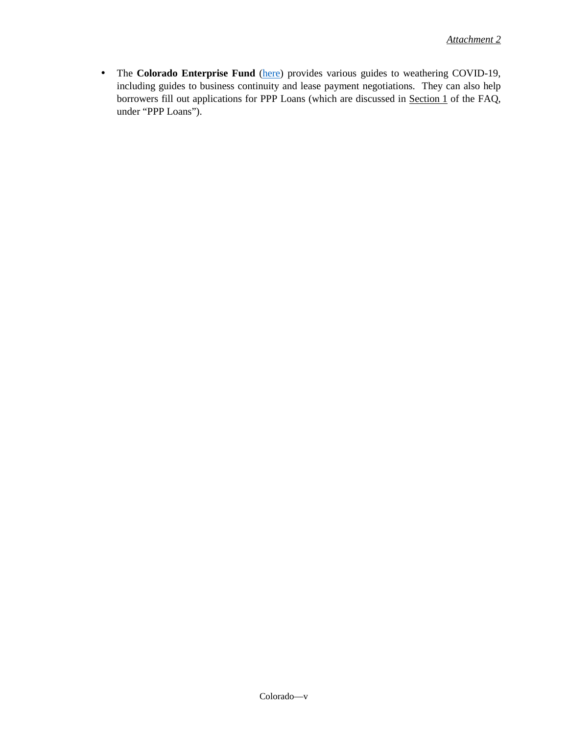- The **Colorado Enterprise Fund** (here) provides various guides to weathering COVID-19, including guides to business continuity and lease payment negotiations. They can also help borrowers fill out applications for PPP Loans (which are discussed in Section 1 of the FAQ, under "PPP Loans").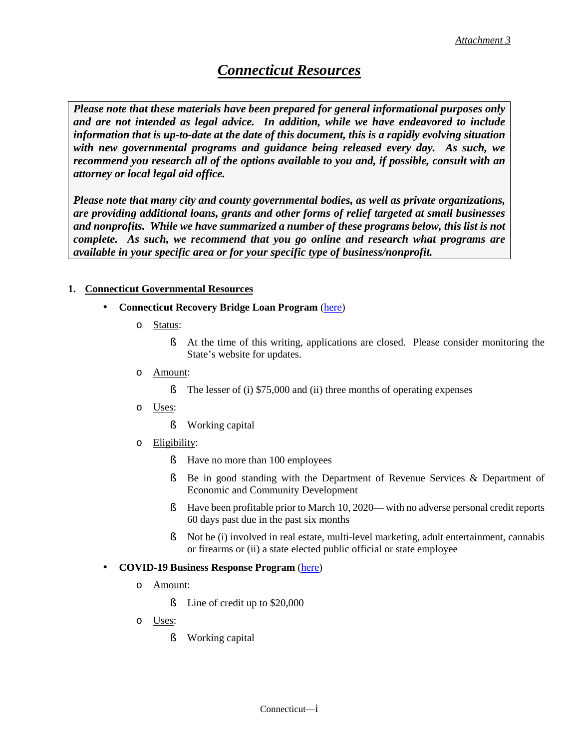*Attachment 3*

# ***Connecticut Resources***

> ***Please note that these materials have been prepared for general informational purposes only and are not intended as legal advice. In addition, while we have endeavored to include information that is up-to-date at the date of this document, this is a rapidly evolving situation with new governmental programs and guidance being released every day. As such, we recommend you research all of the options available to you and, if possible, consult with an attorney or local legal aid office.***
>
> ***Please note that many city and county governmental bodies, as well as private organizations, are providing additional loans, grants and other forms of relief targeted at small businesses and nonprofits. While we have summarized a number of these programs below, this list is not complete. As such, we recommend that you go online and research what programs are available in your specific area or for your specific type of business/nonprofit.***

## 1. Connecticut Governmental Resources

- **Connecticut Recovery Bridge Loan Program** (here)
  - Status:
    - At the time of this writing, applications are closed. Please consider monitoring the State's website for updates.
  - Amount:
    - The lesser of (i) $75,000 and (ii) three months of operating expenses
  - Uses:
    - Working capital
  - Eligibility:
    - Have no more than 100 employees
    - Be in good standing with the Department of Revenue Services & Department of Economic and Community Development
    - Have been profitable prior to March 10, 2020— with no adverse personal credit reports 60 days past due in the past six months
    - Not be (i) involved in real estate, multi-level marketing, adult entertainment, cannabis or firearms or (ii) a state elected public official or state employee
- **COVID-19 Business Response Program** (here)
  - Amount:
    - Line of credit up to $20,000
  - Uses:
    - Working capital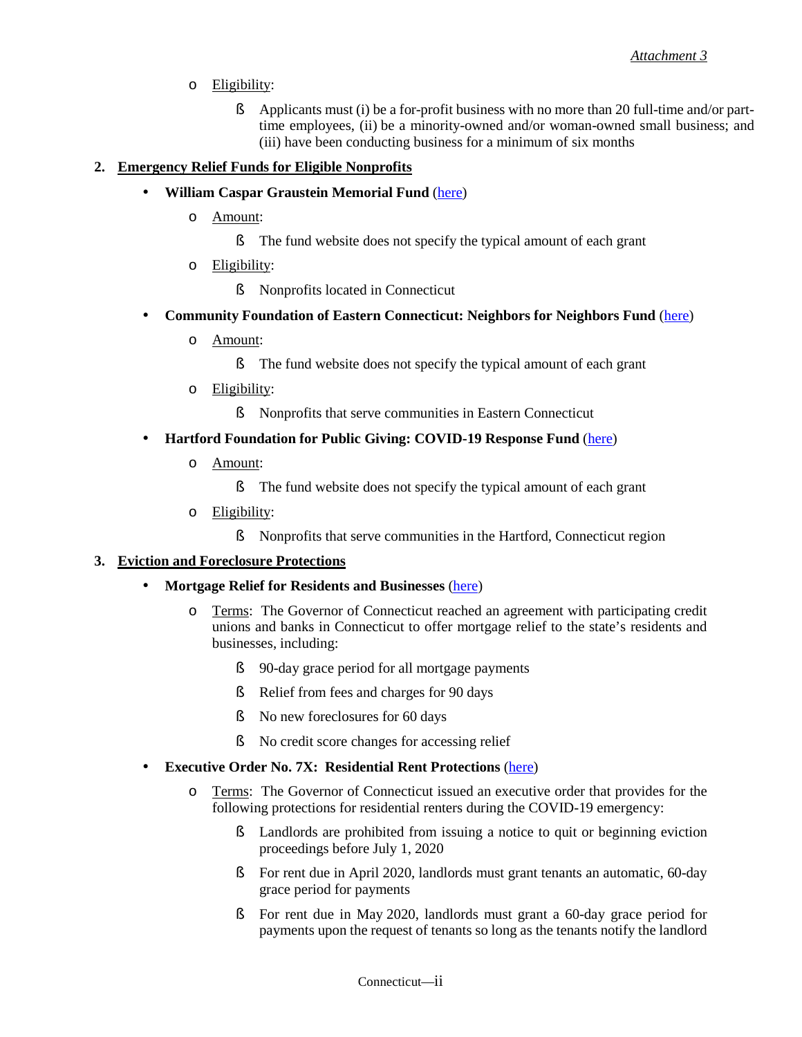- Eligibility:
  - Applicants must (i) be a for-profit business with no more than 20 full-time and/or part-time employees, (ii) be a minority-owned and/or woman-owned small business; and (iii) have been conducting business for a minimum of six months

2. **Emergency Relief Funds for Eligible Nonprofits**

- **William Caspar Graustein Memorial Fund** (here)
  - Amount:
    - The fund website does not specify the typical amount of each grant
  - Eligibility:
    - Nonprofits located in Connecticut
- **Community Foundation of Eastern Connecticut: Neighbors for Neighbors Fund** (here)
  - Amount:
    - The fund website does not specify the typical amount of each grant
  - Eligibility:
    - Nonprofits that serve communities in Eastern Connecticut
- **Hartford Foundation for Public Giving: COVID-19 Response Fund** (here)
  - Amount:
    - The fund website does not specify the typical amount of each grant
  - Eligibility:
    - Nonprofits that serve communities in the Hartford, Connecticut region

3. **Eviction and Foreclosure Protections**

- **Mortgage Relief for Residents and Businesses** (here)
  - Terms: The Governor of Connecticut reached an agreement with participating credit unions and banks in Connecticut to offer mortgage relief to the state's residents and businesses, including:
    - 90-day grace period for all mortgage payments
    - Relief from fees and charges for 90 days
    - No new foreclosures for 60 days
    - No credit score changes for accessing relief
- **Executive Order No. 7X: Residential Rent Protections** (here)
  - Terms: The Governor of Connecticut issued an executive order that provides for the following protections for residential renters during the COVID-19 emergency:
    - Landlords are prohibited from issuing a notice to quit or beginning eviction proceedings before July 1, 2020
    - For rent due in April 2020, landlords must grant tenants an automatic, 60-day grace period for payments
    - For rent due in May 2020, landlords must grant a 60-day grace period for payments upon the request of tenants so long as the tenants notify the landlord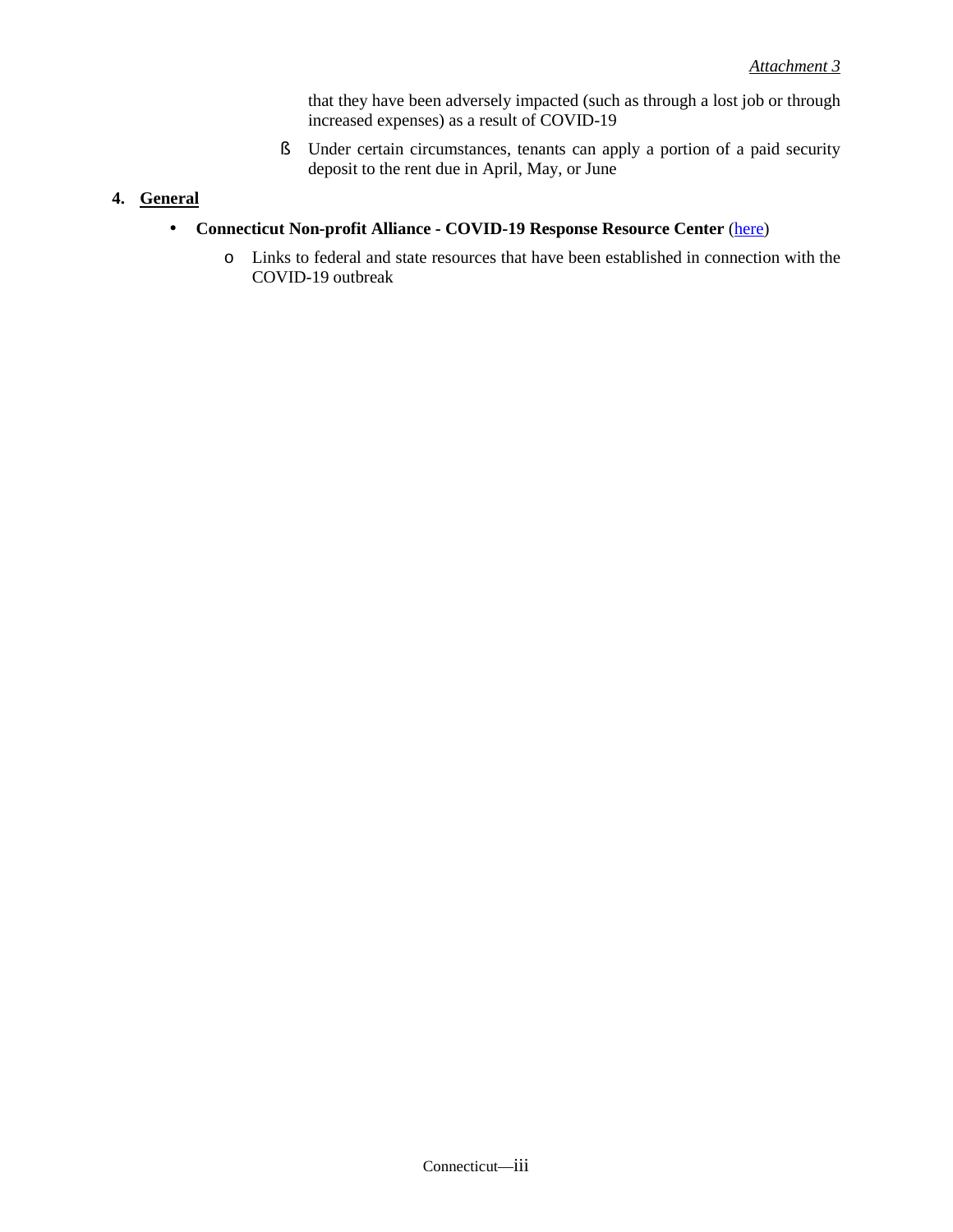that they have been adversely impacted (such as through a lost job or through increased expenses) as a result of COVID-19

    - Under certain circumstances, tenants can apply a portion of a paid security deposit to the rent due in April, May, or June

4. **General**

- **Connecticut Non-profit Alliance - COVID-19 Response Resource Center** (here)
    - Links to federal and state resources that have been established in connection with the COVID-19 outbreak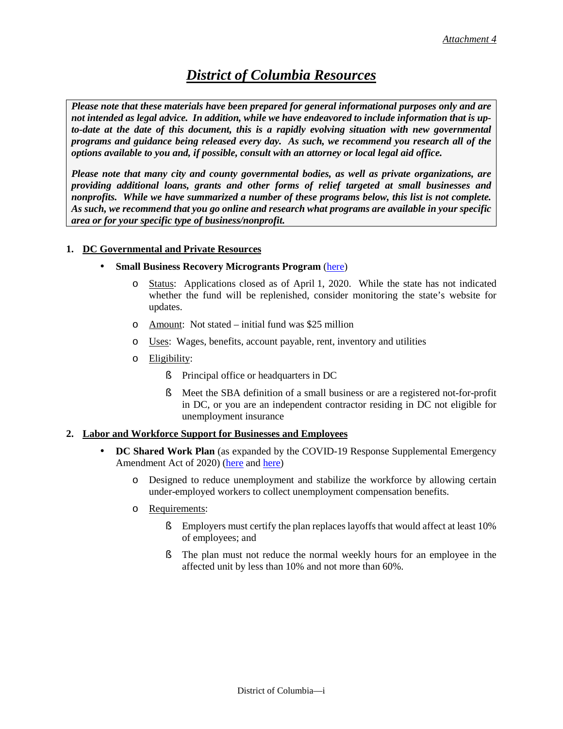*Attachment 4*

# ***District of Columbia Resources***

> ***Please note that these materials have been prepared for general informational purposes only and are not intended as legal advice. In addition, while we have endeavored to include information that is up-to-date at the date of this document, this is a rapidly evolving situation with new governmental programs and guidance being released every day. As such, we recommend you research all of the options available to you and, if possible, consult with an attorney or local legal aid office.***
>
> ***Please note that many city and county governmental bodies, as well as private organizations, are providing additional loans, grants and other forms of relief targeted at small businesses and nonprofits. While we have summarized a number of these programs below, this list is not complete. As such, we recommend that you go online and research what programs are available in your specific area or for your specific type of business/nonprofit.***

**1. DC Governmental and Private Resources**

- **Small Business Recovery Microgrants Program** (here)
  - Status: Applications closed as of April 1, 2020. While the state has not indicated whether the fund will be replenished, consider monitoring the state's website for updates.
  - Amount: Not stated – initial fund was $25 million
  - Uses: Wages, benefits, account payable, rent, inventory and utilities
  - Eligibility:
    - Principal office or headquarters in DC
    - Meet the SBA definition of a small business or are a registered not-for-profit in DC, or you are an independent contractor residing in DC not eligible for unemployment insurance

**2. Labor and Workforce Support for Businesses and Employees**

- **DC Shared Work Plan** (as expanded by the COVID-19 Response Supplemental Emergency Amendment Act of 2020) (here and here)
  - Designed to reduce unemployment and stabilize the workforce by allowing certain under-employed workers to collect unemployment compensation benefits.
  - Requirements:
    - Employers must certify the plan replaces layoffs that would affect at least 10% of employees; and
    - The plan must not reduce the normal weekly hours for an employee in the affected unit by less than 10% and not more than 60%.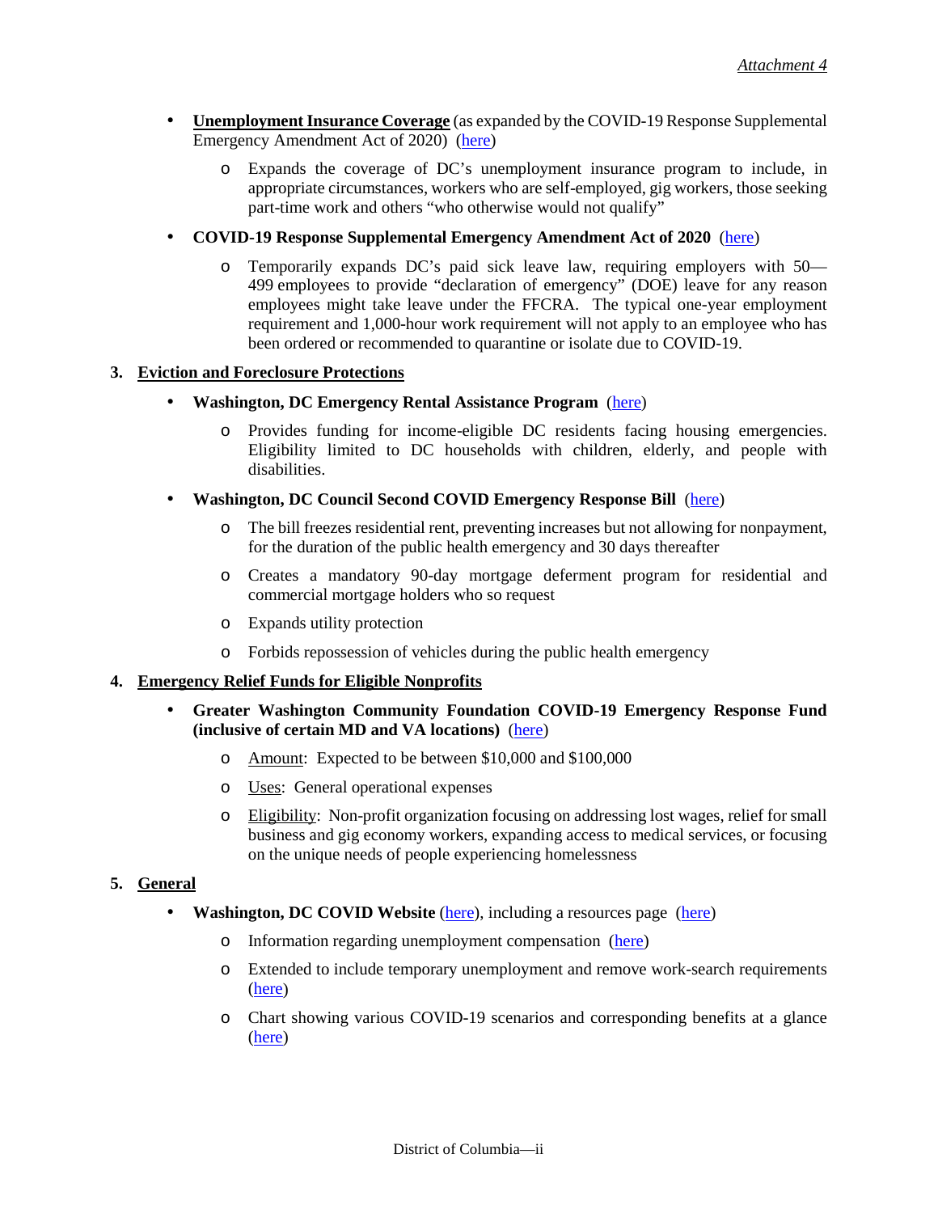- **<u>Unemployment Insurance Coverage</u>** (as expanded by the COVID-19 Response Supplemental Emergency Amendment Act of 2020) (here)
  - Expands the coverage of DC's unemployment insurance program to include, in appropriate circumstances, workers who are self-employed, gig workers, those seeking part-time work and others "who otherwise would not qualify"
- **COVID-19 Response Supplemental Emergency Amendment Act of 2020** (here)
  - Temporarily expands DC's paid sick leave law, requiring employers with 50—499 employees to provide "declaration of emergency" (DOE) leave for any reason employees might take leave under the FFCRA. The typical one-year employment requirement and 1,000-hour work requirement will not apply to an employee who has been ordered or recommended to quarantine or isolate due to COVID-19.

## 3. <u>Eviction and Foreclosure Protections</u>

- **Washington, DC Emergency Rental Assistance Program** (here)
  - Provides funding for income-eligible DC residents facing housing emergencies. Eligibility limited to DC households with children, elderly, and people with disabilities.
- **Washington, DC Council Second COVID Emergency Response Bill** (here)
  - The bill freezes residential rent, preventing increases but not allowing for nonpayment, for the duration of the public health emergency and 30 days thereafter
  - Creates a mandatory 90-day mortgage deferment program for residential and commercial mortgage holders who so request
  - Expands utility protection
  - Forbids repossession of vehicles during the public health emergency

## 4. <u>Emergency Relief Funds for Eligible Nonprofits</u>

- **Greater Washington Community Foundation COVID-19 Emergency Response Fund (inclusive of certain MD and VA locations)** (here)
  - <u>Amount</u>: Expected to be between $10,000 and $100,000
  - <u>Uses</u>: General operational expenses
  - <u>Eligibility</u>: Non-profit organization focusing on addressing lost wages, relief for small business and gig economy workers, expanding access to medical services, or focusing on the unique needs of people experiencing homelessness

## 5. <u>General</u>

- **Washington, DC COVID Website** (here), including a resources page (here)
  - Information regarding unemployment compensation (here)
  - Extended to include temporary unemployment and remove work-search requirements (here)
  - Chart showing various COVID-19 scenarios and corresponding benefits at a glance (here)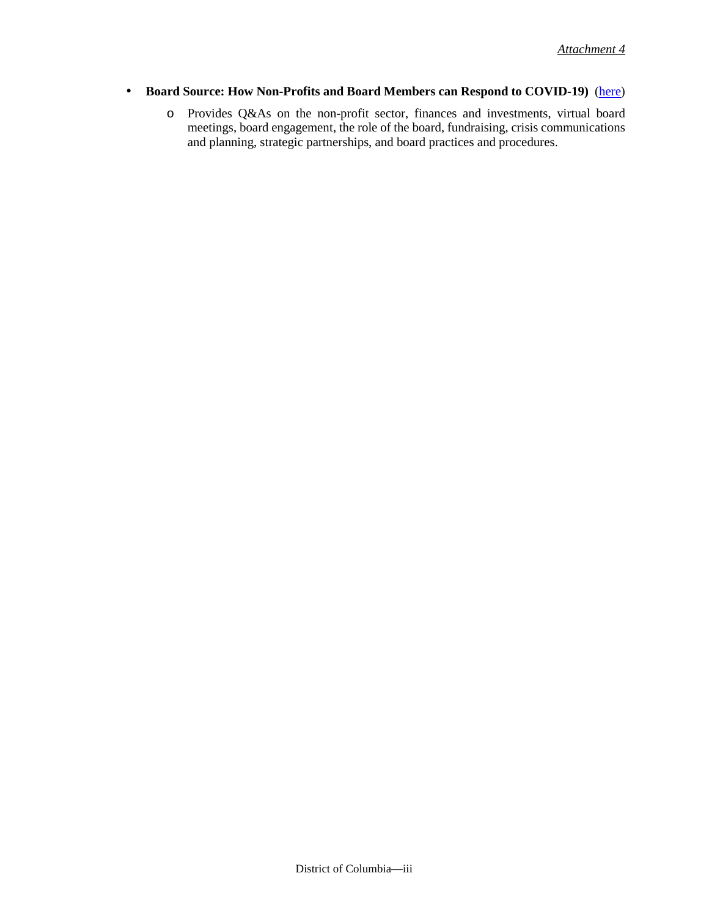- **Board Source: How Non-Profits and Board Members can Respond to COVID-19)** (here)
  - Provides Q&As on the non-profit sector, finances and investments, virtual board meetings, board engagement, the role of the board, fundraising, crisis communications and planning, strategic partnerships, and board practices and procedures.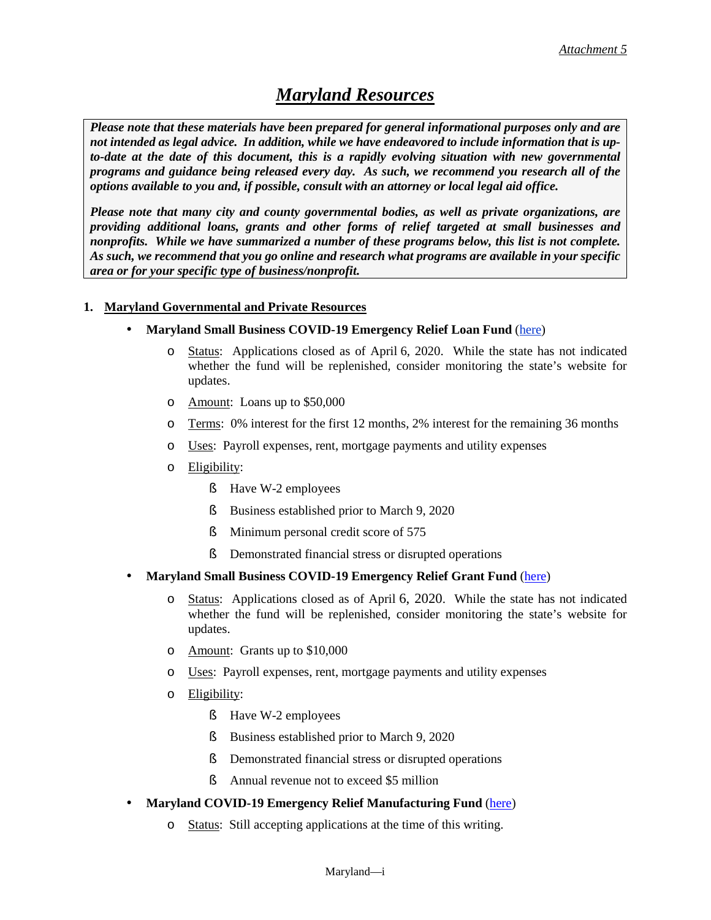*Attachment 5*

# ***Maryland Resources***

***Please note that these materials have been prepared for general informational purposes only and are not intended as legal advice. In addition, while we have endeavored to include information that is up-to-date at the date of this document, this is a rapidly evolving situation with new governmental programs and guidance being released every day. As such, we recommend you research all of the options available to you and, if possible, consult with an attorney or local legal aid office.***

***Please note that many city and county governmental bodies, as well as private organizations, are providing additional loans, grants and other forms of relief targeted at small businesses and nonprofits. While we have summarized a number of these programs below, this list is not complete. As such, we recommend that you go online and research what programs are available in your specific area or for your specific type of business/nonprofit.***

**1. Maryland Governmental and Private Resources**

- **Maryland Small Business COVID-19 Emergency Relief Loan Fund** (here)
    - Status: Applications closed as of April 6, 2020. While the state has not indicated whether the fund will be replenished, consider monitoring the state's website for updates.
    - Amount: Loans up to $50,000
    - Terms: 0% interest for the first 12 months, 2% interest for the remaining 36 months
    - Uses: Payroll expenses, rent, mortgage payments and utility expenses
    - Eligibility:
        - Have W-2 employees
        - Business established prior to March 9, 2020
        - Minimum personal credit score of 575
        - Demonstrated financial stress or disrupted operations
- **Maryland Small Business COVID-19 Emergency Relief Grant Fund** (here)
    - Status: Applications closed as of April 6, 2020. While the state has not indicated whether the fund will be replenished, consider monitoring the state's website for updates.
    - Amount: Grants up to $10,000
    - Uses: Payroll expenses, rent, mortgage payments and utility expenses
    - Eligibility:
        - Have W-2 employees
        - Business established prior to March 9, 2020
        - Demonstrated financial stress or disrupted operations
        - Annual revenue not to exceed $5 million
- **Maryland COVID-19 Emergency Relief Manufacturing Fund** (here)
    - Status: Still accepting applications at the time of this writing.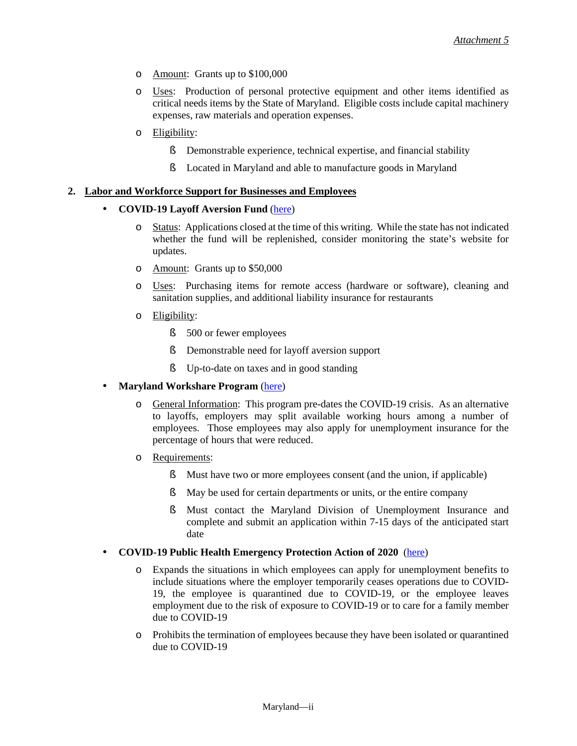- Amount: Grants up to $100,000
- Uses: Production of personal protective equipment and other items identified as critical needs items by the State of Maryland. Eligible costs include capital machinery expenses, raw materials and operation expenses.
- Eligibility:
  - Demonstrable experience, technical expertise, and financial stability
  - Located in Maryland and able to manufacture goods in Maryland

## 2. Labor and Workforce Support for Businesses and Employees

- **COVID-19 Layoff Aversion Fund** (here)
  - Status: Applications closed at the time of this writing. While the state has not indicated whether the fund will be replenished, consider monitoring the state's website for updates.
  - Amount: Grants up to $50,000
  - Uses: Purchasing items for remote access (hardware or software), cleaning and sanitation supplies, and additional liability insurance for restaurants
  - Eligibility:
    - 500 or fewer employees
    - Demonstrable need for layoff aversion support
    - Up-to-date on taxes and in good standing
- **Maryland Workshare Program** (here)
  - General Information: This program pre-dates the COVID-19 crisis. As an alternative to layoffs, employers may split available working hours among a number of employees. Those employees may also apply for unemployment insurance for the percentage of hours that were reduced.
  - Requirements:
    - Must have two or more employees consent (and the union, if applicable)
    - May be used for certain departments or units, or the entire company
    - Must contact the Maryland Division of Unemployment Insurance and complete and submit an application within 7-15 days of the anticipated start date
- **COVID-19 Public Health Emergency Protection Action of 2020** (here)
  - Expands the situations in which employees can apply for unemployment benefits to include situations where the employer temporarily ceases operations due to COVID-19, the employee is quarantined due to COVID-19, or the employee leaves employment due to the risk of exposure to COVID-19 or to care for a family member due to COVID-19
  - Prohibits the termination of employees because they have been isolated or quarantined due to COVID-19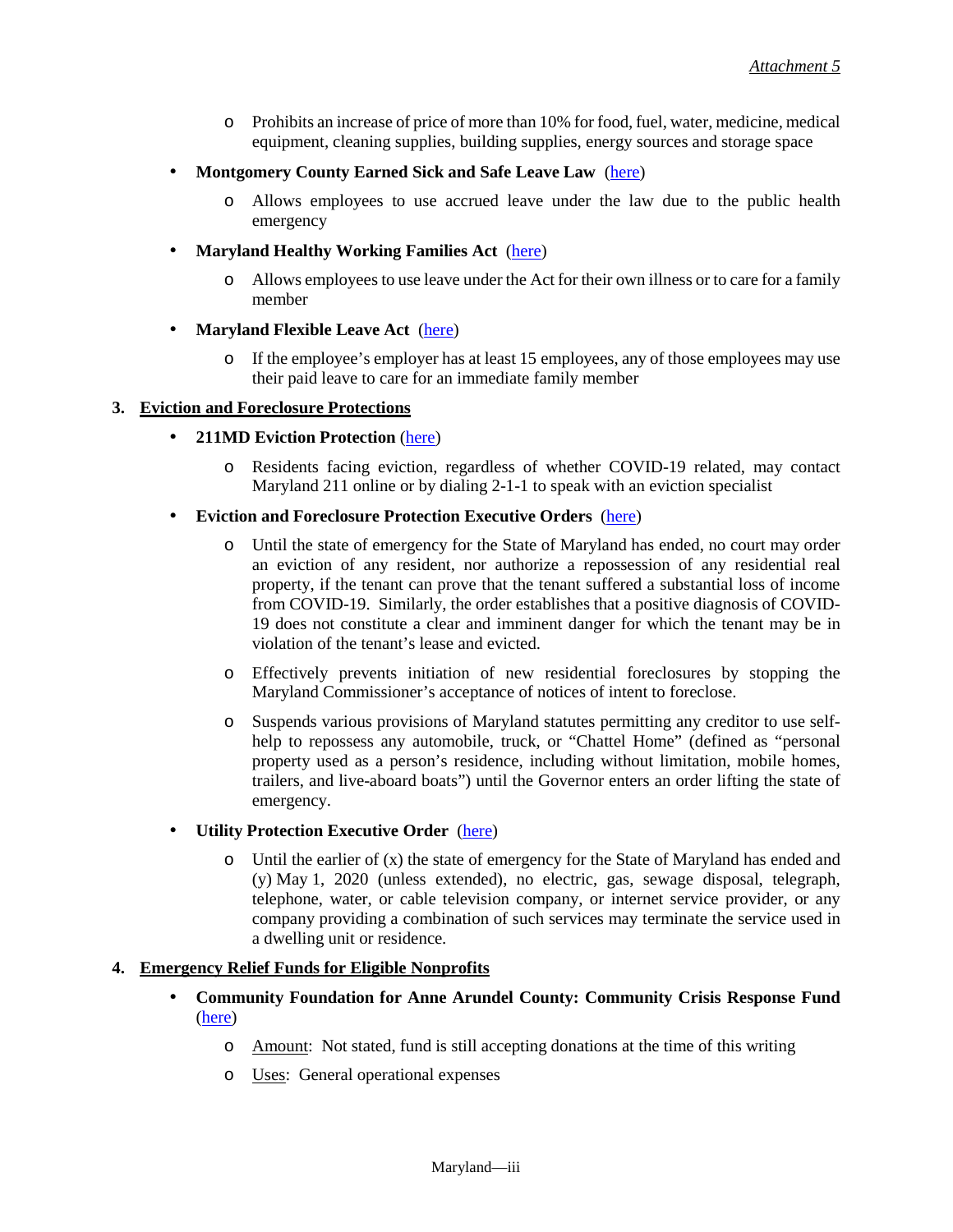- Prohibits an increase of price of more than 10% for food, fuel, water, medicine, medical equipment, cleaning supplies, building supplies, energy sources and storage space

- **Montgomery County Earned Sick and Safe Leave Law** (here)
  - Allows employees to use accrued leave under the law due to the public health emergency

- **Maryland Healthy Working Families Act** (here)
  - Allows employees to use leave under the Act for their own illness or to care for a family member

- **Maryland Flexible Leave Act** (here)
  - If the employee's employer has at least 15 employees, any of those employees may use their paid leave to care for an immediate family member

**3. Eviction and Foreclosure Protections**

- **211MD Eviction Protection** (here)
  - Residents facing eviction, regardless of whether COVID-19 related, may contact Maryland 211 online or by dialing 2-1-1 to speak with an eviction specialist

- **Eviction and Foreclosure Protection Executive Orders** (here)
  - Until the state of emergency for the State of Maryland has ended, no court may order an eviction of any resident, nor authorize a repossession of any residential real property, if the tenant can prove that the tenant suffered a substantial loss of income from COVID-19. Similarly, the order establishes that a positive diagnosis of COVID-19 does not constitute a clear and imminent danger for which the tenant may be in violation of the tenant's lease and evicted.
  - Effectively prevents initiation of new residential foreclosures by stopping the Maryland Commissioner's acceptance of notices of intent to foreclose.
  - Suspends various provisions of Maryland statutes permitting any creditor to use self-help to repossess any automobile, truck, or "Chattel Home" (defined as "personal property used as a person's residence, including without limitation, mobile homes, trailers, and live-aboard boats") until the Governor enters an order lifting the state of emergency.

- **Utility Protection Executive Order** (here)
  - Until the earlier of (x) the state of emergency for the State of Maryland has ended and (y) May 1, 2020 (unless extended), no electric, gas, sewage disposal, telegraph, telephone, water, or cable television company, or internet service provider, or any company providing a combination of such services may terminate the service used in a dwelling unit or residence.

**4. Emergency Relief Funds for Eligible Nonprofits**

- **Community Foundation for Anne Arundel County: Community Crisis Response Fund** (here)
  - Amount: Not stated, fund is still accepting donations at the time of this writing
  - Uses: General operational expenses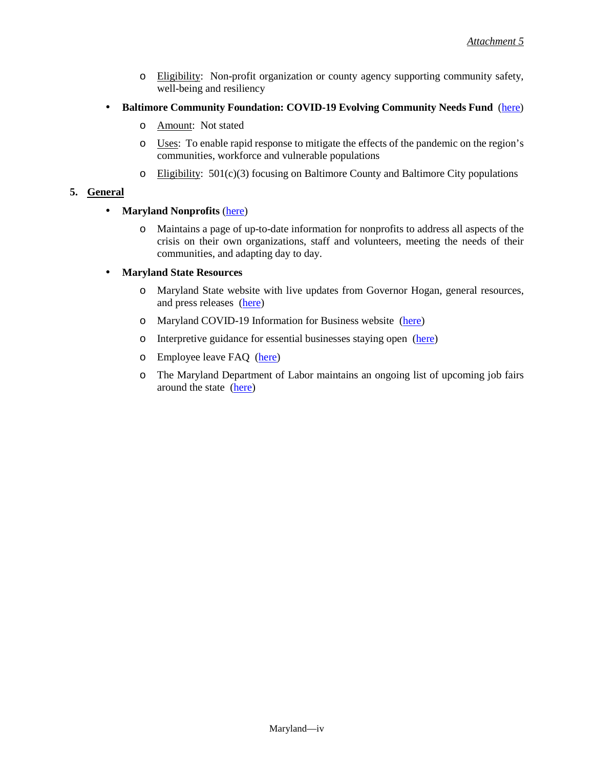- Eligibility: Non-profit organization or county agency supporting community safety, well-being and resiliency

- **Baltimore Community Foundation: COVID-19 Evolving Community Needs Fund** (here)
  - Amount: Not stated
  - Uses: To enable rapid response to mitigate the effects of the pandemic on the region's communities, workforce and vulnerable populations
  - Eligibility: 501(c)(3) focusing on Baltimore County and Baltimore City populations

5. **General**

- **Maryland Nonprofits** (here)
  - Maintains a page of up-to-date information for nonprofits to address all aspects of the crisis on their own organizations, staff and volunteers, meeting the needs of their communities, and adapting day to day.

- **Maryland State Resources**
  - Maryland State website with live updates from Governor Hogan, general resources, and press releases (here)
  - Maryland COVID-19 Information for Business website (here)
  - Interpretive guidance for essential businesses staying open (here)
  - Employee leave FAQ (here)
  - The Maryland Department of Labor maintains an ongoing list of upcoming job fairs around the state (here)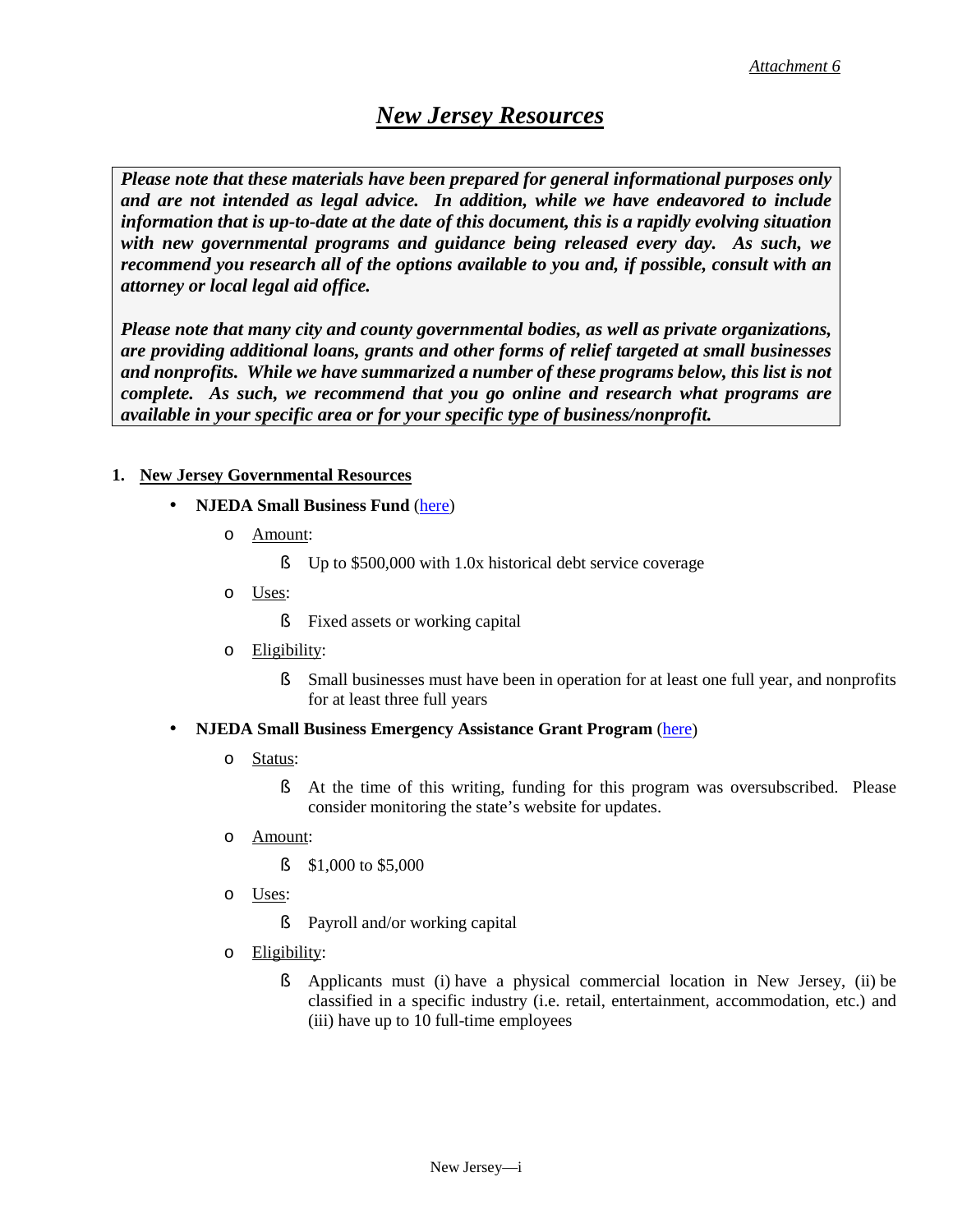*Attachment 6*

# ***New Jersey Resources***

***Please note that these materials have been prepared for general informational purposes only and are not intended as legal advice. In addition, while we have endeavored to include information that is up-to-date at the date of this document, this is a rapidly evolving situation with new governmental programs and guidance being released every day. As such, we recommend you research all of the options available to you and, if possible, consult with an attorney or local legal aid office.***

***Please note that many city and county governmental bodies, as well as private organizations, are providing additional loans, grants and other forms of relief targeted at small businesses and nonprofits. While we have summarized a number of these programs below, this list is not complete. As such, we recommend that you go online and research what programs are available in your specific area or for your specific type of business/nonprofit.***

## 1. New Jersey Governmental Resources

- **NJEDA Small Business Fund** (here)
  - Amount:
    - Up to $500,000 with 1.0x historical debt service coverage
  - Uses:
    - Fixed assets or working capital
  - Eligibility:
    - Small businesses must have been in operation for at least one full year, and nonprofits for at least three full years
- **NJEDA Small Business Emergency Assistance Grant Program** (here)
  - Status:
    - At the time of this writing, funding for this program was oversubscribed. Please consider monitoring the state's website for updates.
  - Amount:
    - $1,000 to $5,000
  - Uses:
    - Payroll and/or working capital
  - Eligibility:
    - Applicants must (i) have a physical commercial location in New Jersey, (ii) be classified in a specific industry (i.e. retail, entertainment, accommodation, etc.) and (iii) have up to 10 full-time employees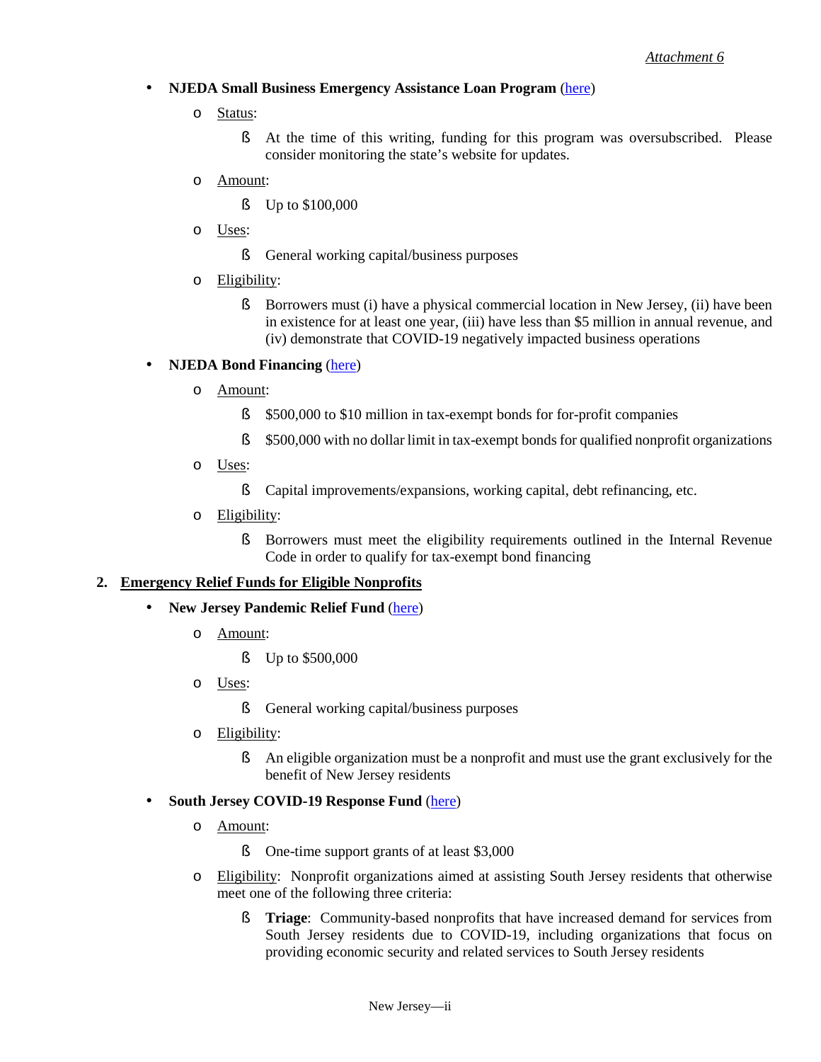- **NJEDA Small Business Emergency Assistance Loan Program** (here)
  - Status:
    - At the time of this writing, funding for this program was oversubscribed. Please consider monitoring the state's website for updates.
  - Amount:
    - Up to $100,000
  - Uses:
    - General working capital/business purposes
  - Eligibility:
    - Borrowers must (i) have a physical commercial location in New Jersey, (ii) have been in existence for at least one year, (iii) have less than $5 million in annual revenue, and (iv) demonstrate that COVID-19 negatively impacted business operations
- **NJEDA Bond Financing** (here)
  - Amount:
    - $500,000 to $10 million in tax-exempt bonds for for-profit companies
    - $500,000 with no dollar limit in tax-exempt bonds for qualified nonprofit organizations
  - Uses:
    - Capital improvements/expansions, working capital, debt refinancing, etc.
  - Eligibility:
    - Borrowers must meet the eligibility requirements outlined in the Internal Revenue Code in order to qualify for tax-exempt bond financing

**2. Emergency Relief Funds for Eligible Nonprofits**

- **New Jersey Pandemic Relief Fund** (here)
  - Amount:
    - Up to $500,000
  - Uses:
    - General working capital/business purposes
  - Eligibility:
    - An eligible organization must be a nonprofit and must use the grant exclusively for the benefit of New Jersey residents
- **South Jersey COVID-19 Response Fund** (here)
  - Amount:
    - One-time support grants of at least $3,000
  - Eligibility: Nonprofit organizations aimed at assisting South Jersey residents that otherwise meet one of the following three criteria:
    - **Triage**: Community-based nonprofits that have increased demand for services from South Jersey residents due to COVID-19, including organizations that focus on providing economic security and related services to South Jersey residents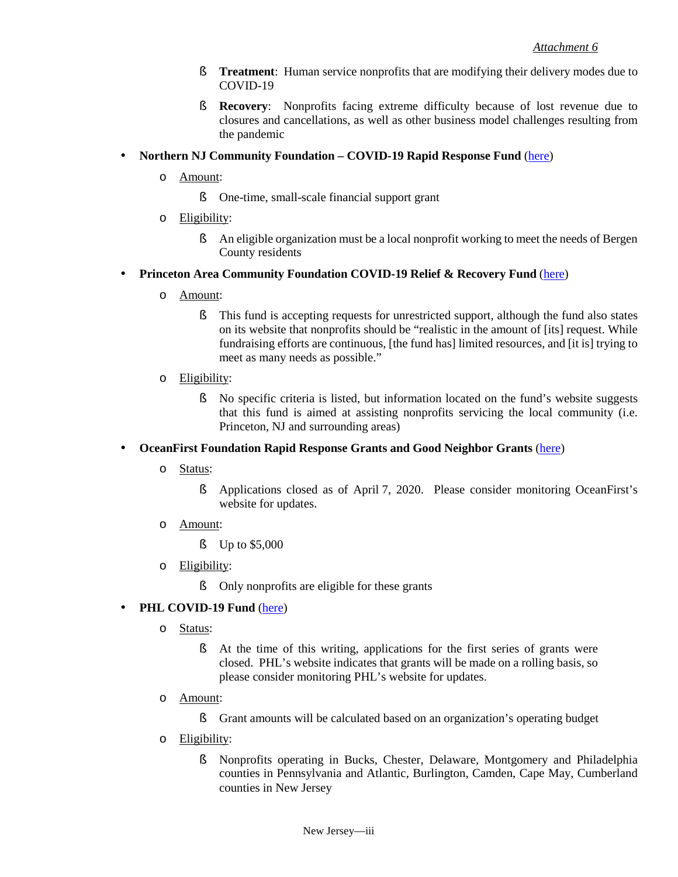*Attachment 6*

    - **Treatment**: Human service nonprofits that are modifying their delivery modes due to COVID-19
    - **Recovery**: Nonprofits facing extreme difficulty because of lost revenue due to closures and cancellations, as well as other business model challenges resulting from the pandemic

- **Northern NJ Community Foundation – COVID-19 Rapid Response Fund** (here)
  - Amount:
    - One-time, small-scale financial support grant
  - Eligibility:
    - An eligible organization must be a local nonprofit working to meet the needs of Bergen County residents
- **Princeton Area Community Foundation COVID-19 Relief & Recovery Fund** (here)
  - Amount:
    - This fund is accepting requests for unrestricted support, although the fund also states on its website that nonprofits should be "realistic in the amount of [its] request. While fundraising efforts are continuous, [the fund has] limited resources, and [it is] trying to meet as many needs as possible."
  - Eligibility:
    - No specific criteria is listed, but information located on the fund's website suggests that this fund is aimed at assisting nonprofits servicing the local community (i.e. Princeton, NJ and surrounding areas)
- **OceanFirst Foundation Rapid Response Grants and Good Neighbor Grants** (here)
  - Status:
    - Applications closed as of April 7, 2020. Please consider monitoring OceanFirst's website for updates.
  - Amount:
    - Up to $5,000
  - Eligibility:
    - Only nonprofits are eligible for these grants
- **PHL COVID-19 Fund** (here)
  - Status:
    - At the time of this writing, applications for the first series of grants were closed. PHL's website indicates that grants will be made on a rolling basis, so please consider monitoring PHL's website for updates.
  - Amount:
    - Grant amounts will be calculated based on an organization's operating budget
  - Eligibility:
    - Nonprofits operating in Bucks, Chester, Delaware, Montgomery and Philadelphia counties in Pennsylvania and Atlantic, Burlington, Camden, Cape May, Cumberland counties in New Jersey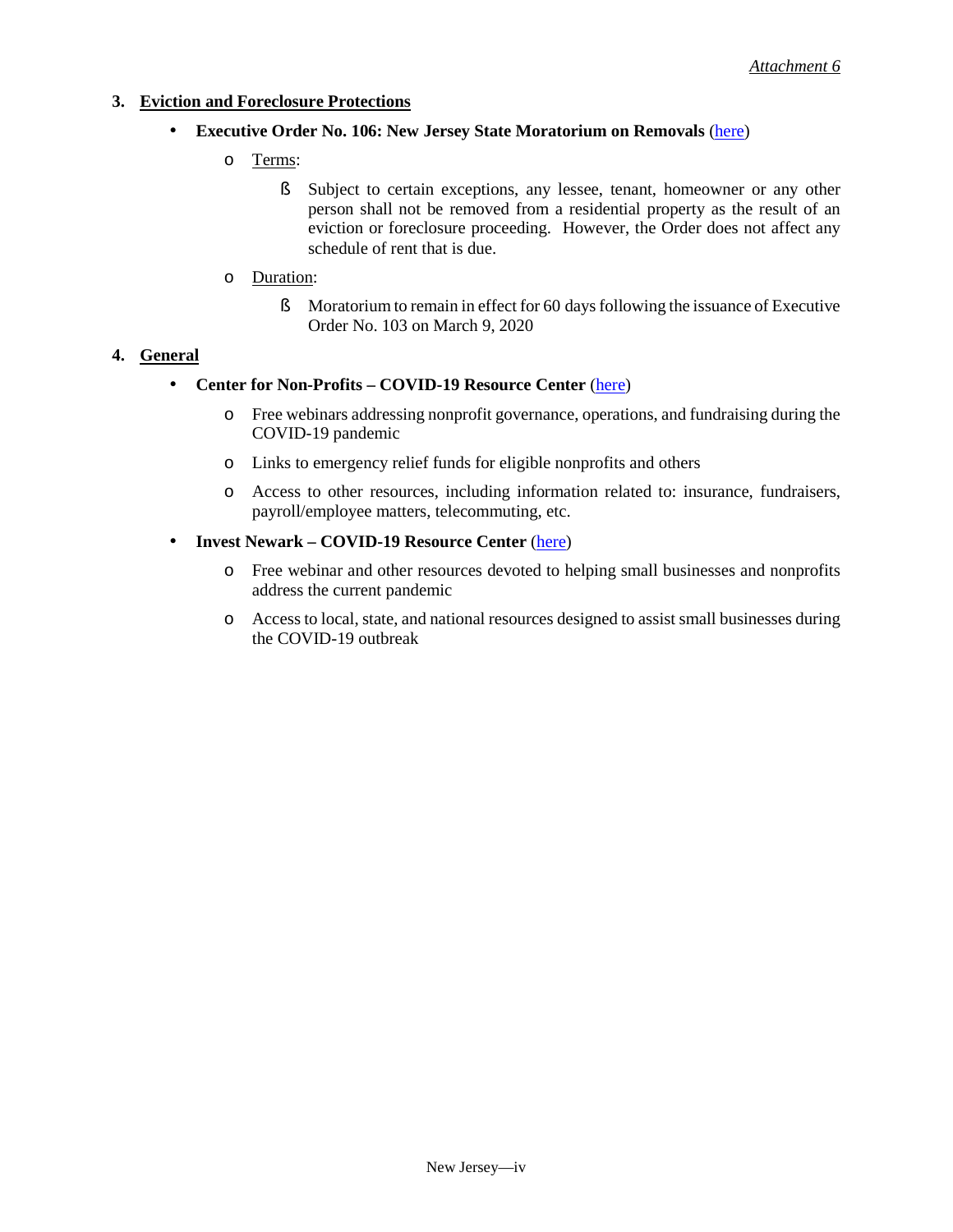*Attachment 6*

### 3. Eviction and Foreclosure Protections

- **Executive Order No. 106: New Jersey State Moratorium on Removals** (here)
  - Terms:
    - Subject to certain exceptions, any lessee, tenant, homeowner or any other person shall not be removed from a residential property as the result of an eviction or foreclosure proceeding. However, the Order does not affect any schedule of rent that is due.
  - Duration:
    - Moratorium to remain in effect for 60 days following the issuance of Executive Order No. 103 on March 9, 2020

### 4. General

- **Center for Non-Profits – COVID-19 Resource Center** (here)
  - Free webinars addressing nonprofit governance, operations, and fundraising during the COVID-19 pandemic
  - Links to emergency relief funds for eligible nonprofits and others
  - Access to other resources, including information related to: insurance, fundraisers, payroll/employee matters, telecommuting, etc.
- **Invest Newark – COVID-19 Resource Center** (here)
  - Free webinar and other resources devoted to helping small businesses and nonprofits address the current pandemic
  - Access to local, state, and national resources designed to assist small businesses during the COVID-19 outbreak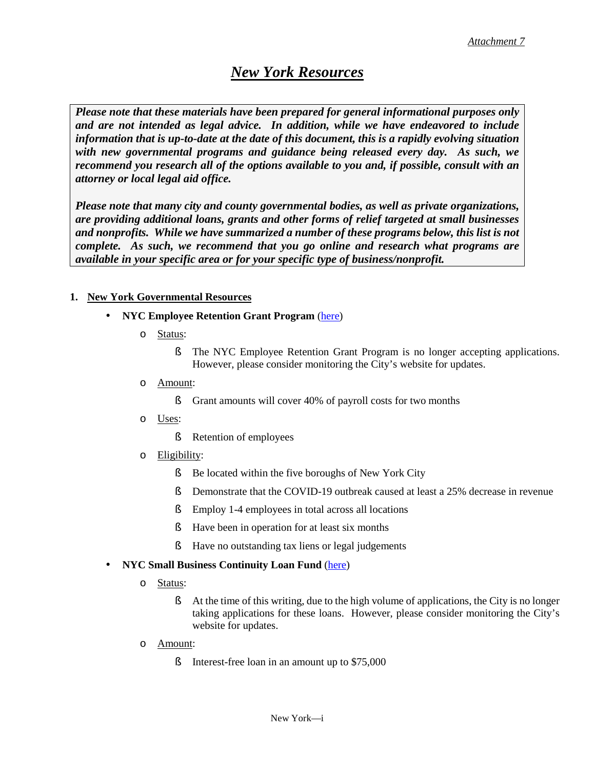*Attachment 7*

# ***New York Resources***

> ***Please note that these materials have been prepared for general informational purposes only and are not intended as legal advice. In addition, while we have endeavored to include information that is up-to-date at the date of this document, this is a rapidly evolving situation with new governmental programs and guidance being released every day. As such, we recommend you research all of the options available to you and, if possible, consult with an attorney or local legal aid office.***
>
> ***Please note that many city and county governmental bodies, as well as private organizations, are providing additional loans, grants and other forms of relief targeted at small businesses and nonprofits. While we have summarized a number of these programs below, this list is not complete. As such, we recommend that you go online and research what programs are available in your specific area or for your specific type of business/nonprofit.***

## 1. New York Governmental Resources

- **NYC Employee Retention Grant Program** (here)
  - Status:
    - The NYC Employee Retention Grant Program is no longer accepting applications. However, please consider monitoring the City's website for updates.
  - Amount:
    - Grant amounts will cover 40% of payroll costs for two months
  - Uses:
    - Retention of employees
  - Eligibility:
    - Be located within the five boroughs of New York City
    - Demonstrate that the COVID-19 outbreak caused at least a 25% decrease in revenue
    - Employ 1-4 employees in total across all locations
    - Have been in operation for at least six months
    - Have no outstanding tax liens or legal judgements
- **NYC Small Business Continuity Loan Fund** (here)
  - Status:
    - At the time of this writing, due to the high volume of applications, the City is no longer taking applications for these loans. However, please consider monitoring the City's website for updates.
  - Amount:
    - Interest-free loan in an amount up to $75,000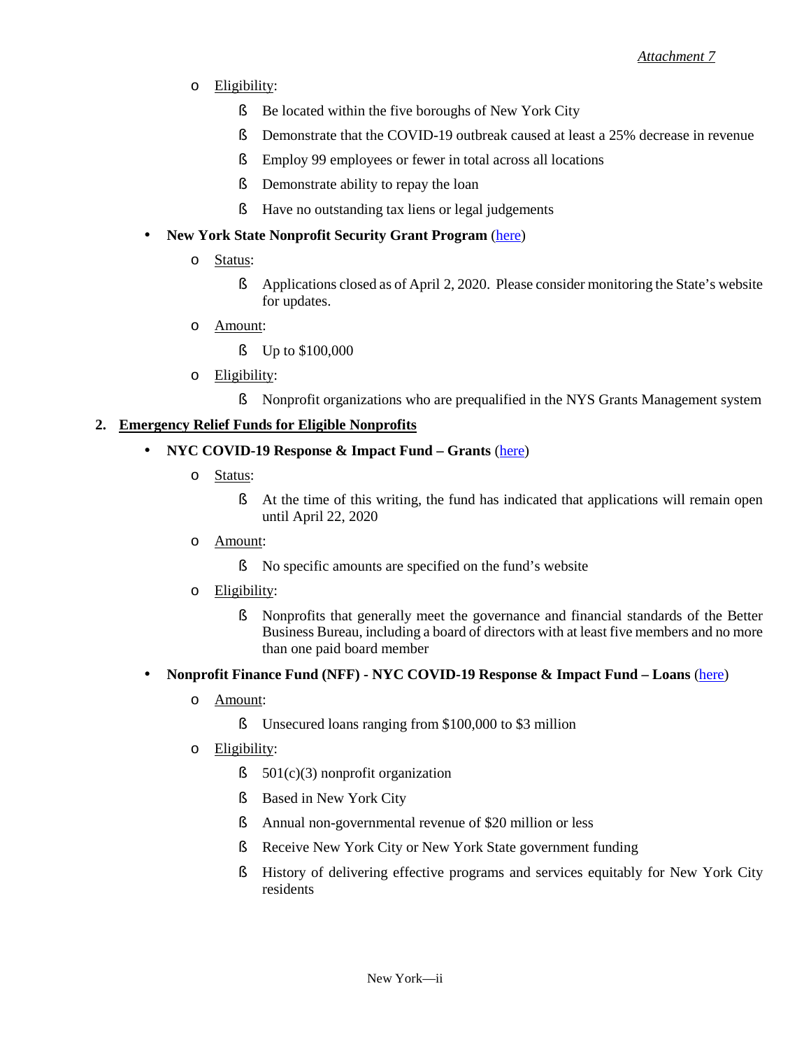- Eligibility:
  - Be located within the five boroughs of New York City
  - Demonstrate that the COVID-19 outbreak caused at least a 25% decrease in revenue
  - Employ 99 employees or fewer in total across all locations
  - Demonstrate ability to repay the loan
  - Have no outstanding tax liens or legal judgements

- **New York State Nonprofit Security Grant Program** (here)
  - Status:
    - Applications closed as of April 2, 2020. Please consider monitoring the State's website for updates.
  - Amount:
    - Up to $100,000
  - Eligibility:
    - Nonprofit organizations who are prequalified in the NYS Grants Management system

**2. Emergency Relief Funds for Eligible Nonprofits**

- **NYC COVID-19 Response & Impact Fund – Grants** (here)
  - Status:
    - At the time of this writing, the fund has indicated that applications will remain open until April 22, 2020
  - Amount:
    - No specific amounts are specified on the fund's website
  - Eligibility:
    - Nonprofits that generally meet the governance and financial standards of the Better Business Bureau, including a board of directors with at least five members and no more than one paid board member

- **Nonprofit Finance Fund (NFF) - NYC COVID-19 Response & Impact Fund – Loans** (here)
  - Amount:
    - Unsecured loans ranging from $100,000 to $3 million
  - Eligibility:
    - 501(c)(3) nonprofit organization
    - Based in New York City
    - Annual non-governmental revenue of $20 million or less
    - Receive New York City or New York State government funding
    - History of delivering effective programs and services equitably for New York City residents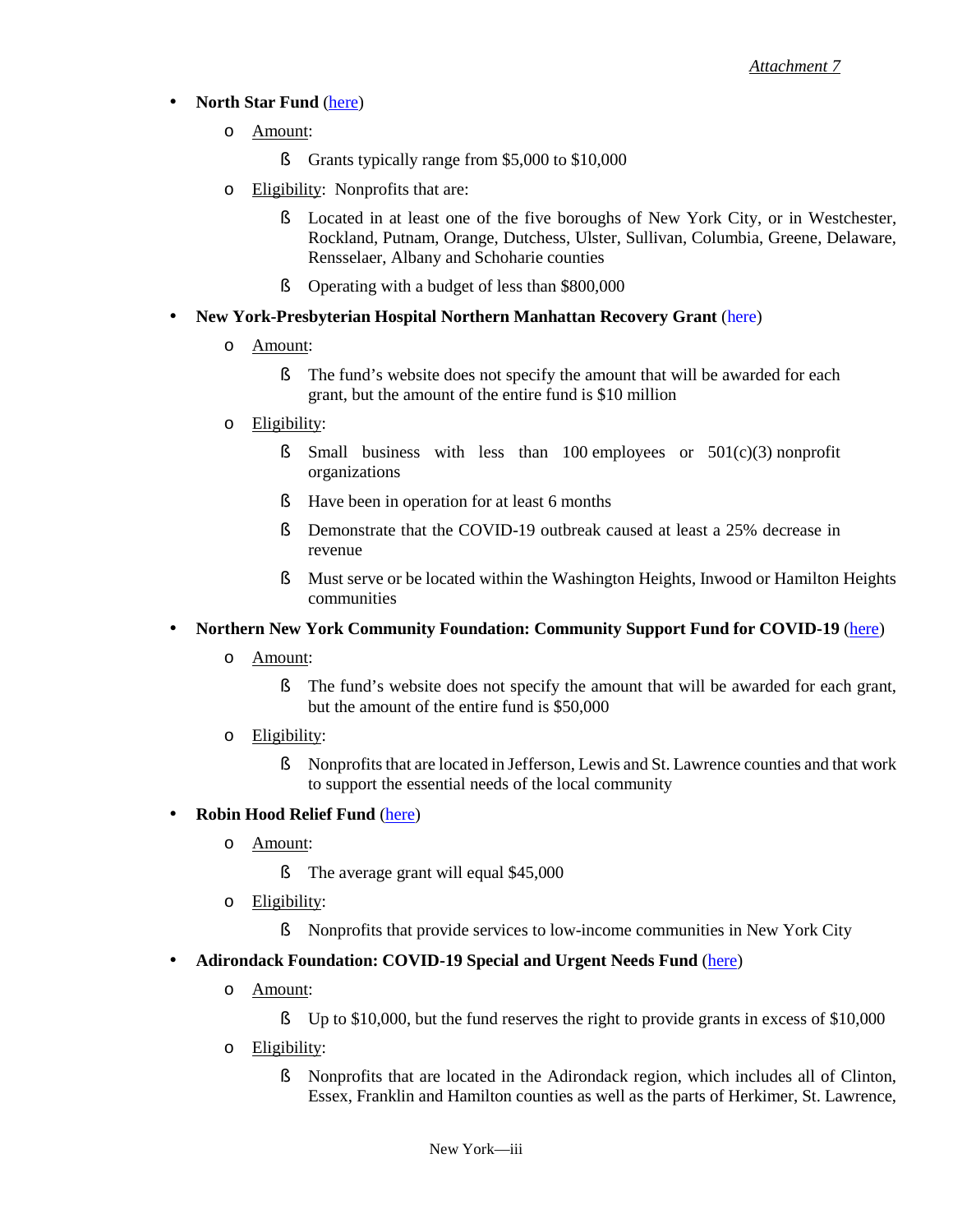- **North Star Fund** (here)
  - Amount:
    - Grants typically range from $5,000 to $10,000
  - Eligibility: Nonprofits that are:
    - Located in at least one of the five boroughs of New York City, or in Westchester, Rockland, Putnam, Orange, Dutchess, Ulster, Sullivan, Columbia, Greene, Delaware, Rensselaer, Albany and Schoharie counties
    - Operating with a budget of less than $800,000
- **New York-Presbyterian Hospital Northern Manhattan Recovery Grant** (here)
  - Amount:
    - The fund's website does not specify the amount that will be awarded for each grant, but the amount of the entire fund is $10 million
  - Eligibility:
    - Small business with less than 100 employees or 501(c)(3) nonprofit organizations
    - Have been in operation for at least 6 months
    - Demonstrate that the COVID-19 outbreak caused at least a 25% decrease in revenue
    - Must serve or be located within the Washington Heights, Inwood or Hamilton Heights communities
- **Northern New York Community Foundation: Community Support Fund for COVID-19** (here)
  - Amount:
    - The fund's website does not specify the amount that will be awarded for each grant, but the amount of the entire fund is $50,000
  - Eligibility:
    - Nonprofits that are located in Jefferson, Lewis and St. Lawrence counties and that work to support the essential needs of the local community
- **Robin Hood Relief Fund** (here)
  - Amount:
    - The average grant will equal $45,000
  - Eligibility:
    - Nonprofits that provide services to low-income communities in New York City
- **Adirondack Foundation: COVID-19 Special and Urgent Needs Fund** (here)
  - Amount:
    - Up to $10,000, but the fund reserves the right to provide grants in excess of $10,000
  - Eligibility:
    - Nonprofits that are located in the Adirondack region, which includes all of Clinton, Essex, Franklin and Hamilton counties as well as the parts of Herkimer, St. Lawrence,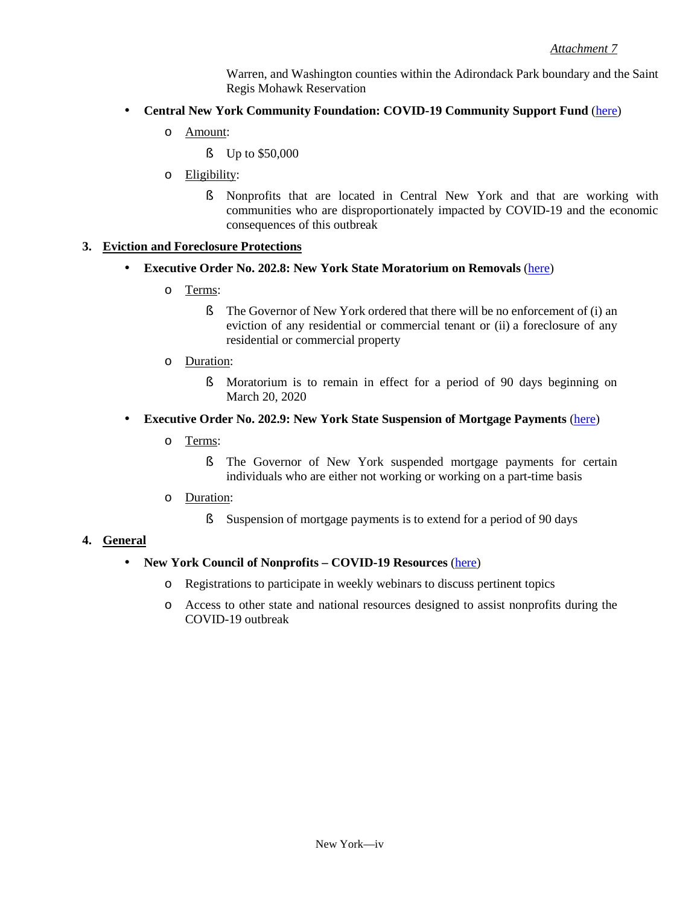Warren, and Washington counties within the Adirondack Park boundary and the Saint Regis Mohawk Reservation

- **Central New York Community Foundation: COVID-19 Community Support Fund** (here)
  - Amount:
    - Up to $50,000
  - Eligibility:
    - Nonprofits that are located in Central New York and that are working with communities who are disproportionately impacted by COVID-19 and the economic consequences of this outbreak

3. **Eviction and Foreclosure Protections**

- **Executive Order No. 202.8: New York State Moratorium on Removals** (here)
  - Terms:
    - The Governor of New York ordered that there will be no enforcement of (i) an eviction of any residential or commercial tenant or (ii) a foreclosure of any residential or commercial property
  - Duration:
    - Moratorium is to remain in effect for a period of 90 days beginning on March 20, 2020
- **Executive Order No. 202.9: New York State Suspension of Mortgage Payments** (here)
  - Terms:
    - The Governor of New York suspended mortgage payments for certain individuals who are either not working or working on a part-time basis
  - Duration:
    - Suspension of mortgage payments is to extend for a period of 90 days

4. **General**

- **New York Council of Nonprofits – COVID-19 Resources** (here)
  - Registrations to participate in weekly webinars to discuss pertinent topics
  - Access to other state and national resources designed to assist nonprofits during the COVID-19 outbreak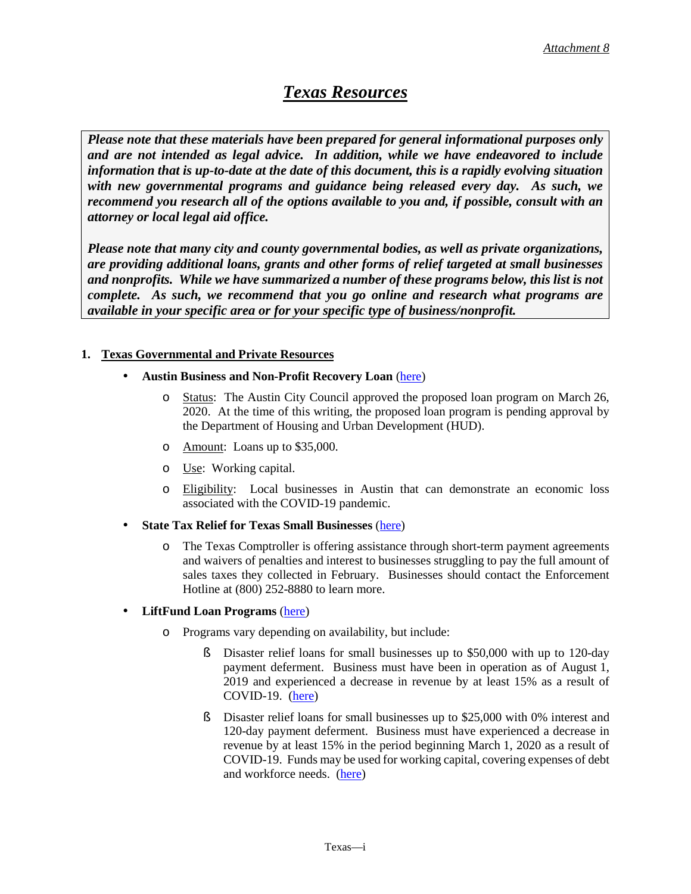*Attachment 8*

# ***Texas Resources***

> ***Please note that these materials have been prepared for general informational purposes only and are not intended as legal advice. In addition, while we have endeavored to include information that is up-to-date at the date of this document, this is a rapidly evolving situation with new governmental programs and guidance being released every day. As such, we recommend you research all of the options available to you and, if possible, consult with an attorney or local legal aid office.***
>
> ***Please note that many city and county governmental bodies, as well as private organizations, are providing additional loans, grants and other forms of relief targeted at small businesses and nonprofits. While we have summarized a number of these programs below, this list is not complete. As such, we recommend that you go online and research what programs are available in your specific area or for your specific type of business/nonprofit.***

## 1. Texas Governmental and Private Resources

- **Austin Business and Non-Profit Recovery Loan** (here)
  - Status: The Austin City Council approved the proposed loan program on March 26, 2020. At the time of this writing, the proposed loan program is pending approval by the Department of Housing and Urban Development (HUD).
  - Amount: Loans up to $35,000.
  - Use: Working capital.
  - Eligibility: Local businesses in Austin that can demonstrate an economic loss associated with the COVID-19 pandemic.
- **State Tax Relief for Texas Small Businesses** (here)
  - The Texas Comptroller is offering assistance through short-term payment agreements and waivers of penalties and interest to businesses struggling to pay the full amount of sales taxes they collected in February. Businesses should contact the Enforcement Hotline at (800) 252-8880 to learn more.
- **LiftFund Loan Programs** (here)
  - Programs vary depending on availability, but include:
    - Disaster relief loans for small businesses up to $50,000 with up to 120-day payment deferment. Business must have been in operation as of August 1, 2019 and experienced a decrease in revenue by at least 15% as a result of COVID-19. (here)
    - Disaster relief loans for small businesses up to $25,000 with 0% interest and 120-day payment deferment. Business must have experienced a decrease in revenue by at least 15% in the period beginning March 1, 2020 as a result of COVID-19. Funds may be used for working capital, covering expenses of debt and workforce needs. (here)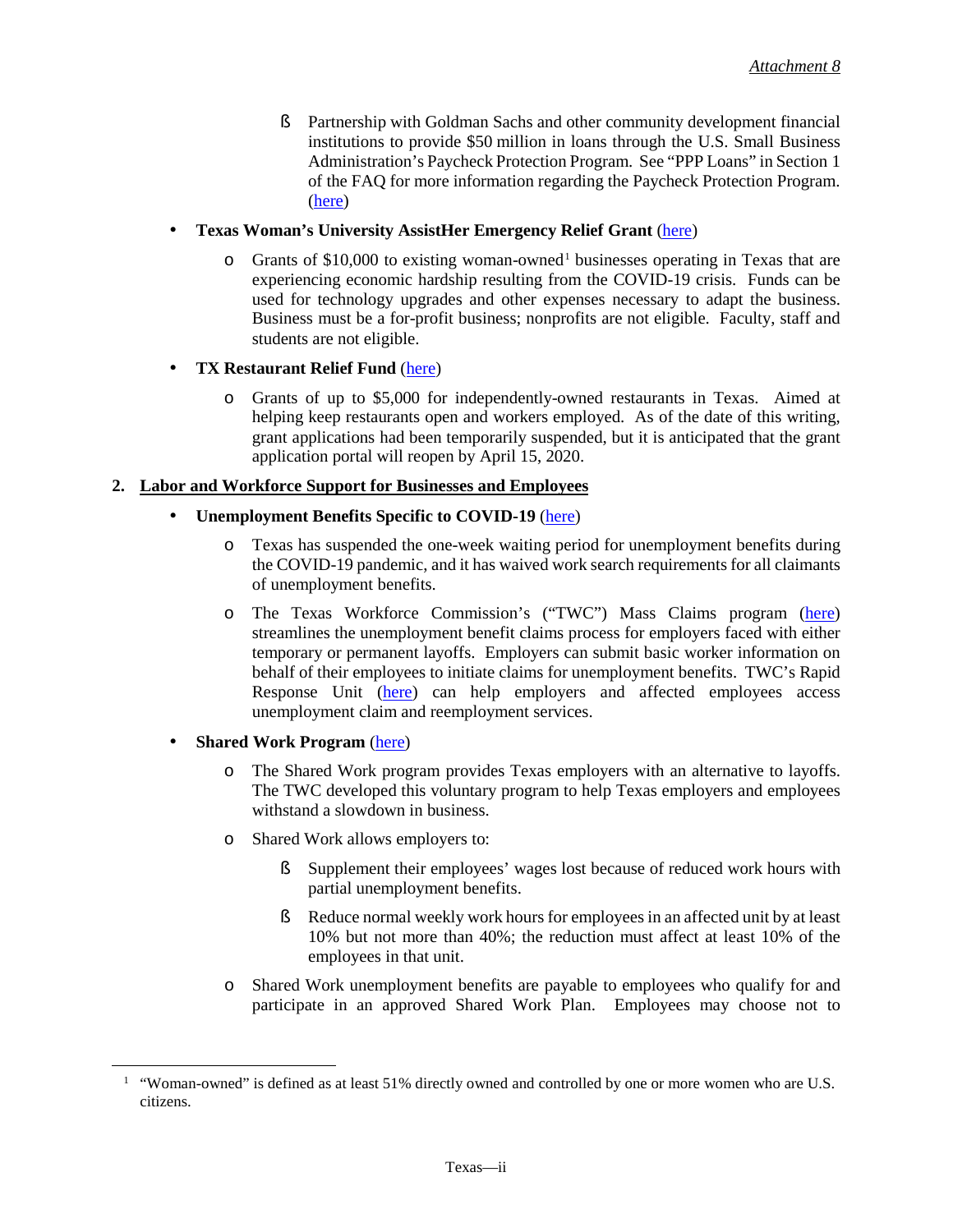- Partnership with Goldman Sachs and other community development financial institutions to provide $50 million in loans through the U.S. Small Business Administration's Paycheck Protection Program. See "PPP Loans" in Section 1 of the FAQ for more information regarding the Paycheck Protection Program. (here)

- **Texas Woman's University AssistHer Emergency Relief Grant** (here)
  - Grants of $10,000 to existing woman-owned[1] businesses operating in Texas that are experiencing economic hardship resulting from the COVID-19 crisis. Funds can be used for technology upgrades and other expenses necessary to adapt the business. Business must be a for-profit business; nonprofits are not eligible. Faculty, staff and students are not eligible.

- **TX Restaurant Relief Fund** (here)
  - Grants of up to $5,000 for independently-owned restaurants in Texas. Aimed at helping keep restaurants open and workers employed. As of the date of this writing, grant applications had been temporarily suspended, but it is anticipated that the grant application portal will reopen by April 15, 2020.

**2. Labor and Workforce Support for Businesses and Employees**

- **Unemployment Benefits Specific to COVID-19** (here)
  - Texas has suspended the one-week waiting period for unemployment benefits during the COVID-19 pandemic, and it has waived work search requirements for all claimants of unemployment benefits.
  - The Texas Workforce Commission's ("TWC") Mass Claims program (here) streamlines the unemployment benefit claims process for employers faced with either temporary or permanent layoffs. Employers can submit basic worker information on behalf of their employees to initiate claims for unemployment benefits. TWC's Rapid Response Unit (here) can help employers and affected employees access unemployment claim and reemployment services.

- **Shared Work Program** (here)
  - The Shared Work program provides Texas employers with an alternative to layoffs. The TWC developed this voluntary program to help Texas employers and employees withstand a slowdown in business.
  - Shared Work allows employers to:
    - Supplement their employees' wages lost because of reduced work hours with partial unemployment benefits.
    - Reduce normal weekly work hours for employees in an affected unit by at least 10% but not more than 40%; the reduction must affect at least 10% of the employees in that unit.
  - Shared Work unemployment benefits are payable to employees who qualify for and participate in an approved Shared Work Plan. Employees may choose not to

[1] "Woman-owned" is defined as at least 51% directly owned and controlled by one or more women who are U.S. citizens.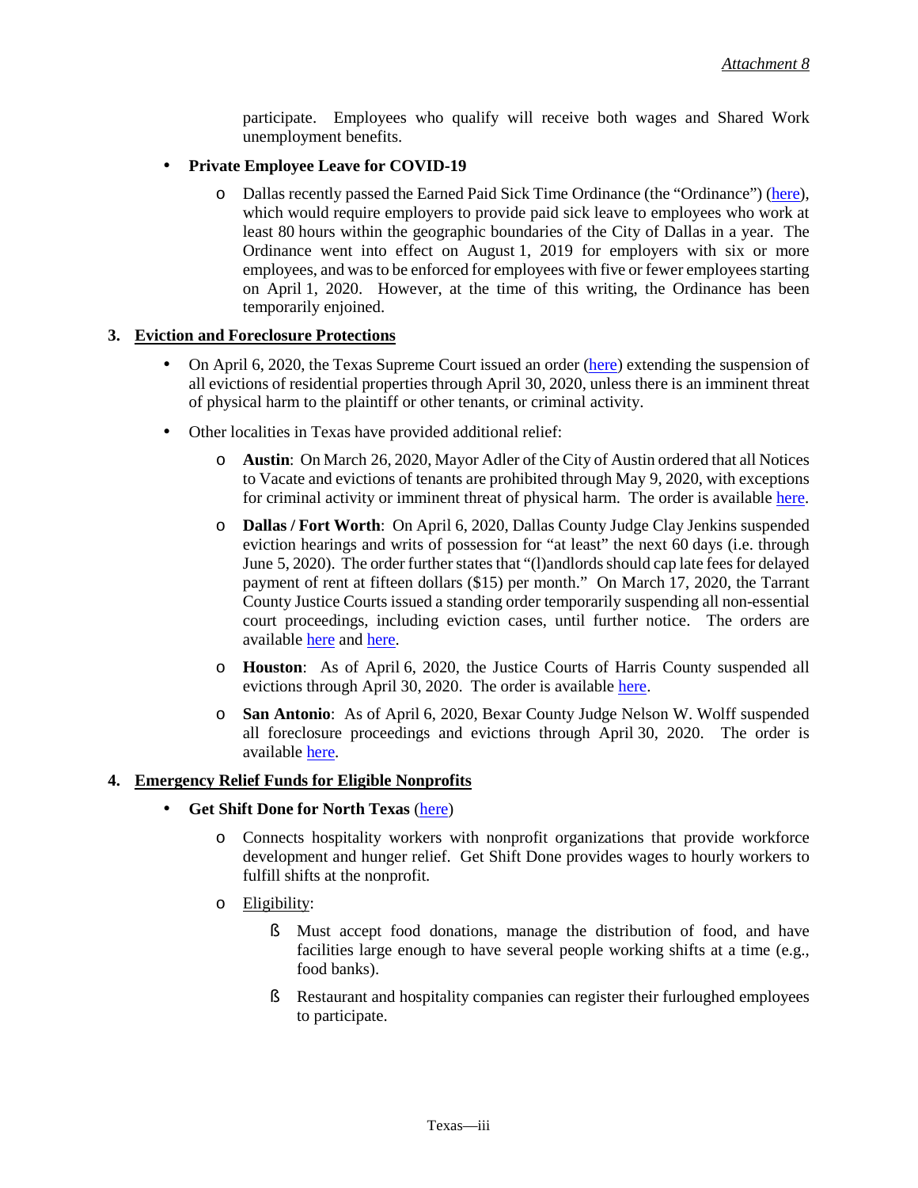participate. Employees who qualify will receive both wages and Shared Work unemployment benefits.

- **Private Employee Leave for COVID-19**
  - Dallas recently passed the Earned Paid Sick Time Ordinance (the "Ordinance") (here), which would require employers to provide paid sick leave to employees who work at least 80 hours within the geographic boundaries of the City of Dallas in a year. The Ordinance went into effect on August 1, 2019 for employers with six or more employees, and was to be enforced for employees with five or fewer employees starting on April 1, 2020. However, at the time of this writing, the Ordinance has been temporarily enjoined.

## 3. Eviction and Foreclosure Protections

- On April 6, 2020, the Texas Supreme Court issued an order (here) extending the suspension of all evictions of residential properties through April 30, 2020, unless there is an imminent threat of physical harm to the plaintiff or other tenants, or criminal activity.
- Other localities in Texas have provided additional relief:
  - **Austin**: On March 26, 2020, Mayor Adler of the City of Austin ordered that all Notices to Vacate and evictions of tenants are prohibited through May 9, 2020, with exceptions for criminal activity or imminent threat of physical harm. The order is available here.
  - **Dallas / Fort Worth**: On April 6, 2020, Dallas County Judge Clay Jenkins suspended eviction hearings and writs of possession for "at least" the next 60 days (i.e. through June 5, 2020). The order further states that "(l)andlords should cap late fees for delayed payment of rent at fifteen dollars ($15) per month." On March 17, 2020, the Tarrant County Justice Courts issued a standing order temporarily suspending all non-essential court proceedings, including eviction cases, until further notice. The orders are available here and here.
  - **Houston**: As of April 6, 2020, the Justice Courts of Harris County suspended all evictions through April 30, 2020. The order is available here.
  - **San Antonio**: As of April 6, 2020, Bexar County Judge Nelson W. Wolff suspended all foreclosure proceedings and evictions through April 30, 2020. The order is available here.

## 4. Emergency Relief Funds for Eligible Nonprofits

- **Get Shift Done for North Texas** (here)
  - Connects hospitality workers with nonprofit organizations that provide workforce development and hunger relief. Get Shift Done provides wages to hourly workers to fulfill shifts at the nonprofit.
  - Eligibility:
    - Must accept food donations, manage the distribution of food, and have facilities large enough to have several people working shifts at a time (e.g., food banks).
    - Restaurant and hospitality companies can register their furloughed employees to participate.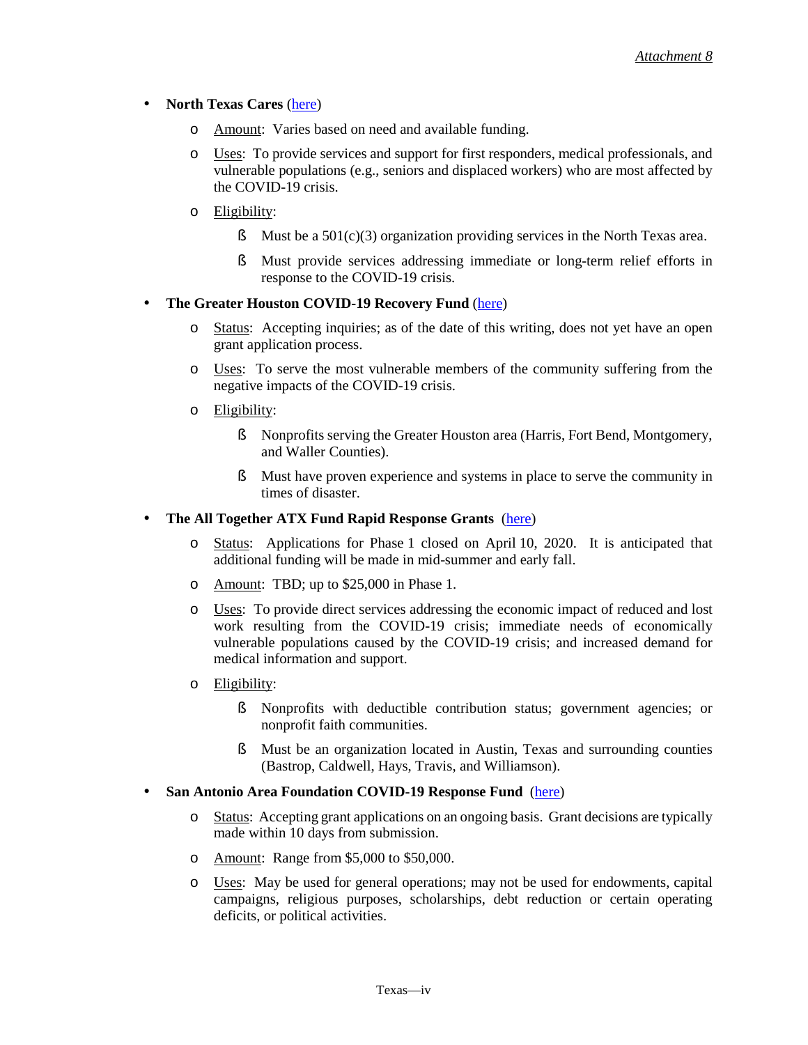*Attachment 8*

- **North Texas Cares** (here)
    - Amount: Varies based on need and available funding.
    - Uses: To provide services and support for first responders, medical professionals, and vulnerable populations (e.g., seniors and displaced workers) who are most affected by the COVID-19 crisis.
    - Eligibility:
        - Must be a 501(c)(3) organization providing services in the North Texas area.
        - Must provide services addressing immediate or long-term relief efforts in response to the COVID-19 crisis.
- **The Greater Houston COVID-19 Recovery Fund** (here)
    - Status: Accepting inquiries; as of the date of this writing, does not yet have an open grant application process.
    - Uses: To serve the most vulnerable members of the community suffering from the negative impacts of the COVID-19 crisis.
    - Eligibility:
        - Nonprofits serving the Greater Houston area (Harris, Fort Bend, Montgomery, and Waller Counties).
        - Must have proven experience and systems in place to serve the community in times of disaster.
- **The All Together ATX Fund Rapid Response Grants** (here)
    - Status: Applications for Phase 1 closed on April 10, 2020. It is anticipated that additional funding will be made in mid-summer and early fall.
    - Amount: TBD; up to $25,000 in Phase 1.
    - Uses: To provide direct services addressing the economic impact of reduced and lost work resulting from the COVID-19 crisis; immediate needs of economically vulnerable populations caused by the COVID-19 crisis; and increased demand for medical information and support.
    - Eligibility:
        - Nonprofits with deductible contribution status; government agencies; or nonprofit faith communities.
        - Must be an organization located in Austin, Texas and surrounding counties (Bastrop, Caldwell, Hays, Travis, and Williamson).
- **San Antonio Area Foundation COVID-19 Response Fund** (here)
    - Status: Accepting grant applications on an ongoing basis. Grant decisions are typically made within 10 days from submission.
    - Amount: Range from $5,000 to $50,000.
    - Uses: May be used for general operations; may not be used for endowments, capital campaigns, religious purposes, scholarships, debt reduction or certain operating deficits, or political activities.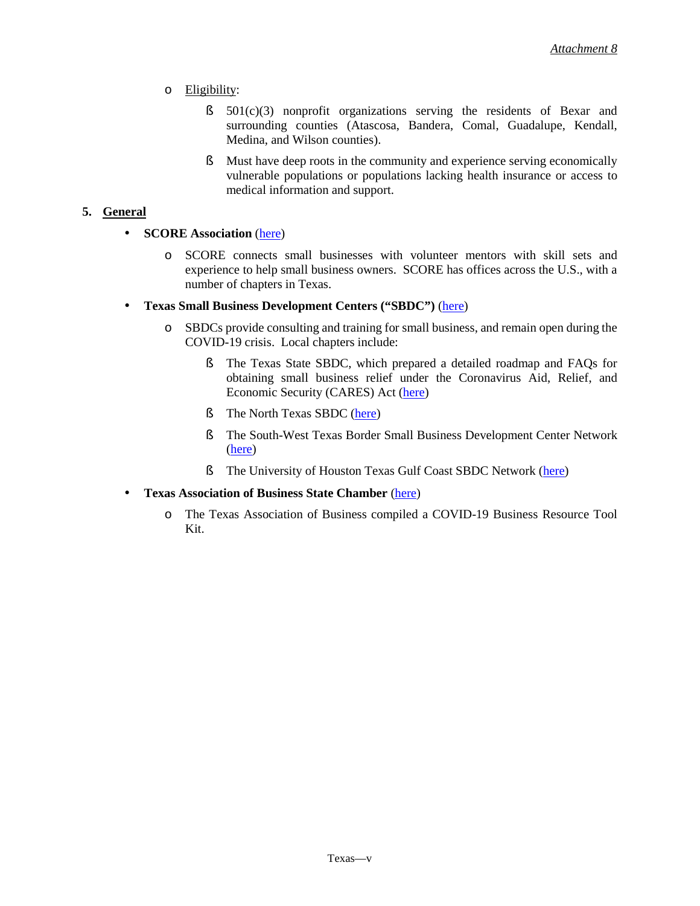- Eligibility:
  - 501(c)(3) nonprofit organizations serving the residents of Bexar and surrounding counties (Atascosa, Bandera, Comal, Guadalupe, Kendall, Medina, and Wilson counties).
  - Must have deep roots in the community and experience serving economically vulnerable populations or populations lacking health insurance or access to medical information and support.

## 5. General

- **SCORE Association** (here)
  - SCORE connects small businesses with volunteer mentors with skill sets and experience to help small business owners. SCORE has offices across the U.S., with a number of chapters in Texas.
- **Texas Small Business Development Centers ("SBDC")** (here)
  - SBDCs provide consulting and training for small business, and remain open during the COVID-19 crisis. Local chapters include:
    - The Texas State SBDC, which prepared a detailed roadmap and FAQs for obtaining small business relief under the Coronavirus Aid, Relief, and Economic Security (CARES) Act (here)
    - The North Texas SBDC (here)
    - The South-West Texas Border Small Business Development Center Network (here)
    - The University of Houston Texas Gulf Coast SBDC Network (here)
- **Texas Association of Business State Chamber** (here)
  - The Texas Association of Business compiled a COVID-19 Business Resource Tool Kit.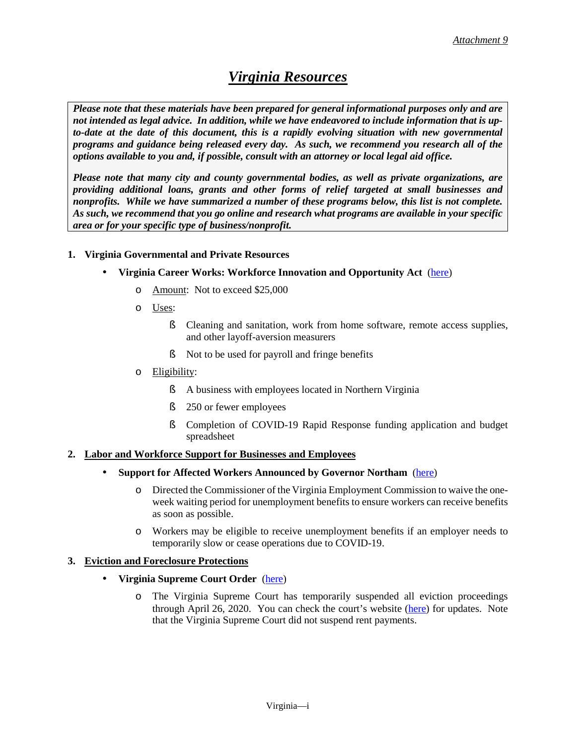*Attachment 9*

# ***Virginia Resources***

> ***Please note that these materials have been prepared for general informational purposes only and are not intended as legal advice. In addition, while we have endeavored to include information that is up-to-date at the date of this document, this is a rapidly evolving situation with new governmental programs and guidance being released every day. As such, we recommend you research all of the options available to you and, if possible, consult with an attorney or local legal aid office.***
>
> ***Please note that many city and county governmental bodies, as well as private organizations, are providing additional loans, grants and other forms of relief targeted at small businesses and nonprofits. While we have summarized a number of these programs below, this list is not complete. As such, we recommend that you go online and research what programs are available in your specific area or for your specific type of business/nonprofit.***

## 1. Virginia Governmental and Private Resources

- **Virginia Career Works: Workforce Innovation and Opportunity Act** (here)
  - Amount: Not to exceed $25,000
  - Uses:
    - Cleaning and sanitation, work from home software, remote access supplies, and other layoff-aversion measurers
    - Not to be used for payroll and fringe benefits
  - Eligibility:
    - A business with employees located in Northern Virginia
    - 250 or fewer employees
    - Completion of COVID-19 Rapid Response funding application and budget spreadsheet

## 2. Labor and Workforce Support for Businesses and Employees

- **Support for Affected Workers Announced by Governor Northam** (here)
  - Directed the Commissioner of the Virginia Employment Commission to waive the one-week waiting period for unemployment benefits to ensure workers can receive benefits as soon as possible.
  - Workers may be eligible to receive unemployment benefits if an employer needs to temporarily slow or cease operations due to COVID-19.

## 3. Eviction and Foreclosure Protections

- **Virginia Supreme Court Order** (here)
  - The Virginia Supreme Court has temporarily suspended all eviction proceedings through April 26, 2020. You can check the court's website (here) for updates. Note that the Virginia Supreme Court did not suspend rent payments.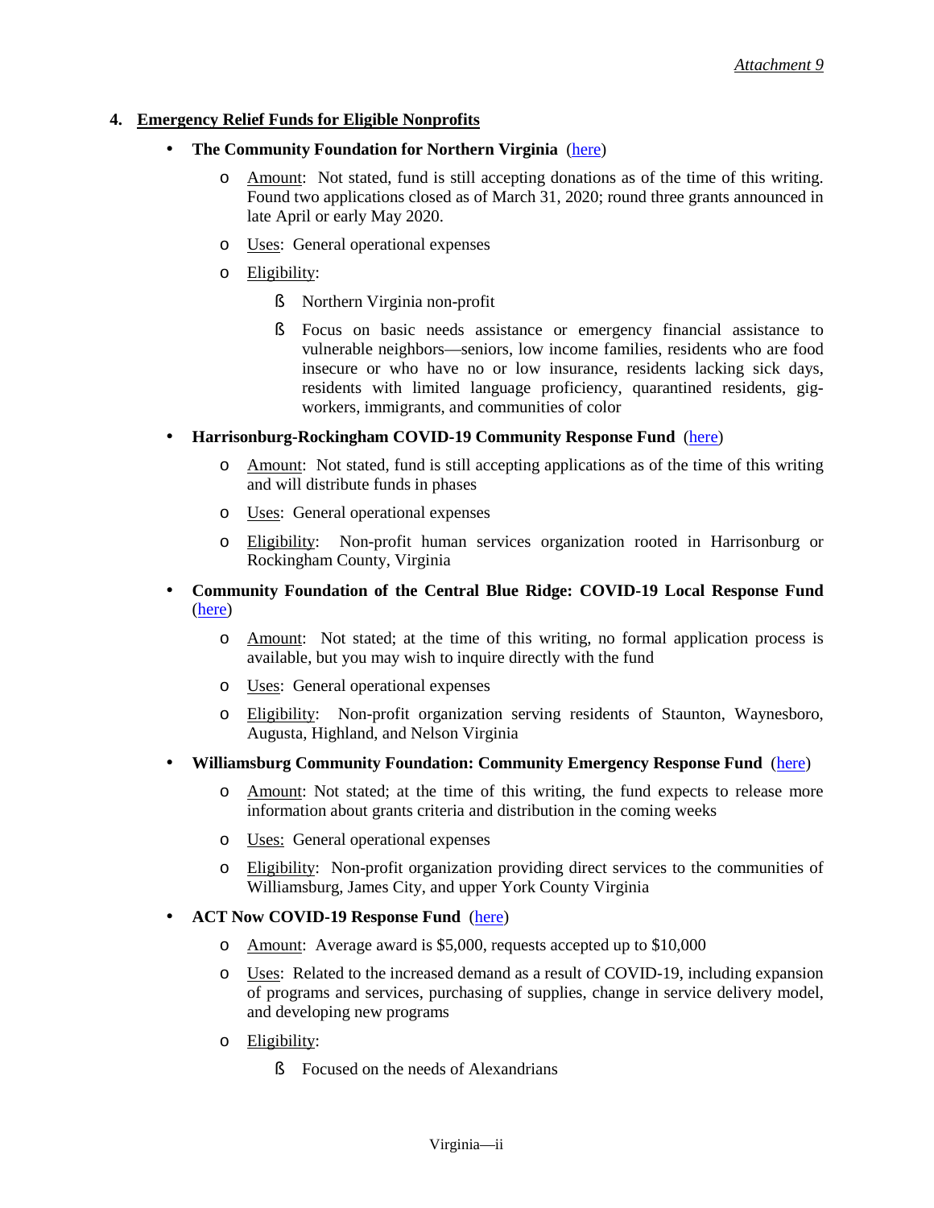*Attachment 9*

**4. Emergency Relief Funds for Eligible Nonprofits**

- **The Community Foundation for Northern Virginia** (here)
  - Amount: Not stated, fund is still accepting donations as of the time of this writing. Found two applications closed as of March 31, 2020; round three grants announced in late April or early May 2020.
  - Uses: General operational expenses
  - Eligibility:
    - Northern Virginia non-profit
    - Focus on basic needs assistance or emergency financial assistance to vulnerable neighbors—seniors, low income families, residents who are food insecure or who have no or low insurance, residents lacking sick days, residents with limited language proficiency, quarantined residents, gig-workers, immigrants, and communities of color
- **Harrisonburg-Rockingham COVID-19 Community Response Fund** (here)
  - Amount: Not stated, fund is still accepting applications as of the time of this writing and will distribute funds in phases
  - Uses: General operational expenses
  - Eligibility: Non-profit human services organization rooted in Harrisonburg or Rockingham County, Virginia
- **Community Foundation of the Central Blue Ridge: COVID-19 Local Response Fund** (here)
  - Amount: Not stated; at the time of this writing, no formal application process is available, but you may wish to inquire directly with the fund
  - Uses: General operational expenses
  - Eligibility: Non-profit organization serving residents of Staunton, Waynesboro, Augusta, Highland, and Nelson Virginia
- **Williamsburg Community Foundation: Community Emergency Response Fund** (here)
  - Amount: Not stated; at the time of this writing, the fund expects to release more information about grants criteria and distribution in the coming weeks
  - Uses: General operational expenses
  - Eligibility: Non-profit organization providing direct services to the communities of Williamsburg, James City, and upper York County Virginia
- **ACT Now COVID-19 Response Fund** (here)
  - Amount: Average award is $5,000, requests accepted up to $10,000
  - Uses: Related to the increased demand as a result of COVID-19, including expansion of programs and services, purchasing of supplies, change in service delivery model, and developing new programs
  - Eligibility:
    - Focused on the needs of Alexandrians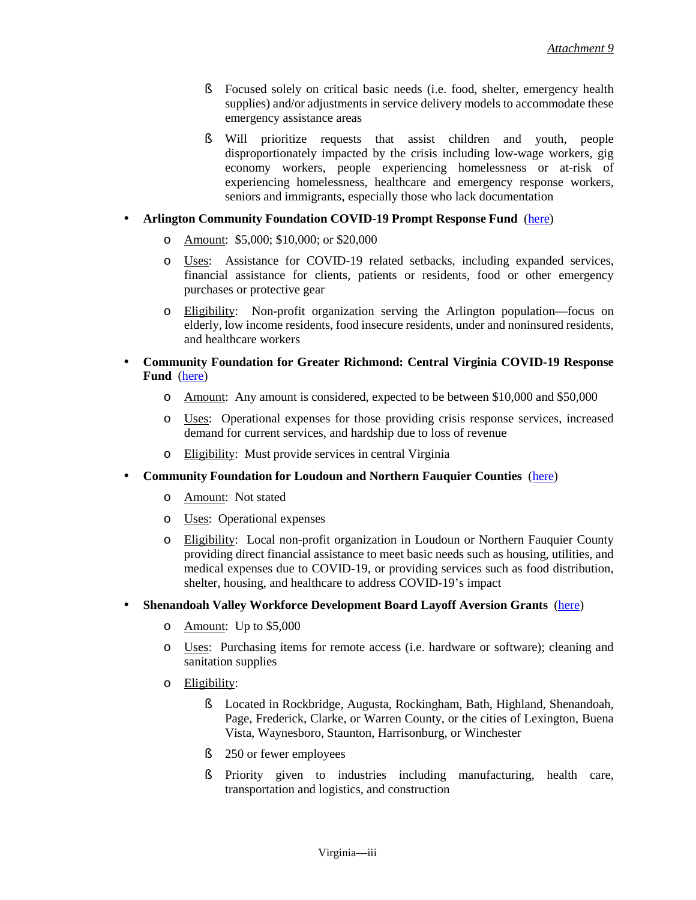- Focused solely on critical basic needs (i.e. food, shelter, emergency health supplies) and/or adjustments in service delivery models to accommodate these emergency assistance areas
- Will prioritize requests that assist children and youth, people disproportionately impacted by the crisis including low-wage workers, gig economy workers, people experiencing homelessness or at-risk of experiencing homelessness, healthcare and emergency response workers, seniors and immigrants, especially those who lack documentation

- **Arlington Community Foundation COVID-19 Prompt Response Fund** (here)
  - Amount: $5,000; $10,000; or $20,000
  - Uses: Assistance for COVID-19 related setbacks, including expanded services, financial assistance for clients, patients or residents, food or other emergency purchases or protective gear
  - Eligibility: Non-profit organization serving the Arlington population—focus on elderly, low income residents, food insecure residents, under and noninsured residents, and healthcare workers

- **Community Foundation for Greater Richmond: Central Virginia COVID-19 Response Fund** (here)
  - Amount: Any amount is considered, expected to be between $10,000 and $50,000
  - Uses: Operational expenses for those providing crisis response services, increased demand for current services, and hardship due to loss of revenue
  - Eligibility: Must provide services in central Virginia

- **Community Foundation for Loudoun and Northern Fauquier Counties** (here)
  - Amount: Not stated
  - Uses: Operational expenses
  - Eligibility: Local non-profit organization in Loudoun or Northern Fauquier County providing direct financial assistance to meet basic needs such as housing, utilities, and medical expenses due to COVID-19, or providing services such as food distribution, shelter, housing, and healthcare to address COVID-19's impact

- **Shenandoah Valley Workforce Development Board Layoff Aversion Grants** (here)
  - Amount: Up to $5,000
  - Uses: Purchasing items for remote access (i.e. hardware or software); cleaning and sanitation supplies
  - Eligibility:
    - Located in Rockbridge, Augusta, Rockingham, Bath, Highland, Shenandoah, Page, Frederick, Clarke, or Warren County, or the cities of Lexington, Buena Vista, Waynesboro, Staunton, Harrisonburg, or Winchester
    - 250 or fewer employees
    - Priority given to industries including manufacturing, health care, transportation and logistics, and construction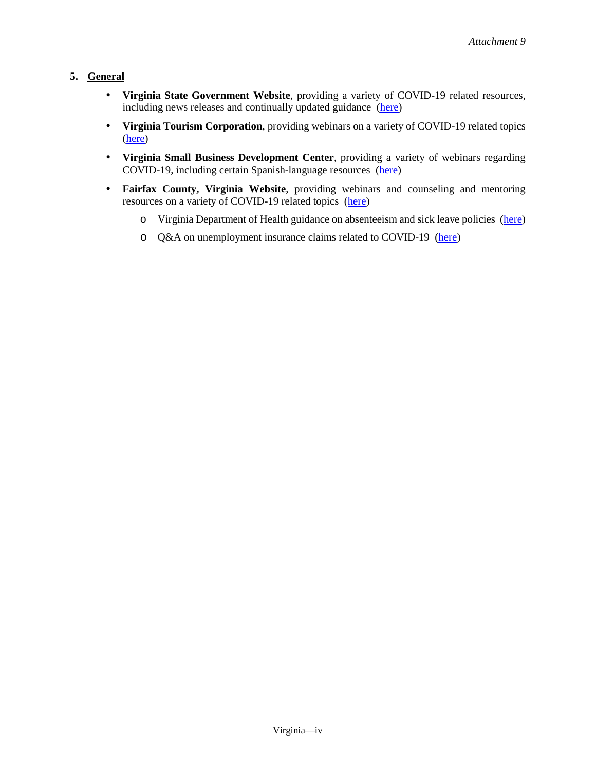*Attachment 9*

## 5. General

- **Virginia State Government Website**, providing a variety of COVID-19 related resources, including news releases and continually updated guidance (here)
- **Virginia Tourism Corporation**, providing webinars on a variety of COVID-19 related topics (here)
- **Virginia Small Business Development Center**, providing a variety of webinars regarding COVID-19, including certain Spanish-language resources (here)
- **Fairfax County, Virginia Website**, providing webinars and counseling and mentoring resources on a variety of COVID-19 related topics (here)
    - Virginia Department of Health guidance on absenteeism and sick leave policies (here)
    - Q&A on unemployment insurance claims related to COVID-19 (here)